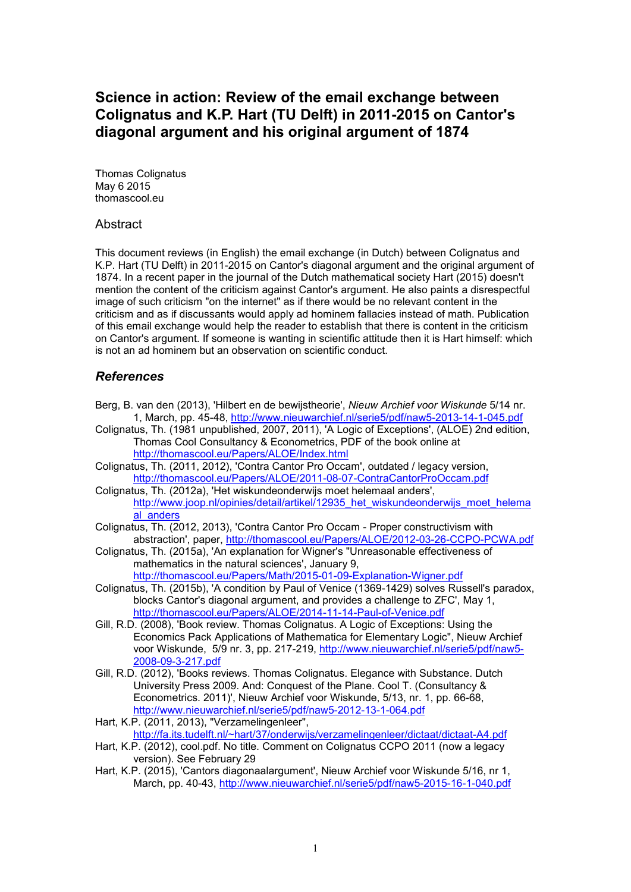# Science in action: Review of the email exchange between Colignatus and K.P. Hart (TU Delft) in 2011-2015 on Cantor's diagonal argument and his original argument of 1874

Thomas Colignatus
May 6 2015
thomascool.eu

## Abstract

This document reviews (in English) the email exchange (in Dutch) between Colignatus and K.P. Hart (TU Delft) in 2011-2015 on Cantor's diagonal argument and the original argument of 1874. In a recent paper in the journal of the Dutch mathematical society Hart (2015) doesn't mention the content of the criticism against Cantor's argument. He also paints a disrespectful image of such criticism "on the internet" as if there would be no relevant content in the criticism and as if discussants would apply ad hominem fallacies instead of math. Publication of this email exchange would help the reader to establish that there is content in the criticism on Cantor's argument. If someone is wanting in scientific attitude then it is Hart himself: which is not an ad hominem but an observation on scientific conduct.

## *References*

Berg, B. van den (2013), 'Hilbert en de bewijstheorie', *Nieuw Archief voor Wiskunde* 5/14 nr. 1, March, pp. 45-48, http://www.nieuwarchief.nl/serie5/pdf/naw5-2013-14-1-045.pdf

Colignatus, Th. (1981 unpublished, 2007, 2011), 'A Logic of Exceptions', (ALOE) 2nd edition, Thomas Cool Consultancy & Econometrics, PDF of the book online at http://thomascool.eu/Papers/ALOE/Index.html

Colignatus, Th. (2011, 2012), 'Contra Cantor Pro Occam', outdated / legacy version, http://thomascool.eu/Papers/ALOE/2011-08-07-ContraCantorProOccam.pdf

Colignatus, Th. (2012a), 'Het wiskundeonderwijs moet helemaal anders', http://www.joop.nl/opinies/detail/artikel/12935_het_wiskundeonderwijs_moet_helemaal_anders

Colignatus, Th. (2012, 2013), 'Contra Cantor Pro Occam - Proper constructivism with abstraction', paper, http://thomascool.eu/Papers/ALOE/2012-03-26-CCPO-PCWA.pdf

Colignatus, Th. (2015a), 'An explanation for Wigner's "Unreasonable effectiveness of mathematics in the natural sciences', January 9, http://thomascool.eu/Papers/Math/2015-01-09-Explanation-Wigner.pdf

Colignatus, Th. (2015b), 'A condition by Paul of Venice (1369-1429) solves Russell's paradox, blocks Cantor's diagonal argument, and provides a challenge to ZFC', May 1, http://thomascool.eu/Papers/ALOE/2014-11-14-Paul-of-Venice.pdf

Gill, R.D. (2008), 'Book review. Thomas Colignatus. A Logic of Exceptions: Using the Economics Pack Applications of Mathematica for Elementary Logic", Nieuw Archief voor Wiskunde, 5/9 nr. 3, pp. 217-219, http://www.nieuwarchief.nl/serie5/pdf/naw5-2008-09-3-217.pdf

Gill, R.D. (2012), 'Books reviews. Thomas Colignatus. Elegance with Substance. Dutch University Press 2009. And: Conquest of the Plane. Cool T. (Consultancy & Econometrics. 2011)', Nieuw Archief voor Wiskunde, 5/13, nr. 1, pp. 66-68, http://www.nieuwarchief.nl/serie5/pdf/naw5-2012-13-1-064.pdf

Hart, K.P. (2011, 2013), "Verzamelingenleer", http://fa.its.tudelft.nl/~hart/37/onderwijs/verzamelingenleer/dictaat/dictaat-A4.pdf

Hart, K.P. (2012), cool.pdf. No title. Comment on Colignatus CCPO 2011 (now a legacy version). See February 29

Hart, K.P. (2015), 'Cantors diagonaalargument', Nieuw Archief voor Wiskunde 5/16, nr 1, March, pp. 40-43, http://www.nieuwarchief.nl/serie5/pdf/naw5-2015-16-1-040.pdf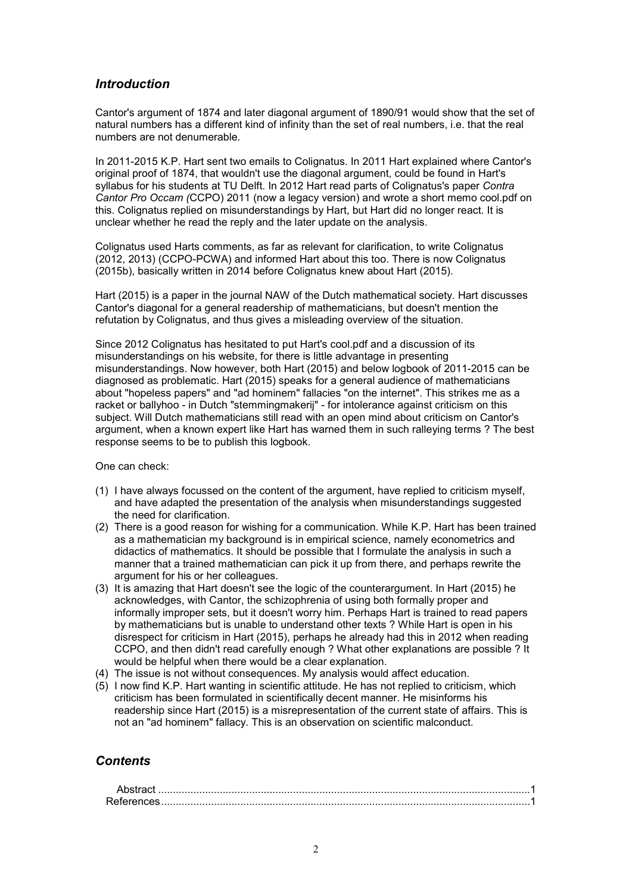## *Introduction*

Cantor's argument of 1874 and later diagonal argument of 1890/91 would show that the set of natural numbers has a different kind of infinity than the set of real numbers, i.e. that the real numbers are not denumerable.

In 2011-2015 K.P. Hart sent two emails to Colignatus. In 2011 Hart explained where Cantor's original proof of 1874, that wouldn't use the diagonal argument, could be found in Hart's syllabus for his students at TU Delft. In 2012 Hart read parts of Colignatus's paper *Contra Cantor Pro Occam (*CCPO) 2011 (now a legacy version) and wrote a short memo cool.pdf on this. Colignatus replied on misunderstandings by Hart, but Hart did no longer react. It is unclear whether he read the reply and the later update on the analysis.

Colignatus used Harts comments, as far as relevant for clarification, to write Colignatus (2012, 2013) (CCPO-PCWA) and informed Hart about this too. There is now Colignatus (2015b), basically written in 2014 before Colignatus knew about Hart (2015).

Hart (2015) is a paper in the journal NAW of the Dutch mathematical society. Hart discusses Cantor's diagonal for a general readership of mathematicians, but doesn't mention the refutation by Colignatus, and thus gives a misleading overview of the situation.

Since 2012 Colignatus has hesitated to put Hart's cool.pdf and a discussion of its misunderstandings on his website, for there is little advantage in presenting misunderstandings. Now however, both Hart (2015) and below logbook of 2011-2015 can be diagnosed as problematic. Hart (2015) speaks for a general audience of mathematicians about "hopeless papers" and "ad hominem" fallacies "on the internet". This strikes me as a racket or ballyhoo - in Dutch "stemmingmakerij" - for intolerance against criticism on this subject. Will Dutch mathematicians still read with an open mind about criticism on Cantor's argument, when a known expert like Hart has warned them in such ralleying terms ? The best response seems to be to publish this logbook.

One can check:

1. I have always focussed on the content of the argument, have replied to criticism myself, and have adapted the presentation of the analysis when misunderstandings suggested the need for clarification.
2. There is a good reason for wishing for a communication. While K.P. Hart has been trained as a mathematician my background is in empirical science, namely econometrics and didactics of mathematics. It should be possible that I formulate the analysis in such a manner that a trained mathematician can pick it up from there, and perhaps rewrite the argument for his or her colleagues.
3. It is amazing that Hart doesn't see the logic of the counterargument. In Hart (2015) he acknowledges, with Cantor, the schizophrenia of using both formally proper and informally improper sets, but it doesn't worry him. Perhaps Hart is trained to read papers by mathematicians but is unable to understand other texts ? While Hart is open in his disrespect for criticism in Hart (2015), perhaps he already had this in 2012 when reading CCPO, and then didn't read carefully enough ? What other explanations are possible ? It would be helpful when there would be a clear explanation.
4. The issue is not without consequences. My analysis would affect education.
5. I now find K.P. Hart wanting in scientific attitude. He has not replied to criticism, which criticism has been formulated in scientifically decent manner. He misinforms his readership since Hart (2015) is a misrepresentation of the current state of affairs. This is not an "ad hominem" fallacy. This is an observation on scientific malconduct.

## *Contents*

Abstract ............................................................................................................................1
References..........................................................................................................................1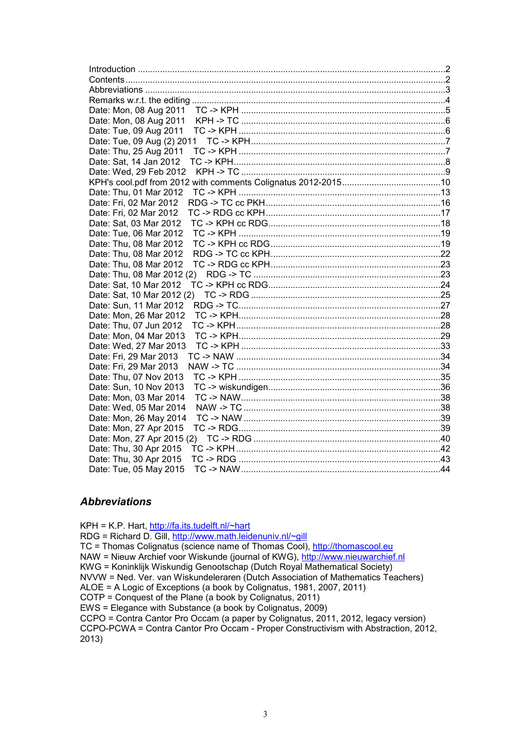Introduction ....................................................................................................................2
Contents ..........................................................................................................................2
Abbreviations ..................................................................................................................3
Remarks w.r.t. the editing ...............................................................................................4
Date: Mon, 08 Aug 2011 TC -> KPH ..............................................................................5
Date: Mon, 08 Aug 2011 KPH -> TC ..............................................................................6
Date: Tue, 09 Aug 2011 TC -> KPH ...............................................................................6
Date: Tue, 09 Aug (2) 2011 TC -> KPH ..........................................................................7
Date: Thu, 25 Aug 2011 TC -> KPH ...............................................................................7
Date: Sat, 14 Jan 2012 TC -> KPH .................................................................................8
Date: Wed, 29 Feb 2012 KPH -> TC ..............................................................................9
KPH's cool.pdf from 2012 with comments Colignatus 2012-2015.....................................10
Date: Thu, 01 Mar 2012 TC -> KPH ...............................................................................13
Date: Fri, 02 Mar 2012 RDG -> TC cc PKH....................................................................16
Date: Fri, 02 Mar 2012 TC -> RDG cc KPH....................................................................17
Date: Sat, 03 Mar 2012 TC -> KPH cc RDG...................................................................18
Date: Tue, 06 Mar 2012 TC -> KPH ...............................................................................19
Date: Thu, 08 Mar 2012 TC -> KPH cc RDG..................................................................19
Date: Thu, 08 Mar 2012 RDG -> TC cc KPH..................................................................22
Date: Thu, 08 Mar 2012 TC -> RDG cc KPH..................................................................23
Date: Thu, 08 Mar 2012 (2) RDG -> TC .........................................................................23
Date: Sat, 10 Mar 2012 TC -> KPH cc RDG...................................................................24
Date: Sat, 10 Mar 2012 (2) TC -> RDG ..........................................................................25
Date: Sun, 11 Mar 2012 RDG -> TC...............................................................................27
Date: Mon, 26 Mar 2012 TC -> KPH...............................................................................28
Date: Thu, 07 Jun 2012 TC -> KPH................................................................................28
Date: Mon, 04 Mar 2013 TC -> KPH...............................................................................29
Date: Wed, 27 Mar 2013 TC -> KPH ..............................................................................33
Date: Fri, 29 Mar 2013 TC -> NAW ................................................................................34
Date: Fri, 29 Mar 2013 NAW -> TC ................................................................................34
Date: Thu, 07 Nov 2013 TC -> KPH ...............................................................................35
Date: Sun, 10 Nov 2013 TC -> wiskundigen...................................................................36
Date: Mon, 03 Mar 2014 TC -> NAW..............................................................................38
Date: Wed, 05 Mar 2014 NAW -> TC .............................................................................38
Date: Mon, 26 May 2014 TC -> NAW .............................................................................39
Date: Mon, 27 Apr 2015 TC -> RDG...............................................................................39
Date: Mon, 27 Apr 2015 (2) TC -> RDG .........................................................................40
Date: Thu, 30 Apr 2015 TC -> KPH ................................................................................42
Date: Thu, 30 Apr 2015 TC -> RDG ...............................................................................43
Date: Tue, 05 May 2015 TC -> NAW..............................................................................44

## *Abbreviations*

KPH = K.P. Hart, http://fa.its.tudelft.nl/~hart
RDG = Richard D. Gill, http://www.math.leidenuniv.nl/~gill
TC = Thomas Colignatus (science name of Thomas Cool), http://thomascool.eu
NAW = Nieuw Archief voor Wiskunde (journal of KWG), http://www.nieuwarchief.nl
KWG = Koninklijk Wiskundig Genootschap (Dutch Royal Mathematical Society)
NVVW = Ned. Ver. van Wiskundeleraren (Dutch Association of Mathematics Teachers)
ALOE = A Logic of Exceptions (a book by Colignatus, 1981, 2007, 2011)
COTP = Conquest of the Plane (a book by Colignatus, 2011)
EWS = Elegance with Substance (a book by Colignatus, 2009)
CCPO = Contra Cantor Pro Occam (a paper by Colignatus, 2011, 2012, legacy version)
CCPO-PCWA = Contra Cantor Pro Occam - Proper Constructivism with Abstraction, 2012, 2013)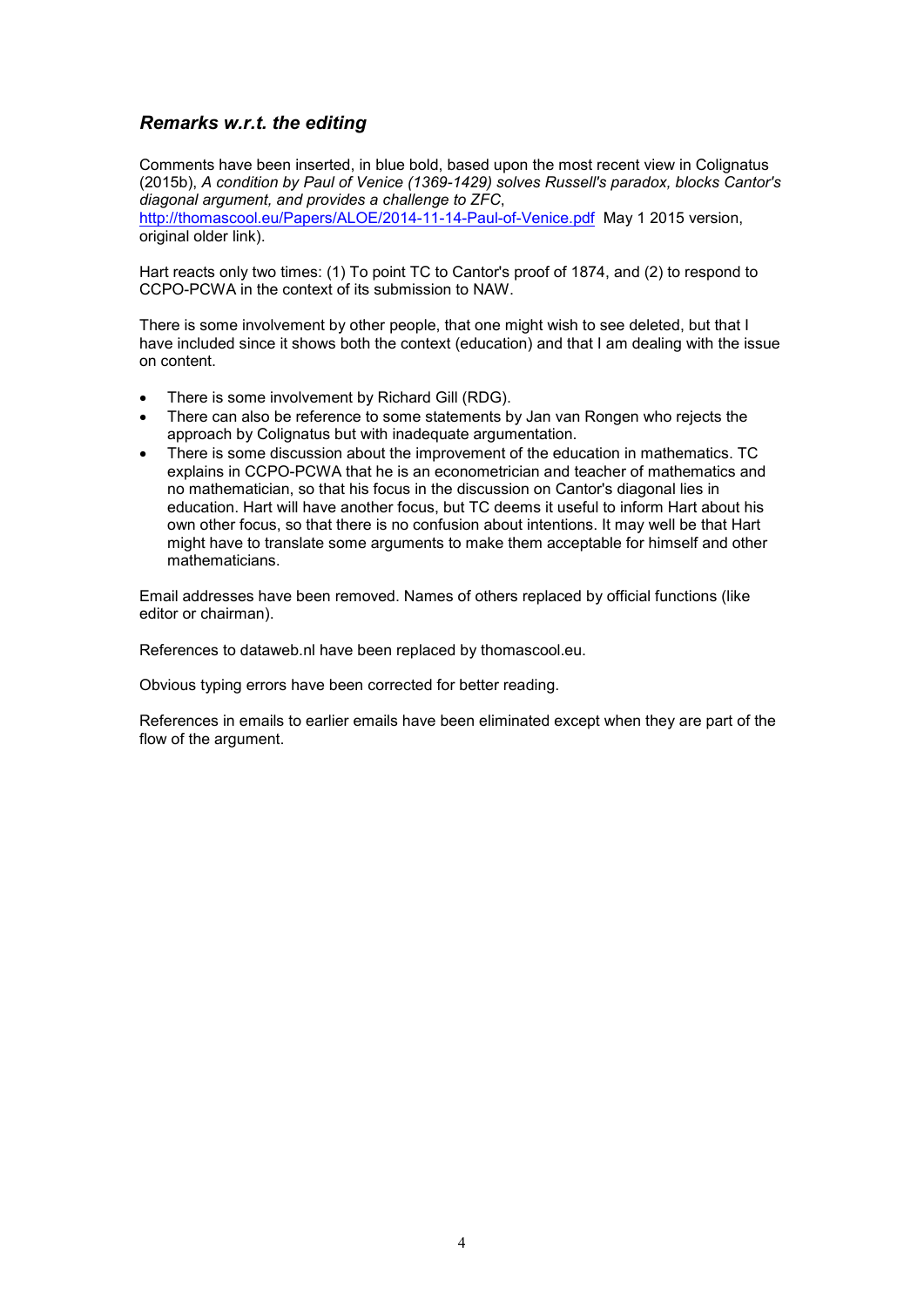### *Remarks w.r.t. the editing*

Comments have been inserted, in blue bold, based upon the most recent view in Colignatus (2015b), *A condition by Paul of Venice (1369-1429) solves Russell's paradox, blocks Cantor's diagonal argument, and provides a challenge to ZFC*, http://thomascool.eu/Papers/ALOE/2014-11-14-Paul-of-Venice.pdf May 1 2015 version, original older link).

Hart reacts only two times: (1) To point TC to Cantor's proof of 1874, and (2) to respond to CCPO-PCWA in the context of its submission to NAW.

There is some involvement by other people, that one might wish to see deleted, but that I have included since it shows both the context (education) and that I am dealing with the issue on content.

- There is some involvement by Richard Gill (RDG).
- There can also be reference to some statements by Jan van Rongen who rejects the approach by Colignatus but with inadequate argumentation.
- There is some discussion about the improvement of the education in mathematics. TC explains in CCPO-PCWA that he is an econometrician and teacher of mathematics and no mathematician, so that his focus in the discussion on Cantor's diagonal lies in education. Hart will have another focus, but TC deems it useful to inform Hart about his own other focus, so that there is no confusion about intentions. It may well be that Hart might have to translate some arguments to make them acceptable for himself and other mathematicians.

Email addresses have been removed. Names of others replaced by official functions (like editor or chairman).

References to dataweb.nl have been replaced by thomascool.eu.

Obvious typing errors have been corrected for better reading.

References in emails to earlier emails have been eliminated except when they are part of the flow of the argument.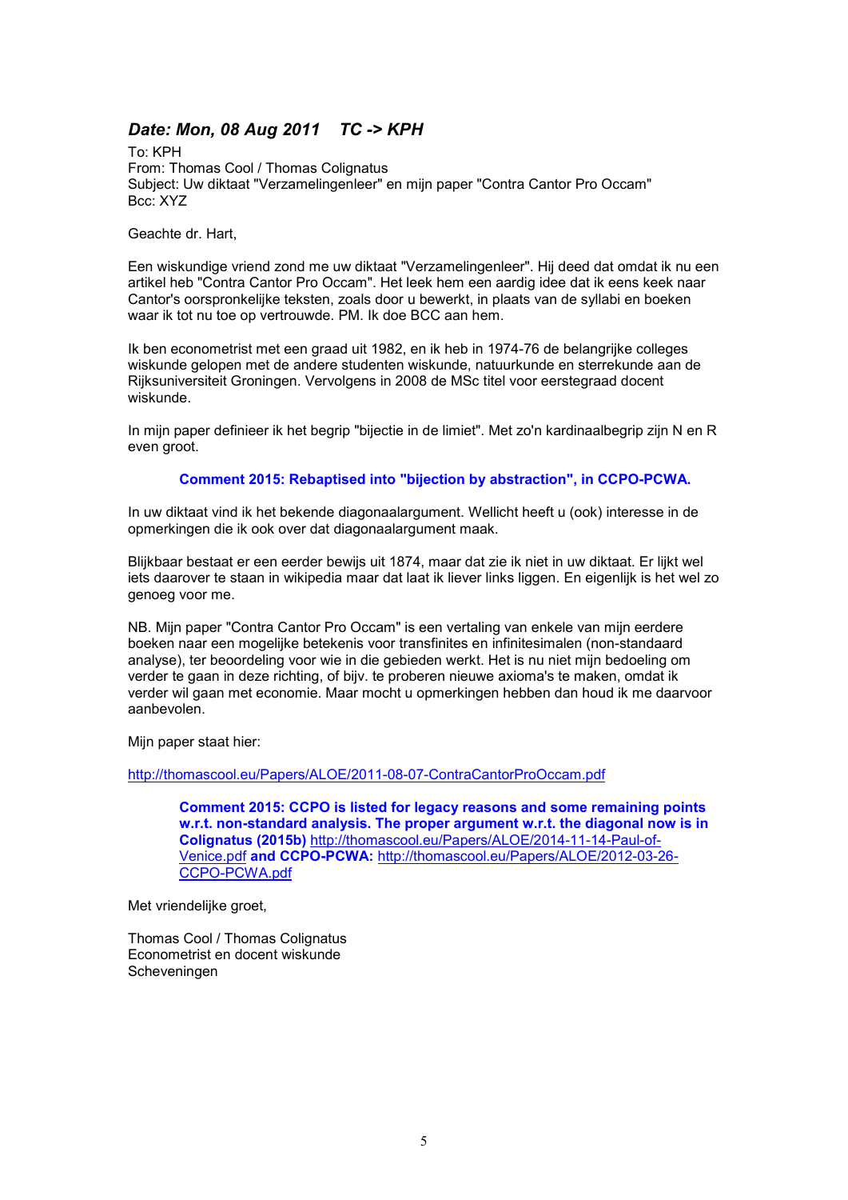## *Date: Mon, 08 Aug 2011 TC -> KPH*

To: KPH
From: Thomas Cool / Thomas Colignatus
Subject: Uw diktaat "Verzamelingenleer" en mijn paper "Contra Cantor Pro Occam"
Bcc: XYZ

Geachte dr. Hart,

Een wiskundige vriend zond me uw diktaat "Verzamelingenleer". Hij deed dat omdat ik nu een artikel heb "Contra Cantor Pro Occam". Het leek hem een aardig idee dat ik eens keek naar Cantor's oorspronkelijke teksten, zoals door u bewerkt, in plaats van de syllabi en boeken waar ik tot nu toe op vertrouwde. PM. Ik doe BCC aan hem.

Ik ben econometrist met een graad uit 1982, en ik heb in 1974-76 de belangrijke colleges wiskunde gelopen met de andere studenten wiskunde, natuurkunde en sterrekunde aan de Rijksuniversiteit Groningen. Vervolgens in 2008 de MSc titel voor eerstegraad docent wiskunde.

In mijn paper definieer ik het begrip "bijectie in de limiet". Met zo'n kardinaalbegrip zijn N en R even groot.

> **Comment 2015: Rebaptised into "bijection by abstraction", in CCPO-PCWA.**

In uw diktaat vind ik het bekende diagonaalargument. Wellicht heeft u (ook) interesse in de opmerkingen die ik ook over dat diagonaalargument maak.

Blijkbaar bestaat er een eerder bewijs uit 1874, maar dat zie ik niet in uw diktaat. Er lijkt wel iets daarover te staan in wikipedia maar dat laat ik liever links liggen. En eigenlijk is het wel zo genoeg voor me.

NB. Mijn paper "Contra Cantor Pro Occam" is een vertaling van enkele van mijn eerdere boeken naar een mogelijke betekenis voor transfinites en infinitesimalen (non-standaard analyse), ter beoordeling voor wie in die gebieden werkt. Het is nu niet mijn bedoeling om verder te gaan in deze richting, of bijv. te proberen nieuwe axioma's te maken, omdat ik verder wil gaan met economie. Maar mocht u opmerkingen hebben dan houd ik me daarvoor aanbevolen.

Mijn paper staat hier:

http://thomascool.eu/Papers/ALOE/2011-08-07-ContraCantorProOccam.pdf

> **Comment 2015: CCPO is listed for legacy reasons and some remaining points w.r.t. non-standard analysis. The proper argument w.r.t. the diagonal now is in Colignatus (2015b)** http://thomascool.eu/Papers/ALOE/2014-11-14-Paul-of-Venice.pdf **and CCPO-PCWA:** http://thomascool.eu/Papers/ALOE/2012-03-26-CCPO-PCWA.pdf

Met vriendelijke groet,

Thomas Cool / Thomas Colignatus
Econometrist en docent wiskunde
Scheveningen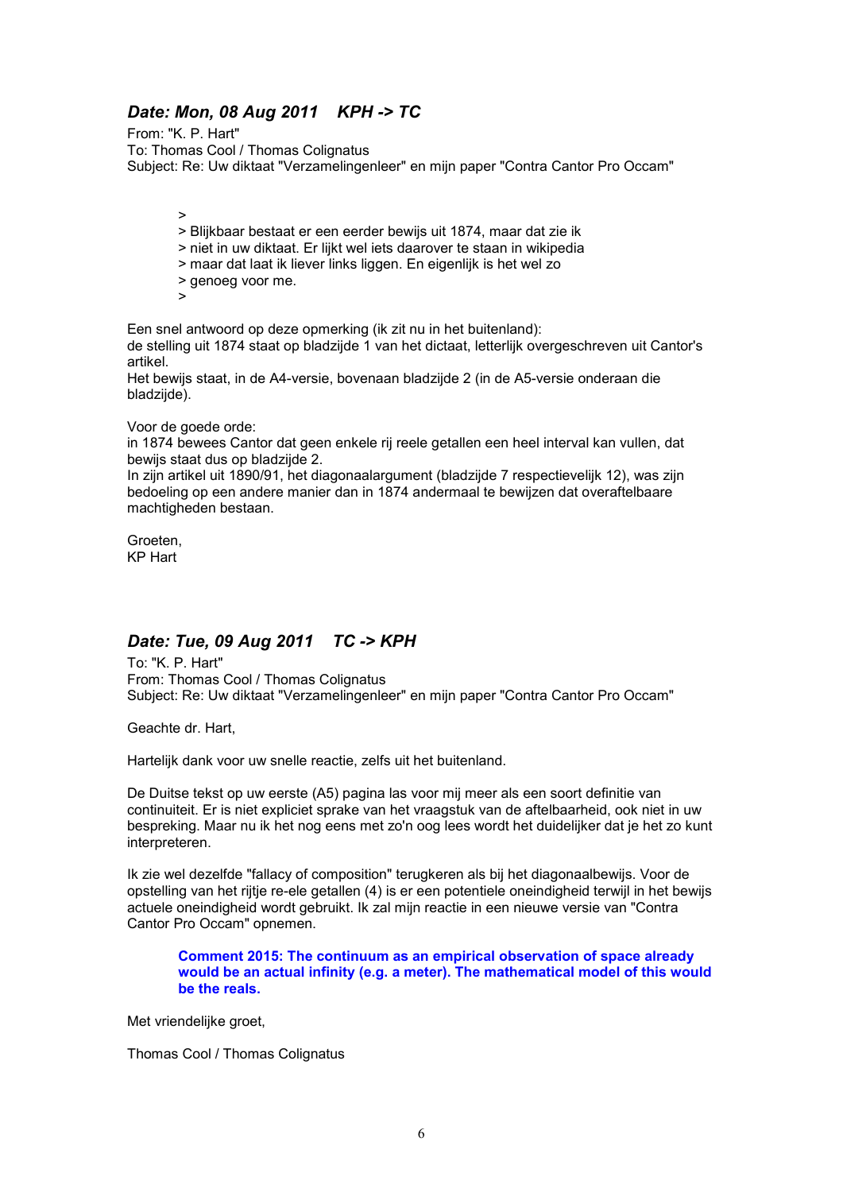### *Date: Mon, 08 Aug 2011    KPH -> TC*

From: "K. P. Hart"
To: Thomas Cool / Thomas Colignatus
Subject: Re: Uw diktaat "Verzamelingenleer" en mijn paper "Contra Cantor Pro Occam"

> >
> > Blijkbaar bestaat er een eerder bewijs uit 1874, maar dat zie ik
> > niet in uw diktaat. Er lijkt wel iets daarover te staan in wikipedia
> > maar dat laat ik liever links liggen. En eigenlijk is het wel zo
> > genoeg voor me.
> >

Een snel antwoord op deze opmerking (ik zit nu in het buitenland):
de stelling uit 1874 staat op bladzijde 1 van het dictaat, letterlijk overgeschreven uit Cantor's artikel.
Het bewijs staat, in de A4-versie, bovenaan bladzijde 2 (in de A5-versie onderaan die bladzijde).

Voor de goede orde:
in 1874 bewees Cantor dat geen enkele rij reele getallen een heel interval kan vullen, dat bewijs staat dus op bladzijde 2.
In zijn artikel uit 1890/91, het diagonaalargument (bladzijde 7 respectievelijk 12), was zijn bedoeling op een andere manier dan in 1874 andermaal te bewijzen dat overaftelbaare machtigheden bestaan.

Groeten,
KP Hart

### *Date: Tue, 09 Aug 2011    TC -> KPH*

To: "K. P. Hart"
From: Thomas Cool / Thomas Colignatus
Subject: Re: Uw diktaat "Verzamelingenleer" en mijn paper "Contra Cantor Pro Occam"

Geachte dr. Hart,

Hartelijk dank voor uw snelle reactie, zelfs uit het buitenland.

De Duitse tekst op uw eerste (A5) pagina las voor mij meer als een soort definitie van continuiteit. Er is niet expliciet sprake van het vraagstuk van de aftelbaarheid, ook niet in uw bespreking. Maar nu ik het nog eens met zo'n oog lees wordt het duidelijker dat je het zo kunt interpreteren.

Ik zie wel dezelfde "fallacy of composition" terugkeren als bij het diagonaalbewijs. Voor de opstelling van het rijtje re-ele getallen (4) is er een potentiele oneindigheid terwijl in het bewijs actuele oneindigheid wordt gebruikt. Ik zal mijn reactie in een nieuwe versie van "Contra Cantor Pro Occam" opnemen.

> **Comment 2015: The continuum as an empirical observation of space already would be an actual infinity (e.g. a meter). The mathematical model of this would be the reals.**

Met vriendelijke groet,

Thomas Cool / Thomas Colignatus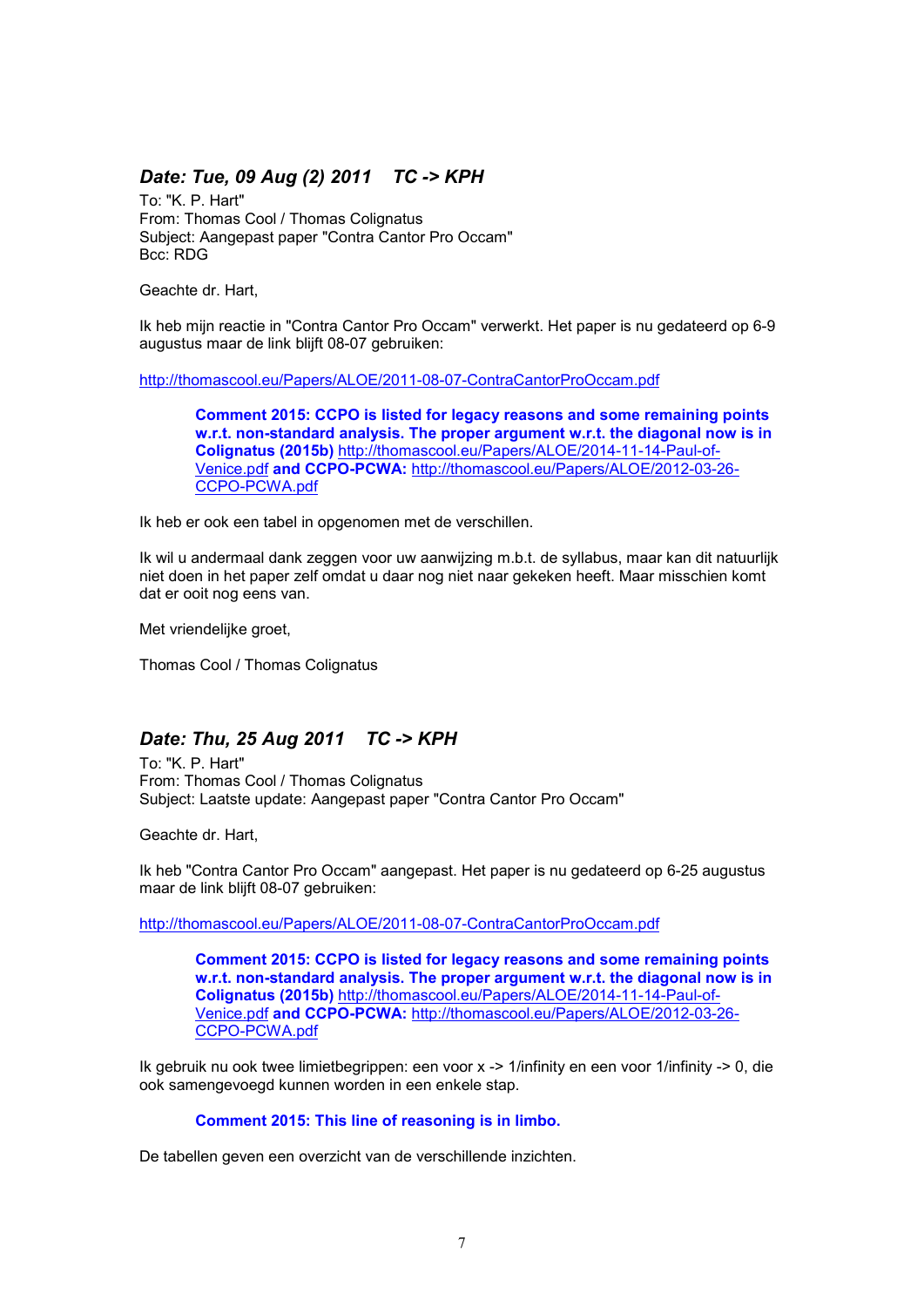## *Date: Tue, 09 Aug (2) 2011 TC -> KPH*

To: "K. P. Hart"
From: Thomas Cool / Thomas Colignatus
Subject: Aangepast paper "Contra Cantor Pro Occam"
Bcc: RDG

Geachte dr. Hart,

Ik heb mijn reactie in "Contra Cantor Pro Occam" verwerkt. Het paper is nu gedateerd op 6-9 augustus maar de link blijft 08-07 gebruiken:

http://thomascool.eu/Papers/ALOE/2011-08-07-ContraCantorProOccam.pdf

> **Comment 2015: CCPO is listed for legacy reasons and some remaining points w.r.t. non-standard analysis. The proper argument w.r.t. the diagonal now is in Colignatus (2015b)** http://thomascool.eu/Papers/ALOE/2014-11-14-Paul-of-Venice.pdf **and CCPO-PCWA:** http://thomascool.eu/Papers/ALOE/2012-03-26-CCPO-PCWA.pdf

Ik heb er ook een tabel in opgenomen met de verschillen.

Ik wil u andermaal dank zeggen voor uw aanwijzing m.b.t. de syllabus, maar kan dit natuurlijk niet doen in het paper zelf omdat u daar nog niet naar gekeken heeft. Maar misschien komt dat er ooit nog eens van.

Met vriendelijke groet,

Thomas Cool / Thomas Colignatus

## *Date: Thu, 25 Aug 2011 TC -> KPH*

To: "K. P. Hart"
From: Thomas Cool / Thomas Colignatus
Subject: Laatste update: Aangepast paper "Contra Cantor Pro Occam"

Geachte dr. Hart,

Ik heb "Contra Cantor Pro Occam" aangepast. Het paper is nu gedateerd op 6-25 augustus maar de link blijft 08-07 gebruiken:

http://thomascool.eu/Papers/ALOE/2011-08-07-ContraCantorProOccam.pdf

> **Comment 2015: CCPO is listed for legacy reasons and some remaining points w.r.t. non-standard analysis. The proper argument w.r.t. the diagonal now is in Colignatus (2015b)** http://thomascool.eu/Papers/ALOE/2014-11-14-Paul-of-Venice.pdf **and CCPO-PCWA:** http://thomascool.eu/Papers/ALOE/2012-03-26-CCPO-PCWA.pdf

Ik gebruik nu ook twee limietbegrippen: een voor x -> 1/infinity en een voor 1/infinity -> 0, die ook samengevoegd kunnen worden in een enkele stap.

> **Comment 2015: This line of reasoning is in limbo.**

De tabellen geven een overzicht van de verschillende inzichten.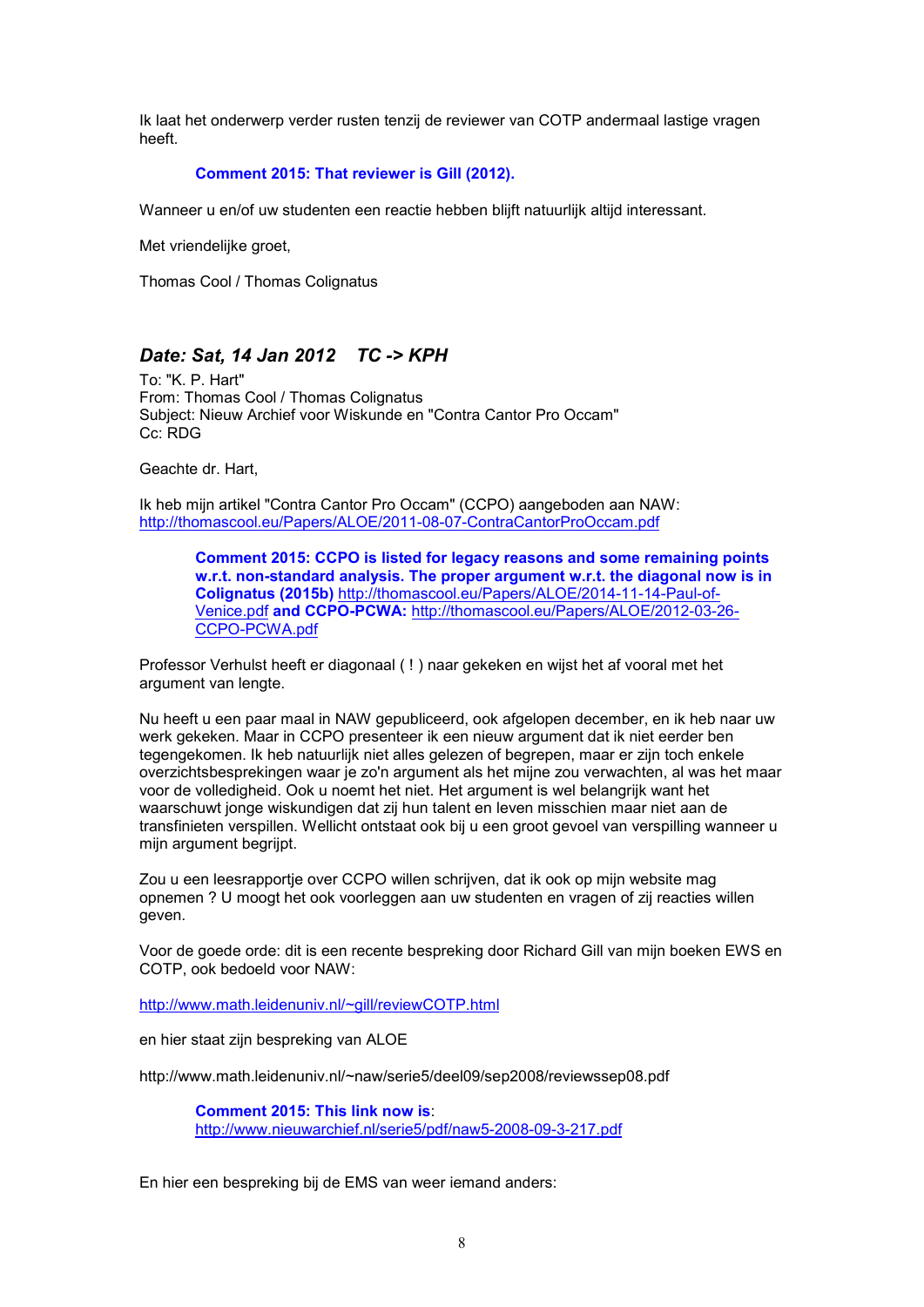Ik laat het onderwerp verder rusten tenzij de reviewer van COTP andermaal lastige vragen heeft.

> **Comment 2015: That reviewer is Gill (2012).**

Wanneer u en/of uw studenten een reactie hebben blijft natuurlijk altijd interessant.

Met vriendelijke groet,

Thomas Cool / Thomas Colignatus

## *Date: Sat, 14 Jan 2012 TC -> KPH*

To: "K. P. Hart"
From: Thomas Cool / Thomas Colignatus
Subject: Nieuw Archief voor Wiskunde en "Contra Cantor Pro Occam"
Cc: RDG

Geachte dr. Hart,

Ik heb mijn artikel "Contra Cantor Pro Occam" (CCPO) aangeboden aan NAW: http://thomascool.eu/Papers/ALOE/2011-08-07-ContraCantorProOccam.pdf

> **Comment 2015: CCPO is listed for legacy reasons and some remaining points w.r.t. non-standard analysis. The proper argument w.r.t. the diagonal now is in Colignatus (2015b)** http://thomascool.eu/Papers/ALOE/2014-11-14-Paul-of-Venice.pdf **and CCPO-PCWA:** http://thomascool.eu/Papers/ALOE/2012-03-26-CCPO-PCWA.pdf

Professor Verhulst heeft er diagonaal ( ! ) naar gekeken en wijst het af vooral met het argument van lengte.

Nu heeft u een paar maal in NAW gepubliceerd, ook afgelopen december, en ik heb naar uw werk gekeken. Maar in CCPO presenteer ik een nieuw argument dat ik niet eerder ben tegengekomen. Ik heb natuurlijk niet alles gelezen of begrepen, maar er zijn toch enkele overzichtsbesprekingen waar je zo'n argument als het mijne zou verwachten, al was het maar voor de volledigheid. Ook u noemt het niet. Het argument is wel belangrijk want het waarschuwt jonge wiskundigen dat zij hun talent en leven misschien maar niet aan de transfinieten verspillen. Wellicht ontstaat ook bij u een groot gevoel van verspilling wanneer u mijn argument begrijpt.

Zou u een leesrapportje over CCPO willen schrijven, dat ik ook op mijn website mag opnemen ? U moogt het ook voorleggen aan uw studenten en vragen of zij reacties willen geven.

Voor de goede orde: dit is een recente bespreking door Richard Gill van mijn boeken EWS en COTP, ook bedoeld voor NAW:

http://www.math.leidenuniv.nl/~gill/reviewCOTP.html

en hier staat zijn bespreking van ALOE

http://www.math.leidenuniv.nl/~naw/serie5/deel09/sep2008/reviewssep08.pdf

> **Comment 2015: This link now is**: http://www.nieuwarchief.nl/serie5/pdf/naw5-2008-09-3-217.pdf

En hier een bespreking bij de EMS van weer iemand anders: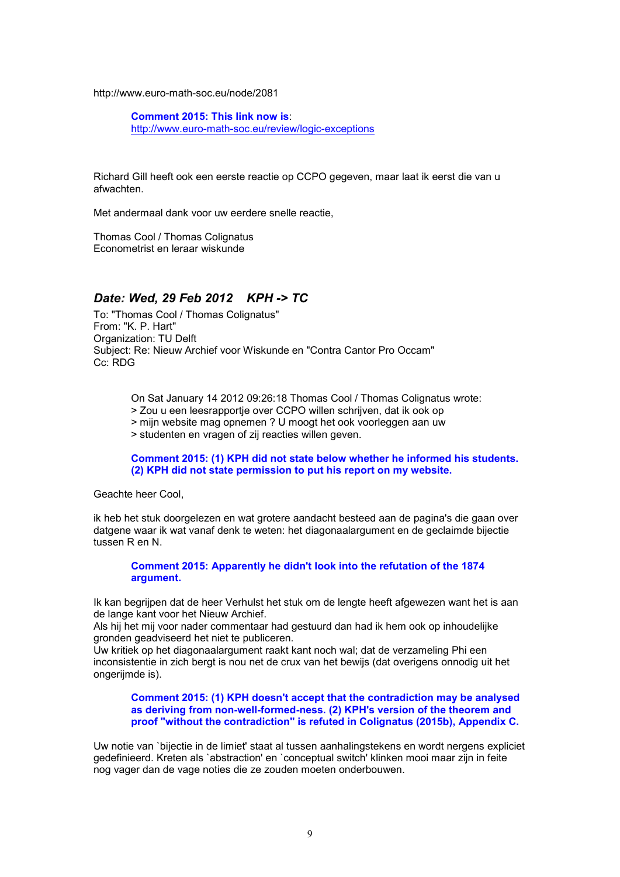http://www.euro-math-soc.eu/node/2081

> **Comment 2015: This link now is**: [http://www.euro-math-soc.eu/review/logic-exceptions](http://www.euro-math-soc.eu/review/logic-exceptions)

Richard Gill heeft ook een eerste reactie op CCPO gegeven, maar laat ik eerst die van u afwachten.

Met andermaal dank voor uw eerdere snelle reactie,

Thomas Cool / Thomas Colignatus
Econometrist en leraar wiskunde

## *Date: Wed, 29 Feb 2012 KPH -> TC*

To: "Thomas Cool / Thomas Colignatus"
From: "K. P. Hart"
Organization: TU Delft
Subject: Re: Nieuw Archief voor Wiskunde en "Contra Cantor Pro Occam"
Cc: RDG

> On Sat January 14 2012 09:26:18 Thomas Cool / Thomas Colignatus wrote:
> > Zou u een leesrapportje over CCPO willen schrijven, dat ik ook op
> > mijn website mag opnemen ? U moogt het ook voorleggen aan uw
> > studenten en vragen of zij reacties willen geven.
>
> **Comment 2015: (1) KPH did not state below whether he informed his students. (2) KPH did not state permission to put his report on my website.**

Geachte heer Cool,

ik heb het stuk doorgelezen en wat grotere aandacht besteed aan de pagina's die gaan over datgene waar ik wat vanaf denk te weten: het diagonaalargument en de geclaimde bijectie tussen R en N.

> **Comment 2015: Apparently he didn't look into the refutation of the 1874 argument.**

Ik kan begrijpen dat de heer Verhulst het stuk om de lengte heeft afgewezen want het is aan de lange kant voor het Nieuw Archief.
Als hij het mij voor nader commentaar had gestuurd dan had ik hem ook op inhoudelijke gronden geadviseerd het niet te publiceren.
Uw kritiek op het diagonaalargument raakt kant noch wal; dat de verzameling Phi een inconsistentie in zich bergt is nou net de crux van het bewijs (dat overigens onnodig uit het ongerijmde is).

> **Comment 2015: (1) KPH doesn't accept that the contradiction may be analysed as deriving from non-well-formed-ness. (2) KPH's version of the theorem and proof "without the contradiction" is refuted in Colignatus (2015b), Appendix C.**

Uw notie van `bijectie in de limiet' staat al tussen aanhalingstekens en wordt nergens expliciet gedefinieerd. Kreten als `abstraction' en `conceptual switch' klinken mooi maar zijn in feite nog vager dan de vage noties die ze zouden moeten onderbouwen.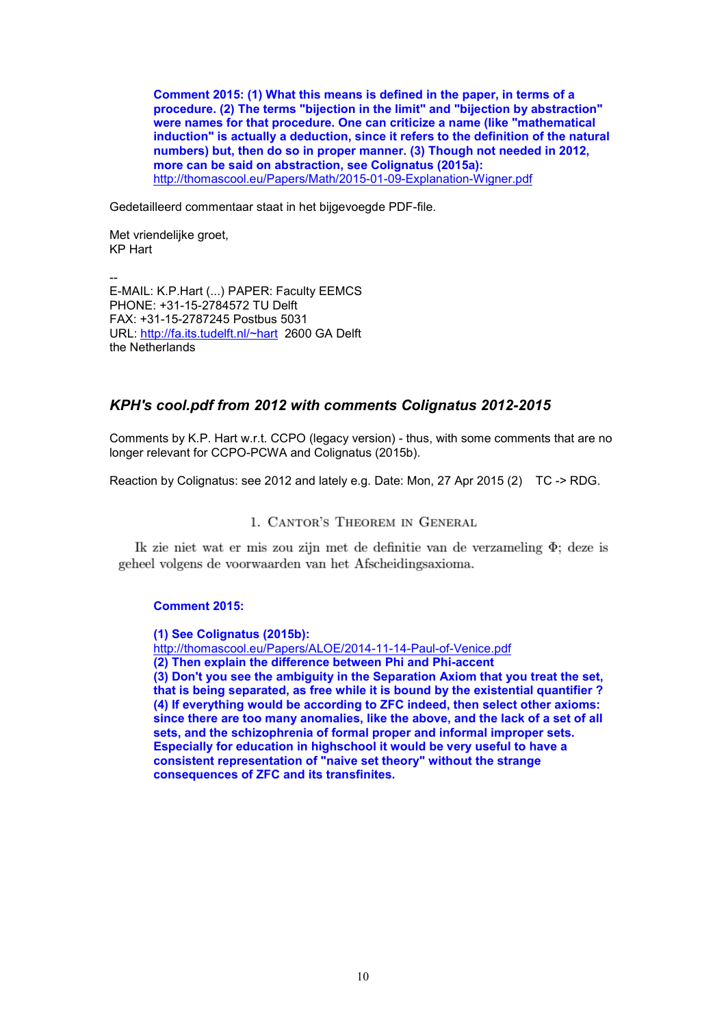**Comment 2015: (1) What this means is defined in the paper, in terms of a procedure. (2) The terms "bijection in the limit" and "bijection by abstraction" were names for that procedure. One can criticize a name (like "mathematical induction" is actually a deduction, since it refers to the definition of the natural numbers) but, then do so in proper manner. (3) Though not needed in 2012, more can be said on abstraction, see Colignatus (2015a):** http://thomascool.eu/Papers/Math/2015-01-09-Explanation-Wigner.pdf

Gedetailleerd commentaar staat in het bijgevoegde PDF-file.

Met vriendelijke groet,
KP Hart

--
E-MAIL: K.P.Hart (...) PAPER: Faculty EEMCS
PHONE: +31-15-2784572 TU Delft
FAX: +31-15-2787245 Postbus 5031
URL: http://fa.its.tudelft.nl/~hart 2600 GA Delft
the Netherlands

## *KPH's cool.pdf from 2012 with comments Colignatus 2012-2015*

Comments by K.P. Hart w.r.t. CCPO (legacy version) - thus, with some comments that are no longer relevant for CCPO-PCWA and Colignatus (2015b).

Reaction by Colignatus: see 2012 and lately e.g. Date: Mon, 27 Apr 2015 (2) TC -> RDG.

### 1. Cantor's Theorem in General

Ik zie niet wat er mis zou zijn met de definitie van de verzameling $\Phi$; deze is geheel volgens de voorwaarden van het Afscheidingsaxioma.

**Comment 2015:**

**(1) See Colignatus (2015b):** http://thomascool.eu/Papers/ALOE/2014-11-14-Paul-of-Venice.pdf
**(2) Then explain the difference between Phi and Phi-accent**
**(3) Don't you see the ambiguity in the Separation Axiom that you treat the set, that is being separated, as free while it is bound by the existential quantifier ?**
**(4) If everything would be according to ZFC indeed, then select other axioms: since there are too many anomalies, like the above, and the lack of a set of all sets, and the schizophrenia of formal proper and informal improper sets. Especially for education in highschool it would be very useful to have a consistent representation of "naive set theory" without the strange consequences of ZFC and its transfinites.**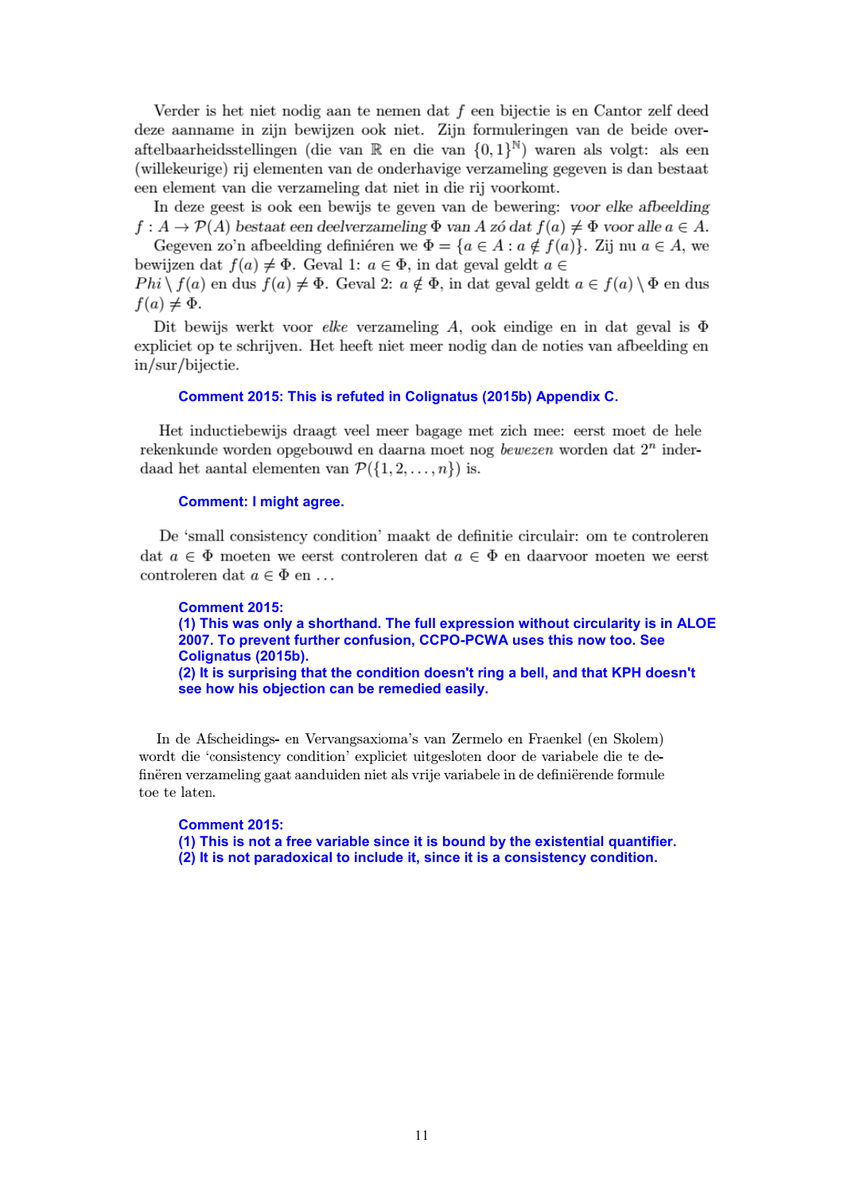Verder is het niet nodig aan te nemen dat $f$ een bijectie is en Cantor zelf deed deze aanname in zijn bewijzen ook niet. Zijn formuleringen van de beide overaftelbaarheidsstellingen (die van $\mathbb{R}$ en die van $\{0,1\}^{\mathbb{N}}$) waren als volgt: als een (willekeurige) rij elementen van de onderhavige verzameling gegeven is dan bestaat een element van die verzameling dat niet in die rij voorkomt.

In deze geest is ook een bewijs te geven van de bewering: *voor elke afbeelding* $f : A \to \mathcal{P}(A)$ *bestaat een deelverzameling* $\Phi$ *van* $A$ *zó dat* $f(a) \neq \Phi$ *voor alle* $a \in A$.

Gegeven zo'n afbeelding definiéren we $\Phi = \{a \in A : a \notin f(a)\}$. Zij nu $a \in A$, we bewijzen dat $f(a) \neq \Phi$. Geval 1: $a \in \Phi$, in dat geval geldt $a \in$ $Phi \setminus f(a)$ en dus $f(a) \neq \Phi$. Geval 2: $a \notin \Phi$, in dat geval geldt $a \in f(a) \setminus \Phi$ en dus $f(a) \neq \Phi$.

Dit bewijs werkt voor *elke* verzameling $A$, ook eindige en in dat geval is $\Phi$ expliciet op te schrijven. Het heeft niet meer nodig dan de noties van afbeelding en in/sur/bijectie.

**Comment 2015: This is refuted in Colignatus (2015b) Appendix C.**

Het inductiebewijs draagt veel meer bagage met zich mee: eerst moet de hele rekenkunde worden opgebouwd en daarna moet nog *bewezen* worden dat $2^n$ inderdaad het aantal elementen van $\mathcal{P}(\{1, 2, \ldots, n\})$ is.

**Comment: I might agree.**

De 'small consistency condition' maakt de definitie circulair: om te controleren dat $a \in \Phi$ moeten we eerst controleren dat $a \in \Phi$ en daarvoor moeten we eerst controleren dat $a \in \Phi$ en ...

**Comment 2015:**
**(1) This was only a shorthand. The full expression without circularity is in ALOE 2007. To prevent further confusion, CCPO-PCWA uses this now too. See Colignatus (2015b).**
**(2) It is surprising that the condition doesn't ring a bell, and that KPH doesn't see how his objection can be remedied easily.**

In de Afscheidings- en Vervangsaxioma's van Zermelo en Fraenkel (en Skolem) wordt die 'consistency condition' expliciet uitgesloten door de variabele die te definëren verzameling gaat aanduiden niet als vrije variabele in de definiërende formule toe te laten.

**Comment 2015:**
**(1) This is not a free variable since it is bound by the existential quantifier.**
**(2) It is not paradoxical to include it, since it is a consistency condition.**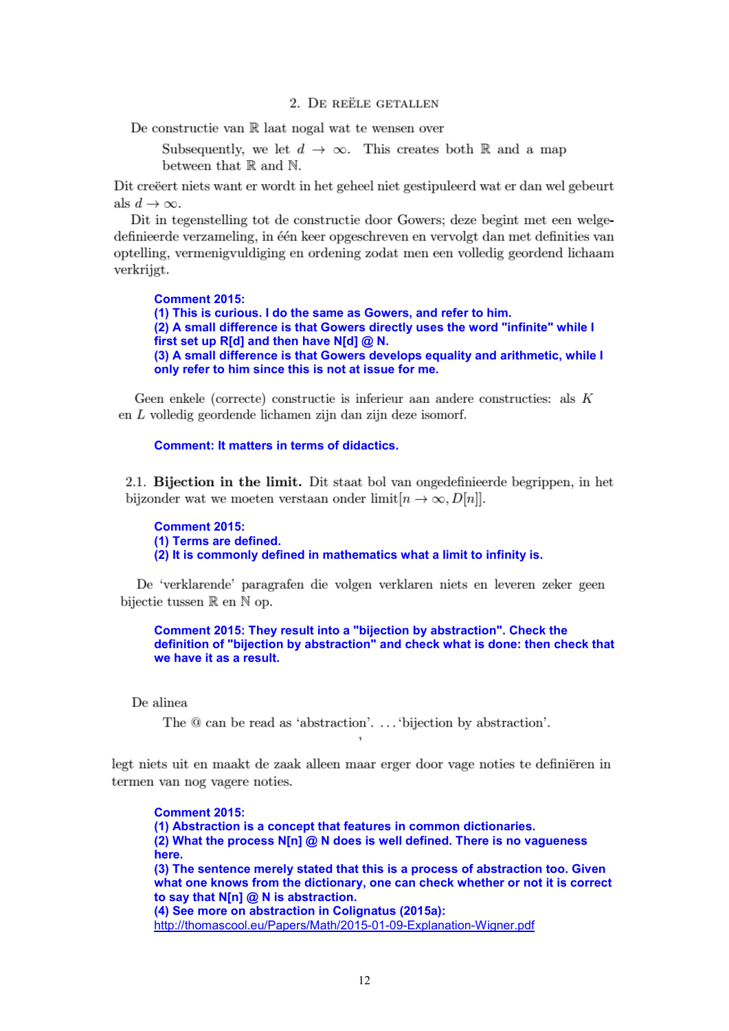## 2. De reële getallen

De constructie van $\mathbb{R}$ laat nogal wat te wensen over

> Subsequently, we let $d \to \infty$. This creates both $\mathbb{R}$ and a map between that $\mathbb{R}$ and $\mathbb{N}$.

Dit creëert niets want er wordt in het geheel niet gestipuleerd wat er dan wel gebeurt als $d \to \infty$.

Dit in tegenstelling tot de constructie door Gowers; deze begint met een welgedefinieerde verzameling, in één keer opgeschreven en vervolgt dan met definities van optelling, vermenigvuldiging en ordening zodat men een volledig geordend lichaam verkrijgt.

**Comment 2015:**
**(1) This is curious. I do the same as Gowers, and refer to him.**
**(2) A small difference is that Gowers directly uses the word "infinite" while I first set up R[d] and then have N[d] @ N.**
**(3) A small difference is that Gowers develops equality and arithmetic, while I only refer to him since this is not at issue for me.**

Geen enkele (correcte) constructie is inferieur aan andere constructies: als $K$ en $L$ volledig geordende lichamen zijn dan zijn deze isomorf.

**Comment: It matters in terms of didactics.**

2.1. **Bijection in the limit.** Dit staat bol van ongedefinieerde begrippen, in het bijzonder wat we moeten verstaan onder limit$[n \to \infty, D[n]]$.

**Comment 2015:**
**(1) Terms are defined.**
**(2) It is commonly defined in mathematics what a limit to infinity is.**

De 'verklarende' paragrafen die volgen verklaren niets en leveren zeker geen bijectie tussen $\mathbb{R}$ en $\mathbb{N}$ op.

**Comment 2015: They result into a "bijection by abstraction". Check the definition of "bijection by abstraction" and check what is done: then check that we have it as a result.**

De alinea

> The @ can be read as 'abstraction'. ... 'bijection by abstraction'.

legt niets uit en maakt de zaak alleen maar erger door vage noties te definiëren in termen van nog vagere noties.

**Comment 2015:**
**(1) Abstraction is a concept that features in common dictionaries.**
**(2) What the process N[n] @ N does is well defined. There is no vagueness here.**
**(3) The sentence merely stated that this is a process of abstraction too. Given what one knows from the dictionary, one can check whether or not it is correct to say that N[n] @ N is abstraction.**
**(4) See more on abstraction in Colignatus (2015a):**
http://thomascool.eu/Papers/Math/2015-01-09-Explanation-Wigner.pdf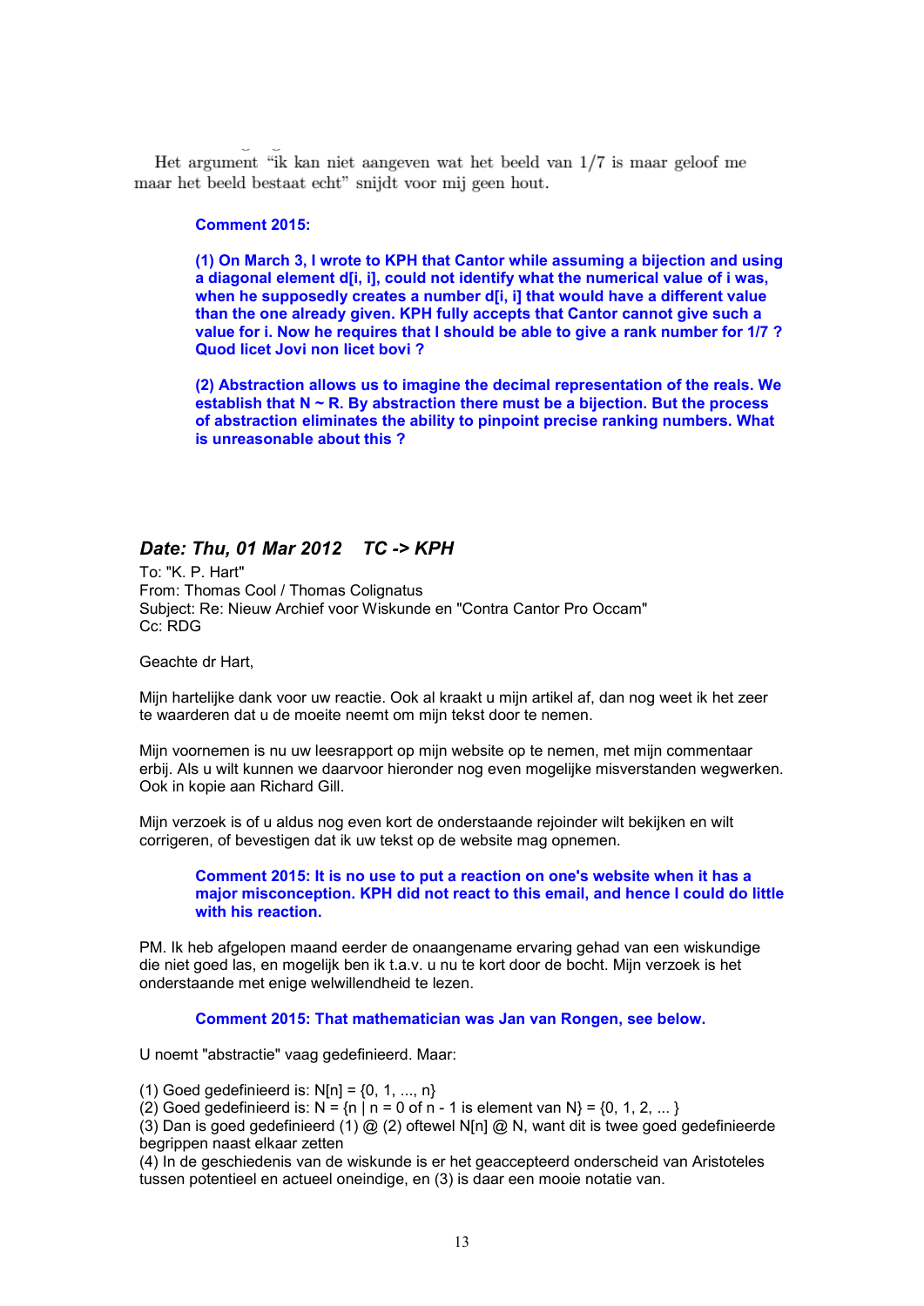Het argument "ik kan niet aangeven wat het beeld van 1/7 is maar geloof me maar het beeld bestaat echt" snijdt voor mij geen hout.

> **Comment 2015:**
>
> **(1) On March 3, I wrote to KPH that Cantor while assuming a bijection and using a diagonal element d[i, i], could not identify what the numerical value of i was, when he supposedly creates a number d[i, i] that would have a different value than the one already given. KPH fully accepts that Cantor cannot give such a value for i. Now he requires that I should be able to give a rank number for 1/7 ? Quod licet Jovi non licet bovi ?**
>
> **(2) Abstraction allows us to imagine the decimal representation of the reals. We establish that N ~ R. By abstraction there must be a bijection. But the process of abstraction eliminates the ability to pinpoint precise ranking numbers. What is unreasonable about this ?**

## *Date: Thu, 01 Mar 2012    TC -> KPH*

To: "K. P. Hart"
From: Thomas Cool / Thomas Colignatus
Subject: Re: Nieuw Archief voor Wiskunde en "Contra Cantor Pro Occam"
Cc: RDG

Geachte dr Hart,

Mijn hartelijke dank voor uw reactie. Ook al kraakt u mijn artikel af, dan nog weet ik het zeer te waarderen dat u de moeite neemt om mijn tekst door te nemen.

Mijn voornemen is nu uw leesrapport op mijn website op te nemen, met mijn commentaar erbij. Als u wilt kunnen we daarvoor hieronder nog even mogelijke misverstanden wegwerken. Ook in kopie aan Richard Gill.

Mijn verzoek is of u aldus nog even kort de onderstaande rejoinder wilt bekijken en wilt corrigeren, of bevestigen dat ik uw tekst op de website mag opnemen.

> **Comment 2015: It is no use to put a reaction on one's website when it has a major misconception. KPH did not react to this email, and hence I could do little with his reaction.**

PM. Ik heb afgelopen maand eerder de onaangename ervaring gehad van een wiskundige die niet goed las, en mogelijk ben ik t.a.v. u nu te kort door de bocht. Mijn verzoek is het onderstaande met enige welwillendheid te lezen.

> **Comment 2015: That mathematician was Jan van Rongen, see below.**

U noemt "abstractie" vaag gedefinieerd. Maar:

(1) Goed gedefinieerd is: N[n] = {0, 1, ..., n}
(2) Goed gedefinieerd is: N = {n | n = 0 of n - 1 is element van N} = {0, 1, 2, ... }
(3) Dan is goed gedefinieerd (1) @ (2) oftewel N[n] @ N, want dit is twee goed gedefinieerde begrippen naast elkaar zetten
(4) In de geschiedenis van de wiskunde is er het geaccepteerd onderscheid van Aristoteles tussen potentieel en actueel oneindige, en (3) is daar een mooie notatie van.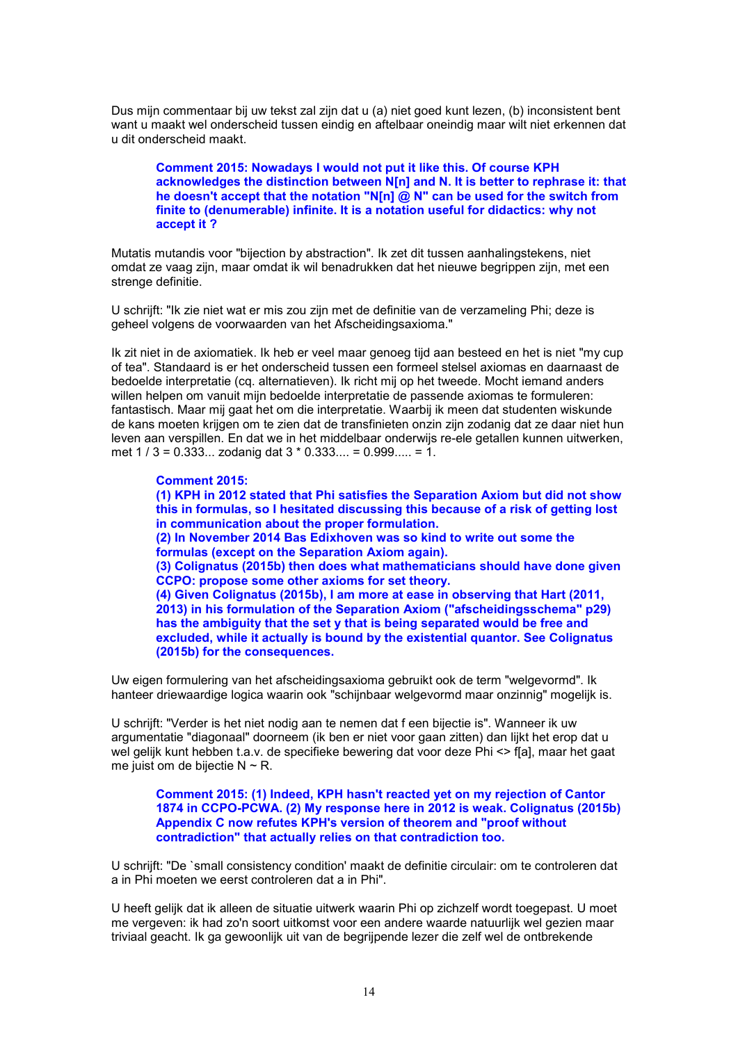Dus mijn commentaar bij uw tekst zal zijn dat u (a) niet goed kunt lezen, (b) inconsistent bent want u maakt wel onderscheid tussen eindig en aftelbaar oneindig maar wilt niet erkennen dat u dit onderscheid maakt.

> **Comment 2015: Nowadays I would not put it like this. Of course KPH acknowledges the distinction between N[n] and N. It is better to rephrase it: that he doesn't accept that the notation "N[n] @ N" can be used for the switch from finite to (denumerable) infinite. It is a notation useful for didactics: why not accept it ?**

Mutatis mutandis voor "bijection by abstraction". Ik zet dit tussen aanhalingstekens, niet omdat ze vaag zijn, maar omdat ik wil benadrukken dat het nieuwe begrippen zijn, met een strenge definitie.

U schrijft: "Ik zie niet wat er mis zou zijn met de definitie van de verzameling Phi; deze is geheel volgens de voorwaarden van het Afscheidingsaxioma."

Ik zit niet in de axiomatiek. Ik heb er veel maar genoeg tijd aan besteed en het is niet "my cup of tea". Standaard is er het onderscheid tussen een formeel stelsel axiomas en daarnaast de bedoelde interpretatie (cq. alternatieven). Ik richt mij op het tweede. Mocht iemand anders willen helpen om vanuit mijn bedoelde interpretatie de passende axiomas te formuleren: fantastisch. Maar mij gaat het om die interpretatie. Waarbij ik meen dat studenten wiskunde de kans moeten krijgen om te zien dat de transfinieten onzin zijn zodanig dat ze daar niet hun leven aan verspillen. En dat we in het middelbaar onderwijs re-ele getallen kunnen uitwerken, met 1 / 3 = 0.333... zodanig dat 3 * 0.333.... = 0.999..... = 1.

> **Comment 2015:**
> **(1) KPH in 2012 stated that Phi satisfies the Separation Axiom but did not show this in formulas, so I hesitated discussing this because of a risk of getting lost in communication about the proper formulation.**
> **(2) In November 2014 Bas Edixhoven was so kind to write out some the formulas (except on the Separation Axiom again).**
> **(3) Colignatus (2015b) then does what mathematicians should have done given CCPO: propose some other axioms for set theory.**
> **(4) Given Colignatus (2015b), I am more at ease in observing that Hart (2011, 2013) in his formulation of the Separation Axiom ("afscheidingsschema" p29) has the ambiguity that the set y that is being separated would be free and excluded, while it actually is bound by the existential quantor. See Colignatus (2015b) for the consequences.**

Uw eigen formulering van het afscheidingsaxioma gebruikt ook de term "welgevormd". Ik hanteer driewaardige logica waarin ook "schijnbaar welgevormd maar onzinnig" mogelijk is.

U schrijft: "Verder is het niet nodig aan te nemen dat f een bijectie is". Wanneer ik uw argumentatie "diagonaal" doorneem (ik ben er niet voor gaan zitten) dan lijkt het erop dat u wel gelijk kunt hebben t.a.v. de specifieke bewering dat voor deze Phi <> f[a], maar het gaat me juist om de bijectie N ~ R.

> **Comment 2015: (1) Indeed, KPH hasn't reacted yet on my rejection of Cantor 1874 in CCPO-PCWA. (2) My response here in 2012 is weak. Colignatus (2015b) Appendix C now refutes KPH's version of theorem and "proof without contradiction" that actually relies on that contradiction too.**

U schrijft: "De `small consistency condition' maakt de definitie circulair: om te controleren dat a in Phi moeten we eerst controleren dat a in Phi".

U heeft gelijk dat ik alleen de situatie uitwerk waarin Phi op zichzelf wordt toegepast. U moet me vergeven: ik had zo'n soort uitkomst voor een andere waarde natuurlijk wel gezien maar triviaal geacht. Ik ga gewoonlijk uit van de begrijpende lezer die zelf wel de ontbrekende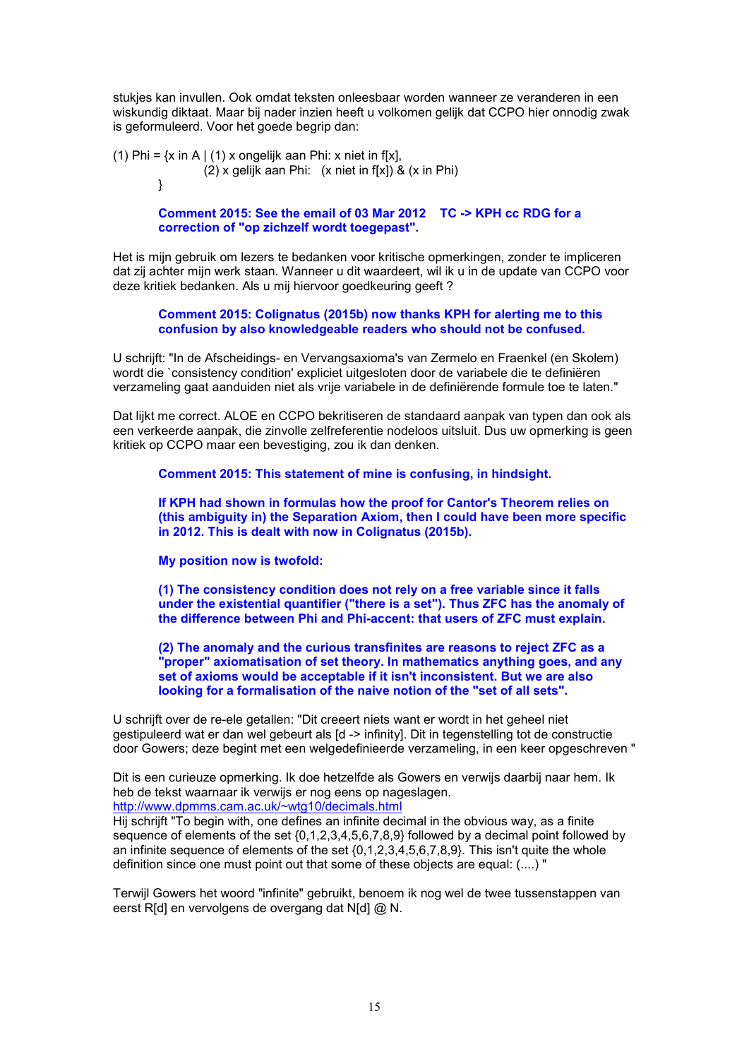stukjes kan invullen. Ook omdat teksten onleesbaar worden wanneer ze veranderen in een wiskundig diktaat. Maar bij nader inzien heeft u volkomen gelijk dat CCPO hier onnodig zwak is geformuleerd. Voor het goede begrip dan:

```
(1) Phi = {x in A | (1) x ongelijk aan Phi: x niet in f[x],
                    (2) x gelijk aan Phi:   (x niet in f[x]) & (x in Phi)
          }
```

> **Comment 2015: See the email of 03 Mar 2012   TC -> KPH cc RDG for a correction of "op zichzelf wordt toegepast".**

Het is mijn gebruik om lezers te bedanken voor kritische opmerkingen, zonder te impliceren dat zij achter mijn werk staan. Wanneer u dit waardeert, wil ik u in de update van CCPO voor deze kritiek bedanken. Als u mij hiervoor goedkeuring geeft ?

> **Comment 2015: Colignatus (2015b) now thanks KPH for alerting me to this confusion by also knowledgeable readers who should not be confused.**

U schrijft: "In de Afscheidings- en Vervangsaxioma's van Zermelo en Fraenkel (en Skolem) wordt die `consistency condition' expliciet uitgesloten door de variabele die te definiëren verzameling gaat aanduiden niet als vrije variabele in de definiërende formule toe te laten."

Dat lijkt me correct. ALOE en CCPO bekritiseren de standaard aanpak van typen dan ook als een verkeerde aanpak, die zinvolle zelfreferentie nodeloos uitsluit. Dus uw opmerking is geen kritiek op CCPO maar een bevestiging, zou ik dan denken.

> **Comment 2015: This statement of mine is confusing, in hindsight.**
>
> **If KPH had shown in formulas how the proof for Cantor's Theorem relies on (this ambiguity in) the Separation Axiom, then I could have been more specific in 2012. This is dealt with now in Colignatus (2015b).**
>
> **My position now is twofold:**
>
> **(1) The consistency condition does not rely on a free variable since it falls under the existential quantifier ("there is a set"). Thus ZFC has the anomaly of the difference between Phi and Phi-accent: that users of ZFC must explain.**
>
> **(2) The anomaly and the curious transfinites are reasons to reject ZFC as a "proper" axiomatisation of set theory. In mathematics anything goes, and any set of axioms would be acceptable if it isn't inconsistent. But we are also looking for a formalisation of the naive notion of the "set of all sets".**

U schrijft over de re-ele getallen: "Dit creeert niets want er wordt in het geheel niet gestipuleerd wat er dan wel gebeurt als [d -> infinity]. Dit in tegenstelling tot de constructie door Gowers; deze begint met een welgedefinieerde verzameling, in een keer opgeschreven "

Dit is een curieuze opmerking. Ik doe hetzelfde als Gowers en verwijs daarbij naar hem. Ik heb de tekst waarnaar ik verwijs er nog eens op nageslagen.
http://www.dpmms.cam.ac.uk/~wtg10/decimals.html
Hij schrijft "To begin with, one defines an infinite decimal in the obvious way, as a finite sequence of elements of the set {0,1,2,3,4,5,6,7,8,9} followed by a decimal point followed by an infinite sequence of elements of the set {0,1,2,3,4,5,6,7,8,9}. This isn't quite the whole definition since one must point out that some of these objects are equal: (....) "

Terwijl Gowers het woord "infinite" gebruikt, benoem ik nog wel de twee tussenstappen van eerst R[d] en vervolgens de overgang dat N[d] @ N.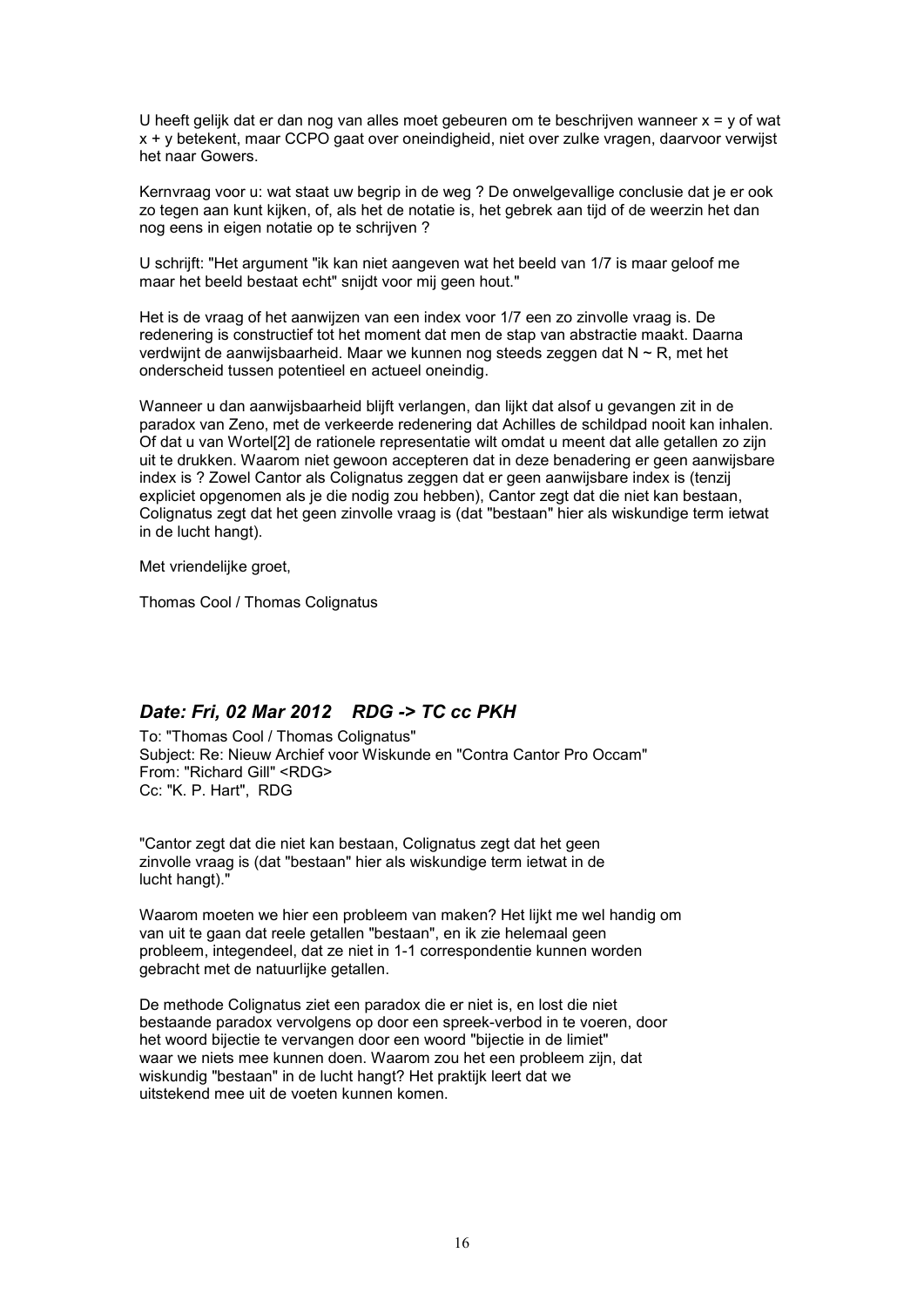U heeft gelijk dat er dan nog van alles moet gebeuren om te beschrijven wanneer $x = y$ of wat $x + y$ betekent, maar CCPO gaat over oneindigheid, niet over zulke vragen, daarvoor verwijst het naar Gowers.

Kernvraag voor u: wat staat uw begrip in de weg ? De onwelgevallige conclusie dat je er ook zo tegen aan kunt kijken, of, als het de notatie is, het gebrek aan tijd of de weerzin het dan nog eens in eigen notatie op te schrijven ?

U schrijft: "Het argument "ik kan niet aangeven wat het beeld van 1/7 is maar geloof me maar het beeld bestaat echt" snijdt voor mij geen hout."

Het is de vraag of het aanwijzen van een index voor 1/7 een zo zinvolle vraag is. De redenering is constructief tot het moment dat men de stap van abstractie maakt. Daarna verdwijnt de aanwijsbaarheid. Maar we kunnen nog steeds zeggen dat $N \sim R$, met het onderscheid tussen potentieel en actueel oneindig.

Wanneer u dan aanwijsbaarheid blijft verlangen, dan lijkt dat alsof u gevangen zit in de paradox van Zeno, met de verkeerde redenering dat Achilles de schildpad nooit kan inhalen. Of dat u van Wortel[2] de rationele representatie wilt omdat u meent dat alle getallen zo zijn uit te drukken. Waarom niet gewoon accepteren dat in deze benadering er geen aanwijsbare index is ? Zowel Cantor als Colignatus zeggen dat er geen aanwijsbare index is (tenzij expliciet opgenomen als je die nodig zou hebben), Cantor zegt dat die niet kan bestaan, Colignatus zegt dat het geen zinvolle vraag is (dat "bestaan" hier als wiskundige term ietwat in de lucht hangt).

Met vriendelijke groet,

Thomas Cool / Thomas Colignatus

### *Date: Fri, 02 Mar 2012 RDG -> TC cc PKH*

To: "Thomas Cool / Thomas Colignatus"
Subject: Re: Nieuw Archief voor Wiskunde en "Contra Cantor Pro Occam"
From: "Richard Gill" <RDG>
Cc: "K. P. Hart", RDG

"Cantor zegt dat die niet kan bestaan, Colignatus zegt dat het geen zinvolle vraag is (dat "bestaan" hier als wiskundige term ietwat in de lucht hangt)."

Waarom moeten we hier een probleem van maken? Het lijkt me wel handig om van uit te gaan dat reele getallen "bestaan", en ik zie helemaal geen probleem, integendeel, dat ze niet in 1-1 correspondentie kunnen worden gebracht met de natuurlijke getallen.

De methode Colignatus ziet een paradox die er niet is, en lost die niet bestaande paradox vervolgens op door een spreek-verbod in te voeren, door het woord bijectie te vervangen door een woord "bijectie in de limiet" waar we niets mee kunnen doen. Waarom zou het een probleem zijn, dat wiskundig "bestaan" in de lucht hangt? Het praktijk leert dat we uitstekend mee uit de voeten kunnen komen.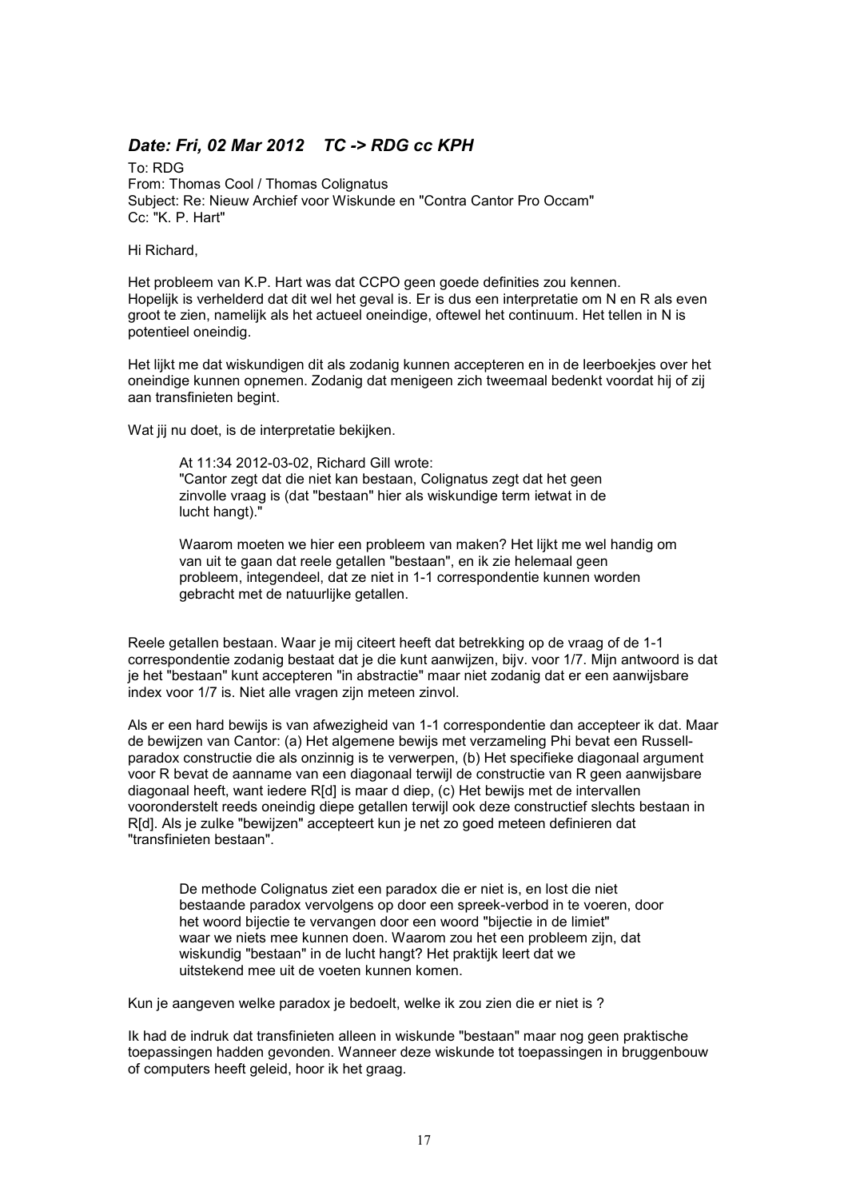### *Date: Fri, 02 Mar 2012 TC -> RDG cc KPH*

To: RDG
From: Thomas Cool / Thomas Colignatus
Subject: Re: Nieuw Archief voor Wiskunde en "Contra Cantor Pro Occam"
Cc: "K. P. Hart"

Hi Richard,

Het probleem van K.P. Hart was dat CCPO geen goede definities zou kennen. Hopelijk is verhelderd dat dit wel het geval is. Er is dus een interpretatie om N en R als even groot te zien, namelijk als het actueel oneindige, oftewel het continuum. Het tellen in N is potentieel oneindig.

Het lijkt me dat wiskundigen dit als zodanig kunnen accepteren en in de leerboekjes over het oneindige kunnen opnemen. Zodanig dat menigeen zich tweemaal bedenkt voordat hij of zij aan transfinieten begint.

Wat jij nu doet, is de interpretatie bekijken.

> At 11:34 2012-03-02, Richard Gill wrote:
> "Cantor zegt dat die niet kan bestaan, Colignatus zegt dat het geen zinvolle vraag is (dat "bestaan" hier als wiskundige term ietwat in de lucht hangt)."
>
> Waarom moeten we hier een probleem van maken? Het lijkt me wel handig om van uit te gaan dat reele getallen "bestaan", en ik zie helemaal geen probleem, integendeel, dat ze niet in 1-1 correspondentie kunnen worden gebracht met de natuurlijke getallen.

Reele getallen bestaan. Waar je mij citeert heeft dat betrekking op de vraag of de 1-1 correspondentie zodanig bestaat dat je die kunt aanwijzen, bijv. voor 1/7. Mijn antwoord is dat je het "bestaan" kunt accepteren "in abstractie" maar niet zodanig dat er een aanwijsbare index voor 1/7 is. Niet alle vragen zijn meteen zinvol.

Als er een hard bewijs is van afwezigheid van 1-1 correspondentie dan accepteer ik dat. Maar de bewijzen van Cantor: (a) Het algemene bewijs met verzameling Phi bevat een Russell-paradox constructie die als onzinnig is te verwerpen, (b) Het specifieke diagonaal argument voor R bevat de aanname van een diagonaal terwijl de constructie van R geen aanwijsbare diagonaal heeft, want iedere R[d] is maar d diep, (c) Het bewijs met de intervallen vooronderstelt reeds oneindig diepe getallen terwijl ook deze constructief slechts bestaan in R[d]. Als je zulke "bewijzen" accepteert kun je net zo goed meteen definieren dat "transfinieten bestaan".

> De methode Colignatus ziet een paradox die er niet is, en lost die niet bestaande paradox vervolgens op door een spreek-verbod in te voeren, door het woord bijectie te vervangen door een woord "bijectie in de limiet" waar we niets mee kunnen doen. Waarom zou het een probleem zijn, dat wiskundig "bestaan" in de lucht hangt? Het praktijk leert dat we uitstekend mee uit de voeten kunnen komen.

Kun je aangeven welke paradox je bedoelt, welke ik zou zien die er niet is ?

Ik had de indruk dat transfinieten alleen in wiskunde "bestaan" maar nog geen praktische toepassingen hadden gevonden. Wanneer deze wiskunde tot toepassingen in bruggenbouw of computers heeft geleid, hoor ik het graag.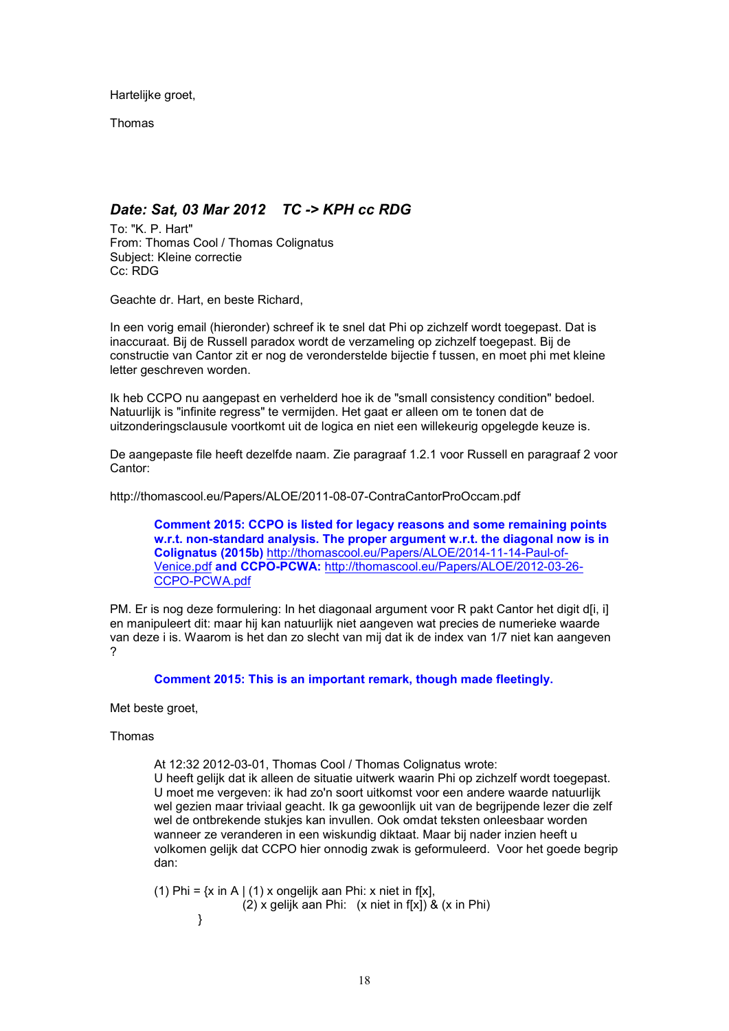Hartelijke groet,

Thomas

### *Date: Sat, 03 Mar 2012 TC -> KPH cc RDG*

To: "K. P. Hart"
From: Thomas Cool / Thomas Colignatus
Subject: Kleine correctie
Cc: RDG

Geachte dr. Hart, en beste Richard,

In een vorig email (hieronder) schreef ik te snel dat Phi op zichzelf wordt toegepast. Dat is inaccuraat. Bij de Russell paradox wordt de verzameling op zichzelf toegepast. Bij de constructie van Cantor zit er nog de veronderstelde bijectie f tussen, en moet phi met kleine letter geschreven worden.

Ik heb CCPO nu aangepast en verhelderd hoe ik de "small consistency condition" bedoel. Natuurlijk is "infinite regress" te vermijden. Het gaat er alleen om te tonen dat de uitzonderingsclausule voortkomt uit de logica en niet een willekeurig opgelegde keuze is.

De aangepaste file heeft dezelfde naam. Zie paragraaf 1.2.1 voor Russell en paragraaf 2 voor Cantor:

http://thomascool.eu/Papers/ALOE/2011-08-07-ContraCantorProOccam.pdf

> **Comment 2015: CCPO is listed for legacy reasons and some remaining points w.r.t. non-standard analysis. The proper argument w.r.t. the diagonal now is in Colignatus (2015b)** http://thomascool.eu/Papers/ALOE/2014-11-14-Paul-of-Venice.pdf **and CCPO-PCWA:** http://thomascool.eu/Papers/ALOE/2012-03-26-CCPO-PCWA.pdf

PM. Er is nog deze formulering: In het diagonaal argument voor R pakt Cantor het digit d[i, i] en manipuleert dit: maar hij kan natuurlijk niet aangeven wat precies de numerieke waarde van deze i is. Waarom is het dan zo slecht van mij dat ik de index van 1/7 niet kan aangeven ?

> **Comment 2015: This is an important remark, though made fleetingly.**

Met beste groet,

Thomas

> At 12:32 2012-03-01, Thomas Cool / Thomas Colignatus wrote:
> U heeft gelijk dat ik alleen de situatie uitwerk waarin Phi op zichzelf wordt toegepast. U moet me vergeven: ik had zo'n soort uitkomst voor een andere waarde natuurlijk wel gezien maar triviaal geacht. Ik ga gewoonlijk uit van de begrijpende lezer die zelf wel de ontbrekende stukjes kan invullen. Ook omdat teksten onleesbaar worden wanneer ze veranderen in een wiskundig diktaat. Maar bij nader inzien heeft u volkomen gelijk dat CCPO hier onnodig zwak is geformuleerd. Voor het goede begrip dan:
>
> (1) Phi = {x in A | (1) x ongelijk aan Phi: x niet in f[x],
> (2) x gelijk aan Phi: (x niet in f[x]) & (x in Phi)
> }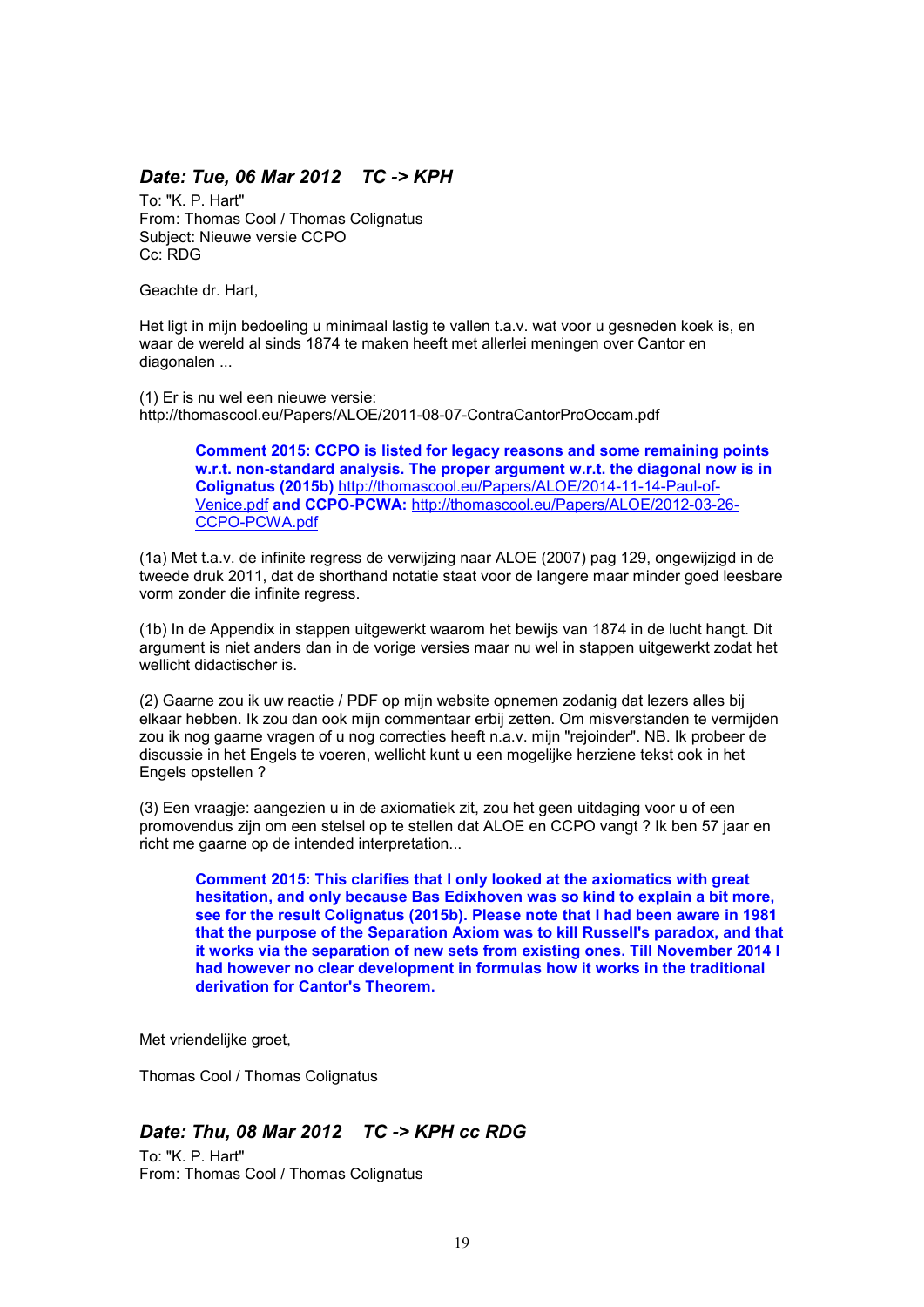### *Date: Tue, 06 Mar 2012    TC -> KPH*

To: "K. P. Hart"
From: Thomas Cool / Thomas Colignatus
Subject: Nieuwe versie CCPO
Cc: RDG

Geachte dr. Hart,

Het ligt in mijn bedoeling u minimaal lastig te vallen t.a.v. wat voor u gesneden koek is, en waar de wereld al sinds 1874 te maken heeft met allerlei meningen over Cantor en diagonalen ...

(1) Er is nu wel een nieuwe versie:
http://thomascool.eu/Papers/ALOE/2011-08-07-ContraCantorProOccam.pdf

> **Comment 2015: CCPO is listed for legacy reasons and some remaining points w.r.t. non-standard analysis. The proper argument w.r.t. the diagonal now is in Colignatus (2015b)** http://thomascool.eu/Papers/ALOE/2014-11-14-Paul-of-Venice.pdf **and CCPO-PCWA:** http://thomascool.eu/Papers/ALOE/2012-03-26-CCPO-PCWA.pdf

(1a) Met t.a.v. de infinite regress de verwijzing naar ALOE (2007) pag 129, ongewijzigd in de tweede druk 2011, dat de shorthand notatie staat voor de langere maar minder goed leesbare vorm zonder die infinite regress.

(1b) In de Appendix in stappen uitgewerkt waarom het bewijs van 1874 in de lucht hangt. Dit argument is niet anders dan in de vorige versies maar nu wel in stappen uitgewerkt zodat het wellicht didactischer is.

(2) Gaarne zou ik uw reactie / PDF op mijn website opnemen zodanig dat lezers alles bij elkaar hebben. Ik zou dan ook mijn commentaar erbij zetten. Om misverstanden te vermijden zou ik nog gaarne vragen of u nog correcties heeft n.a.v. mijn "rejoinder". NB. Ik probeer de discussie in het Engels te voeren, wellicht kunt u een mogelijke herziene tekst ook in het Engels opstellen ?

(3) Een vraagje: aangezien u in de axiomatiek zit, zou het geen uitdaging voor u of een promovendus zijn om een stelsel op te stellen dat ALOE en CCPO vangt ? Ik ben 57 jaar en richt me gaarne op de intended interpretation...

> **Comment 2015: This clarifies that I only looked at the axiomatics with great hesitation, and only because Bas Edixhoven was so kind to explain a bit more, see for the result Colignatus (2015b). Please note that I had been aware in 1981 that the purpose of the Separation Axiom was to kill Russell's paradox, and that it works via the separation of new sets from existing ones. Till November 2014 I had however no clear development in formulas how it works in the traditional derivation for Cantor's Theorem.**

Met vriendelijke groet,

Thomas Cool / Thomas Colignatus

### *Date: Thu, 08 Mar 2012    TC -> KPH cc RDG*

To: "K. P. Hart"
From: Thomas Cool / Thomas Colignatus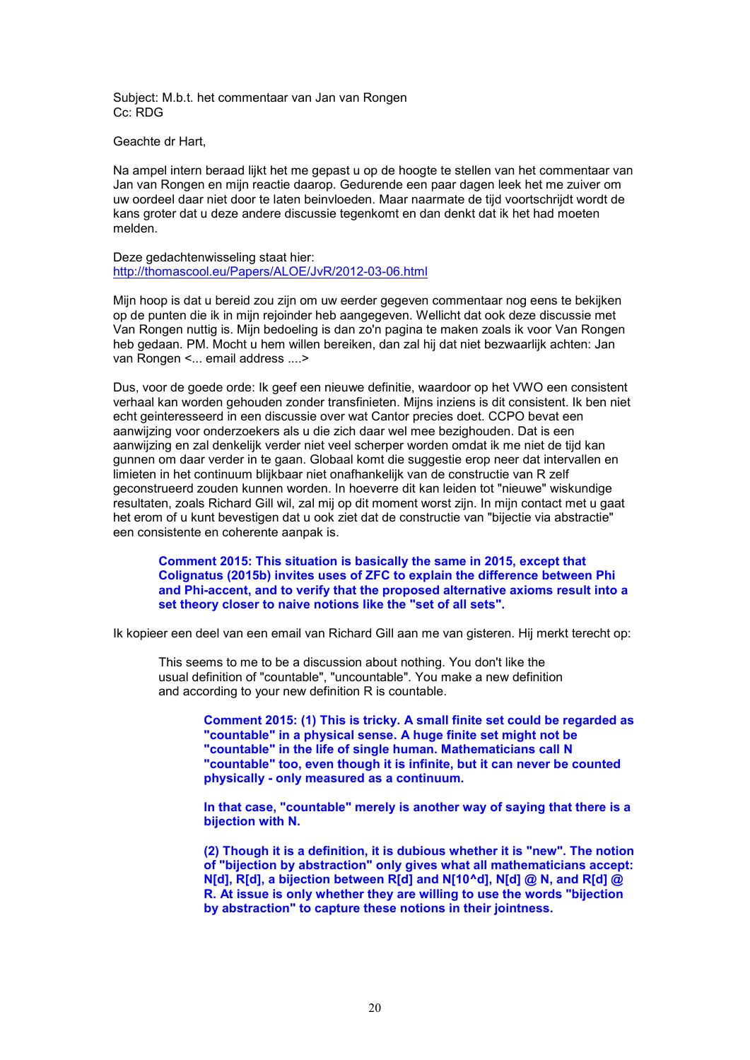Subject: M.b.t. het commentaar van Jan van Rongen
Cc: RDG

Geachte dr Hart,

Na ampel intern beraad lijkt het me gepast u op de hoogte te stellen van het commentaar van Jan van Rongen en mijn reactie daarop. Gedurende een paar dagen leek het me zuiver om uw oordeel daar niet door te laten beinvloeden. Maar naarmate de tijd voortschrijdt wordt de kans groter dat u deze andere discussie tegenkomt en dan denkt dat ik het had moeten melden.

Deze gedachtenwisseling staat hier:
http://thomascool.eu/Papers/ALOE/JvR/2012-03-06.html

Mijn hoop is dat u bereid zou zijn om uw eerder gegeven commentaar nog eens te bekijken op de punten die ik in mijn rejoinder heb aangegeven. Wellicht dat ook deze discussie met Van Rongen nuttig is. Mijn bedoeling is dan zo'n pagina te maken zoals ik voor Van Rongen heb gedaan. PM. Mocht u hem willen bereiken, dan zal hij dat niet bezwaarlijk achten: Jan van Rongen <... email address ....>

Dus, voor de goede orde: Ik geef een nieuwe definitie, waardoor op het VWO een consistent verhaal kan worden gehouden zonder transfinieten. Mijns inziens is dit consistent. Ik ben niet echt geinteresseerd in een discussie over wat Cantor precies doet. CCPO bevat een aanwijzing voor onderzoekers als u die zich daar wel mee bezighouden. Dat is een aanwijzing en zal denkelijk verder niet veel scherper worden omdat ik me niet de tijd kan gunnen om daar verder in te gaan. Globaal komt die suggestie erop neer dat intervallen en limieten in het continuum blijkbaar niet onafhankelijk van de constructie van R zelf geconstrueerd zouden kunnen worden. In hoeverre dit kan leiden tot "nieuwe" wiskundige resultaten, zoals Richard Gill wil, zal mij op dit moment worst zijn. In mijn contact met u gaat het erom of u kunt bevestigen dat u ook ziet dat de constructie van "bijectie via abstractie" een consistente en coherente aanpak is.

> **Comment 2015: This situation is basically the same in 2015, except that Colignatus (2015b) invites uses of ZFC to explain the difference between Phi and Phi-accent, and to verify that the proposed alternative axioms result into a set theory closer to naive notions like the "set of all sets".**

Ik kopieer een deel van een email van Richard Gill aan me van gisteren. Hij merkt terecht op:

> This seems to me to be a discussion about nothing. You don't like the usual definition of "countable", "uncountable". You make a new definition and according to your new definition R is countable.
>
> > **Comment 2015: (1) This is tricky. A small finite set could be regarded as "countable" in a physical sense. A huge finite set might not be "countable" in the life of single human. Mathematicians call N "countable" too, even though it is infinite, but it can never be counted physically - only measured as a continuum.**
> >
> > **In that case, "countable" merely is another way of saying that there is a bijection with N.**
> >
> > **(2) Though it is a definition, it is dubious whether it is "new". The notion of "bijection by abstraction" only gives what all mathematicians accept: N[d], R[d], a bijection between R[d] and N[10^d], N[d] @ N, and R[d] @ R. At issue is only whether they are willing to use the words "bijection by abstraction" to capture these notions in their jointness.**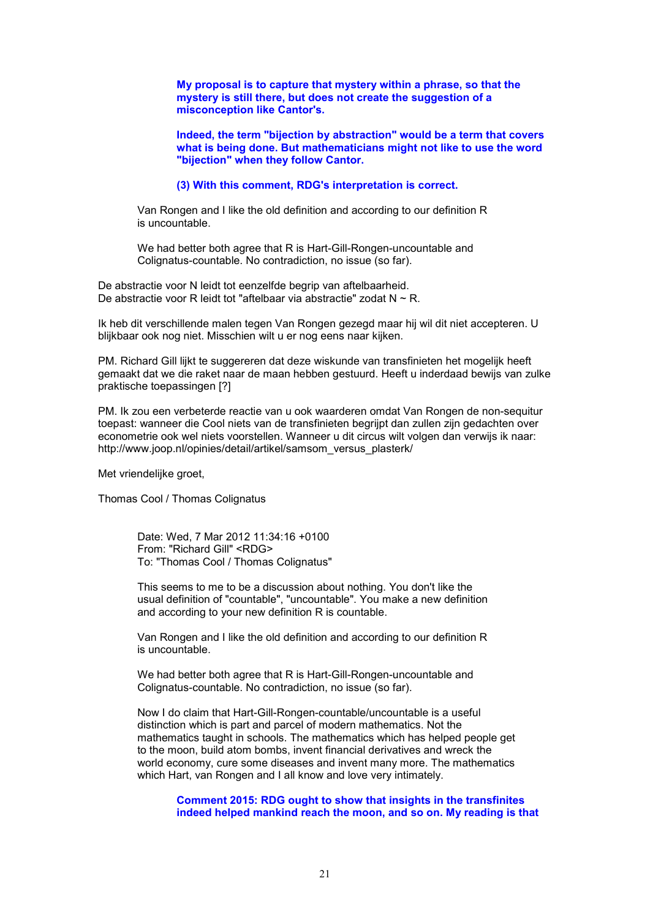**My proposal is to capture that mystery within a phrase, so that the mystery is still there, but does not create the suggestion of a misconception like Cantor's.**

**Indeed, the term "bijection by abstraction" would be a term that covers what is being done. But mathematicians might not like to use the word "bijection" when they follow Cantor.**

**(3) With this comment, RDG's interpretation is correct.**

Van Rongen and I like the old definition and according to our definition R is uncountable.

We had better both agree that R is Hart-Gill-Rongen-uncountable and Colignatus-countable. No contradiction, no issue (so far).

De abstractie voor N leidt tot eenzelfde begrip van aftelbaarheid.
De abstractie voor R leidt tot "aftelbaar via abstractie" zodat N ~ R.

Ik heb dit verschillende malen tegen Van Rongen gezegd maar hij wil dit niet accepteren. U blijkbaar ook nog niet. Misschien wilt u er nog eens naar kijken.

PM. Richard Gill lijkt te suggereren dat deze wiskunde van transfinieten het mogelijk heeft gemaakt dat we die raket naar de maan hebben gestuurd. Heeft u inderdaad bewijs van zulke praktische toepassingen [?]

PM. Ik zou een verbeterde reactie van u ook waarderen omdat Van Rongen de non-sequitur toepast: wanneer die Cool niets van de transfinieten begrijpt dan zullen zijn gedachten over econometrie ook wel niets voorstellen. Wanneer u dit circus wilt volgen dan verwijs ik naar: http://www.joop.nl/opinies/detail/artikel/samsom_versus_plasterk/

Met vriendelijke groet,

Thomas Cool / Thomas Colignatus

Date: Wed, 7 Mar 2012 11:34:16 +0100
From: "Richard Gill" <RDG>
To: "Thomas Cool / Thomas Colignatus"

This seems to me to be a discussion about nothing. You don't like the usual definition of "countable", "uncountable". You make a new definition and according to your new definition R is countable.

Van Rongen and I like the old definition and according to our definition R is uncountable.

We had better both agree that R is Hart-Gill-Rongen-uncountable and Colignatus-countable. No contradiction, no issue (so far).

Now I do claim that Hart-Gill-Rongen-countable/uncountable is a useful distinction which is part and parcel of modern mathematics. Not the mathematics taught in schools. The mathematics which has helped people get to the moon, build atom bombs, invent financial derivatives and wreck the world economy, cure some diseases and invent many more. The mathematics which Hart, van Rongen and I all know and love very intimately.

**Comment 2015: RDG ought to show that insights in the transfinites indeed helped mankind reach the moon, and so on. My reading is that**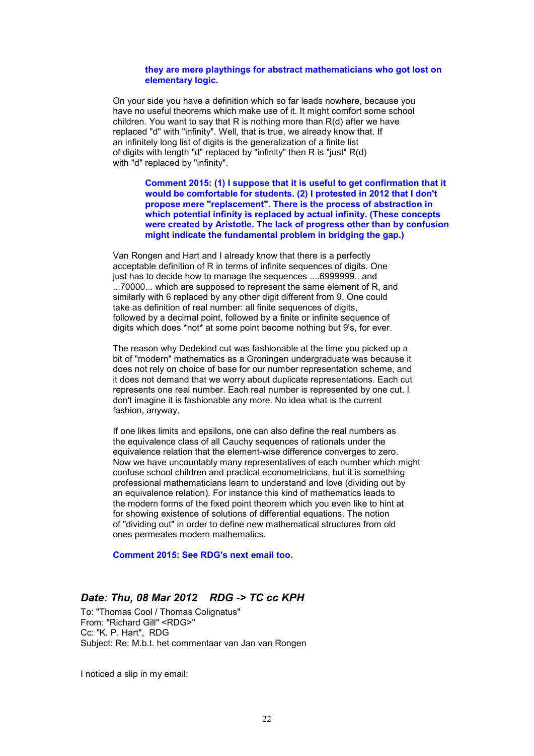**they are mere playthings for abstract mathematicians who got lost on elementary logic.**

On your side you have a definition which so far leads nowhere, because you have no useful theorems which make use of it. It might comfort some school children. You want to say that R is nothing more than R(d) after we have replaced "d" with "infinity". Well, that is true, we already know that. If an infinitely long list of digits is the generalization of a finite list of digits with length "d" replaced by "infinity" then R is "just" R(d) with "d" replaced by "infinity".

**Comment 2015: (1) I suppose that it is useful to get confirmation that it would be comfortable for students. (2) I protested in 2012 that I don't propose mere "replacement". There is the process of abstraction in which potential infinity is replaced by actual infinity. (These concepts were created by Aristotle. The lack of progress other than by confusion might indicate the fundamental problem in bridging the gap.)**

Van Rongen and Hart and I already know that there is a perfectly acceptable definition of R in terms of infinite sequences of digits. One just has to decide how to manage the sequences ....6999999.. and ...70000... which are supposed to represent the same element of R, and similarly with 6 replaced by any other digit different from 9. One could take as definition of real number: all finite sequences of digits, followed by a decimal point, followed by a finite or infinite sequence of digits which does *not* at some point become nothing but 9's, for ever.

The reason why Dedekind cut was fashionable at the time you picked up a bit of "modern" mathematics as a Groningen undergraduate was because it does not rely on choice of base for our number representation scheme, and it does not demand that we worry about duplicate representations. Each cut represents one real number. Each real number is represented by one cut. I don't imagine it is fashionable any more. No idea what is the current fashion, anyway.

If one likes limits and epsilons, one can also define the real numbers as the equivalence class of all Cauchy sequences of rationals under the equivalence relation that the element-wise difference converges to zero. Now we have uncountably many representatives of each number which might confuse school children and practical econometricians, but it is something professional mathematicians learn to understand and love (dividing out by an equivalence relation). For instance this kind of mathematics leads to the modern forms of the fixed point theorem which you even like to hint at for showing existence of solutions of differential equations. The notion of "dividing out" in order to define new mathematical structures from old ones permeates modern mathematics.

**Comment 2015: See RDG's next email too.**

### *Date: Thu, 08 Mar 2012    RDG -> TC cc KPH*

To: "Thomas Cool / Thomas Colignatus"
From: "Richard Gill" <RDG>"
Cc: "K. P. Hart",  RDG
Subject: Re: M.b.t. het commentaar van Jan van Rongen

I noticed a slip in my email: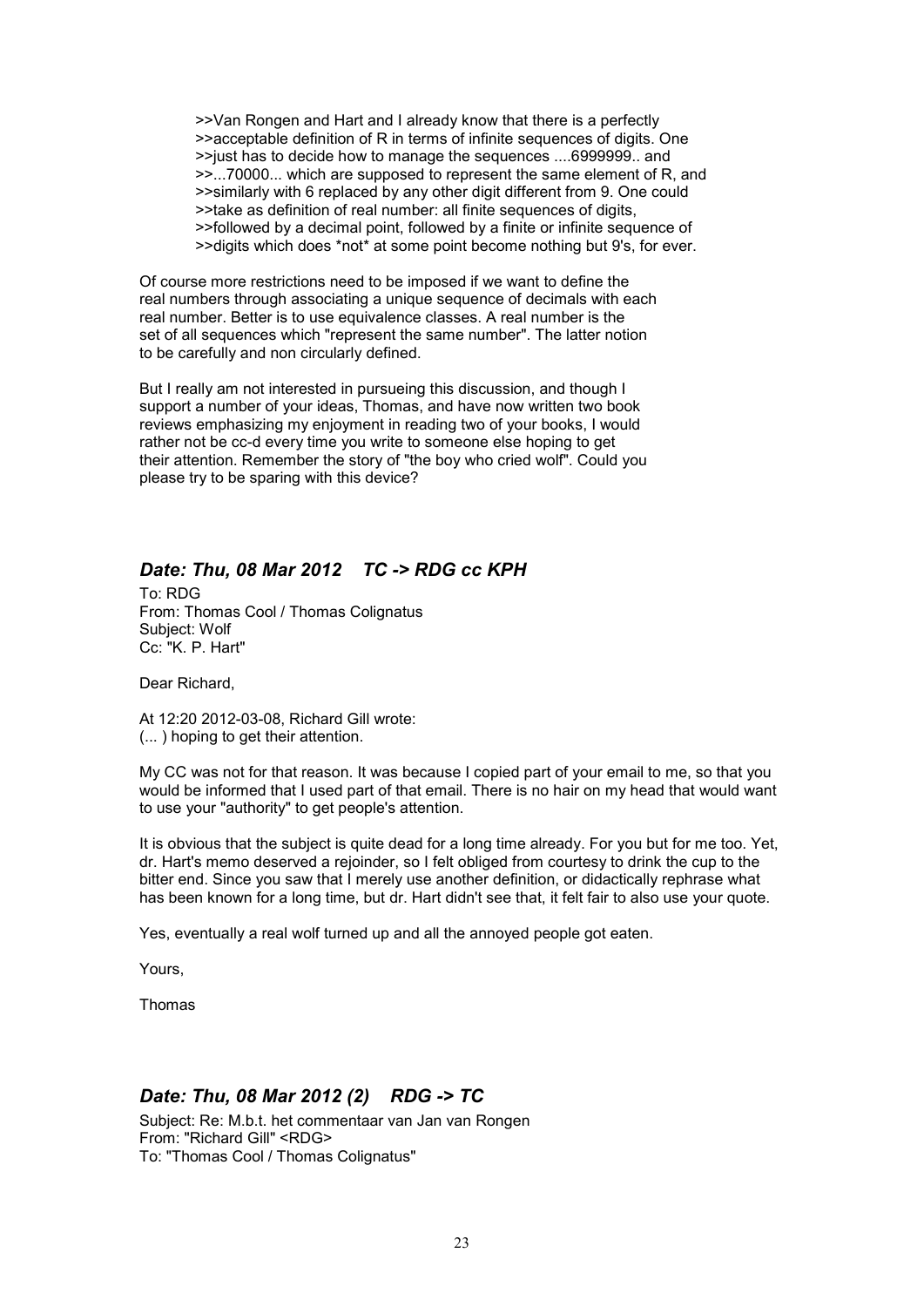>>Van Rongen and Hart and I already know that there is a perfectly
>>acceptable definition of R in terms of infinite sequences of digits. One
>>just has to decide how to manage the sequences ....6999999.. and
>>...70000... which are supposed to represent the same element of R, and
>>similarly with 6 replaced by any other digit different from 9. One could
>>take as definition of real number: all finite sequences of digits,
>>followed by a decimal point, followed by a finite or infinite sequence of
>>digits which does *not* at some point become nothing but 9's, for ever.

Of course more restrictions need to be imposed if we want to define the real numbers through associating a unique sequence of decimals with each real number. Better is to use equivalence classes. A real number is the set of all sequences which "represent the same number". The latter notion to be carefully and non circularly defined.

But I really am not interested in pursueing this discussion, and though I support a number of your ideas, Thomas, and have now written two book reviews emphasizing my enjoyment in reading two of your books, I would rather not be cc-d every time you write to someone else hoping to get their attention. Remember the story of "the boy who cried wolf". Could you please try to be sparing with this device?

## *Date: Thu, 08 Mar 2012 TC -> RDG cc KPH*

To: RDG
From: Thomas Cool / Thomas Colignatus
Subject: Wolf
Cc: "K. P. Hart"

Dear Richard,

At 12:20 2012-03-08, Richard Gill wrote:
(... ) hoping to get their attention.

My CC was not for that reason. It was because I copied part of your email to me, so that you would be informed that I used part of that email. There is no hair on my head that would want to use your "authority" to get people's attention.

It is obvious that the subject is quite dead for a long time already. For you but for me too. Yet, dr. Hart's memo deserved a rejoinder, so I felt obliged from courtesy to drink the cup to the bitter end. Since you saw that I merely use another definition, or didactically rephrase what has been known for a long time, but dr. Hart didn't see that, it felt fair to also use your quote.

Yes, eventually a real wolf turned up and all the annoyed people got eaten.

Yours,

Thomas

## *Date: Thu, 08 Mar 2012 (2) RDG -> TC*

Subject: Re: M.b.t. het commentaar van Jan van Rongen
From: "Richard Gill" <RDG>
To: "Thomas Cool / Thomas Colignatus"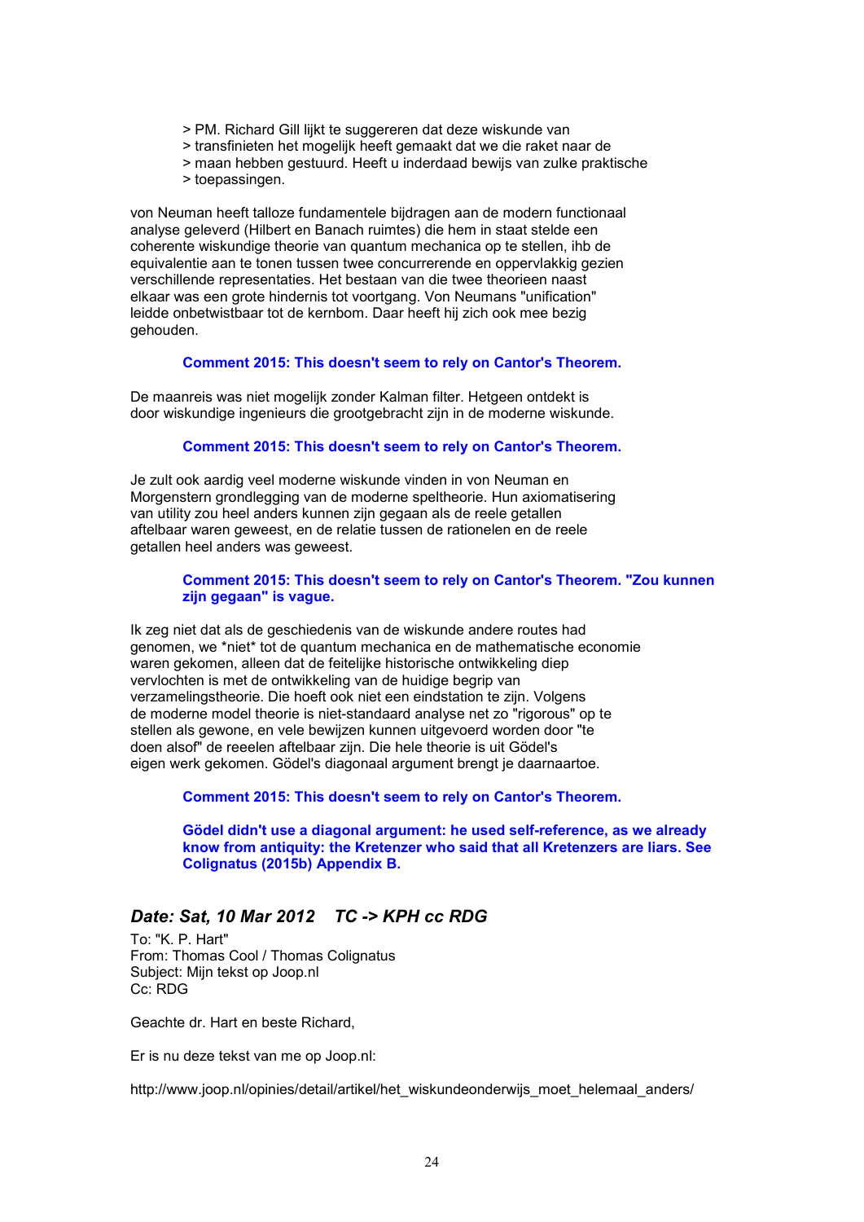> PM. Richard Gill lijkt te suggereren dat deze wiskunde van
> transfinieten het mogelijk heeft gemaakt dat we die raket naar de
> maan hebben gestuurd. Heeft u inderdaad bewijs van zulke praktische
> toepassingen.

von Neuman heeft talloze fundamentele bijdragen aan de modern functionaal analyse geleverd (Hilbert en Banach ruimtes) die hem in staat stelde een coherente wiskundige theorie van quantum mechanica op te stellen, ihb de equivalentie aan te tonen tussen twee concurrerende en oppervlakkig gezien verschillende representaties. Het bestaan van die twee theorieen naast elkaar was een grote hindernis tot voortgang. Von Neumans "unification" leidde onbetwistbaar tot de kernbom. Daar heeft hij zich ook mee bezig gehouden.

> **Comment 2015: This doesn't seem to rely on Cantor's Theorem.**

De maanreis was niet mogelijk zonder Kalman filter. Hetgeen ontdekt is door wiskundige ingenieurs die grootgebracht zijn in de moderne wiskunde.

> **Comment 2015: This doesn't seem to rely on Cantor's Theorem.**

Je zult ook aardig veel moderne wiskunde vinden in von Neuman en Morgenstern grondlegging van de moderne speltheorie. Hun axiomatisering van utility zou heel anders kunnen zijn gegaan als de reele getallen aftelbaar waren geweest, en de relatie tussen de rationelen en de reele getallen heel anders was geweest.

> **Comment 2015: This doesn't seem to rely on Cantor's Theorem. "Zou kunnen zijn gegaan" is vague.**

Ik zeg niet dat als de geschiedenis van de wiskunde andere routes had genomen, we \*niet\* tot de quantum mechanica en de mathematische economie waren gekomen, alleen dat de feitelijke historische ontwikkeling diep vervlochten is met de ontwikkeling van de huidige begrip van verzamelingstheorie. Die hoeft ook niet een eindstation te zijn. Volgens de moderne model theorie is niet-standaard analyse net zo "rigorous" op te stellen als gewone, en vele bewijzen kunnen uitgevoerd worden door "te doen alsof" de reeelen aftelbaar zijn. Die hele theorie is uit Gödel's eigen werk gekomen. Gödel's diagonaal argument brengt je daarnaartoe.

> **Comment 2015: This doesn't seem to rely on Cantor's Theorem.**
>
> **Gödel didn't use a diagonal argument: he used self-reference, as we already know from antiquity: the Kretenzer who said that all Kretenzers are liars. See Colignatus (2015b) Appendix B.**

## *Date: Sat, 10 Mar 2012    TC -> KPH cc RDG*

To: "K. P. Hart"
From: Thomas Cool / Thomas Colignatus
Subject: Mijn tekst op Joop.nl
Cc: RDG

Geachte dr. Hart en beste Richard,

Er is nu deze tekst van me op Joop.nl:

http://www.joop.nl/opinies/detail/artikel/het_wiskundeonderwijs_moet_helemaal_anders/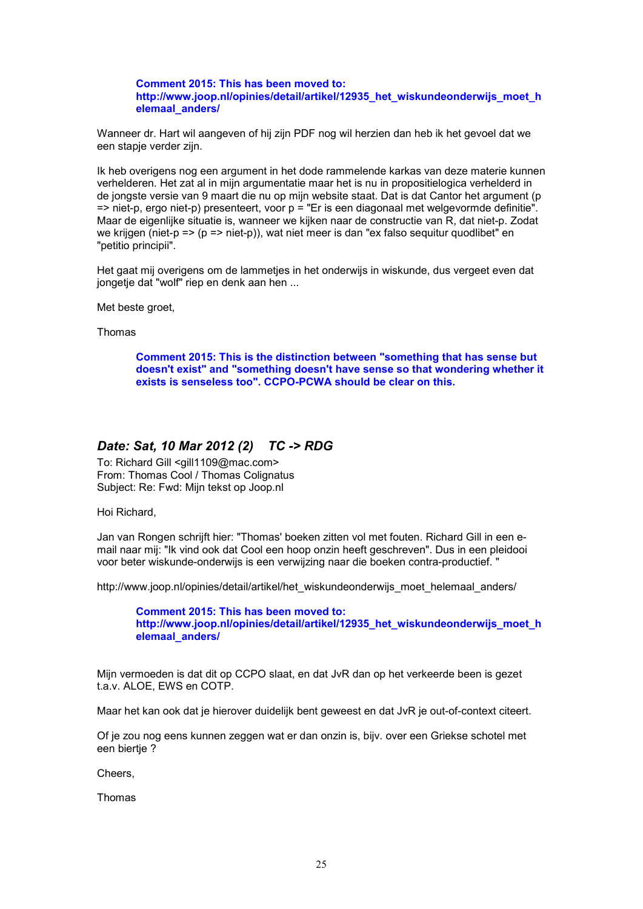**Comment 2015: This has been moved to: http://www.joop.nl/opinies/detail/artikel/12935_het_wiskundeonderwijs_moet_helemaal_anders/**

Wanneer dr. Hart wil aangeven of hij zijn PDF nog wil herzien dan heb ik het gevoel dat we een stapje verder zijn.

Ik heb overigens nog een argument in het dode rammelende karkas van deze materie kunnen verhelderen. Het zat al in mijn argumentatie maar het is nu in propositielogica verhelderd in de jongste versie van 9 maart die nu op mijn website staat. Dat is dat Cantor het argument (p => niet-p, ergo niet-p) presenteert, voor p = "Er is een diagonaal met welgevormde definitie". Maar de eigenlijke situatie is, wanneer we kijken naar de constructie van R, dat niet-p. Zodat we krijgen (niet-p => (p => niet-p)), wat niet meer is dan "ex falso sequitur quodlibet" en "petitio principii".

Het gaat mij overigens om de lammetjes in het onderwijs in wiskunde, dus vergeet even dat jongetje dat "wolf" riep en denk aan hen ...

Met beste groet,

Thomas

**Comment 2015: This is the distinction between "something that has sense but doesn't exist" and "something doesn't have sense so that wondering whether it exists is senseless too". CCPO-PCWA should be clear on this.**

## *Date: Sat, 10 Mar 2012 (2)    TC -> RDG*

To: Richard Gill <gill1109@mac.com>
From: Thomas Cool / Thomas Colignatus
Subject: Re: Fwd: Mijn tekst op Joop.nl

Hoi Richard,

Jan van Rongen schrijft hier: "Thomas' boeken zitten vol met fouten. Richard Gill in een e-mail naar mij: "Ik vind ook dat Cool een hoop onzin heeft geschreven". Dus in een pleidooi voor beter wiskunde-onderwijs is een verwijzing naar die boeken contra-productief. "

http://www.joop.nl/opinies/detail/artikel/het_wiskundeonderwijs_moet_helemaal_anders/

**Comment 2015: This has been moved to: http://www.joop.nl/opinies/detail/artikel/12935_het_wiskundeonderwijs_moet_helemaal_anders/**

Mijn vermoeden is dat dit op CCPO slaat, en dat JvR dan op het verkeerde been is gezet t.a.v. ALOE, EWS en COTP.

Maar het kan ook dat je hierover duidelijk bent geweest en dat JvR je out-of-context citeert.

Of je zou nog eens kunnen zeggen wat er dan onzin is, bijv. over een Griekse schotel met een biertje ?

Cheers,

Thomas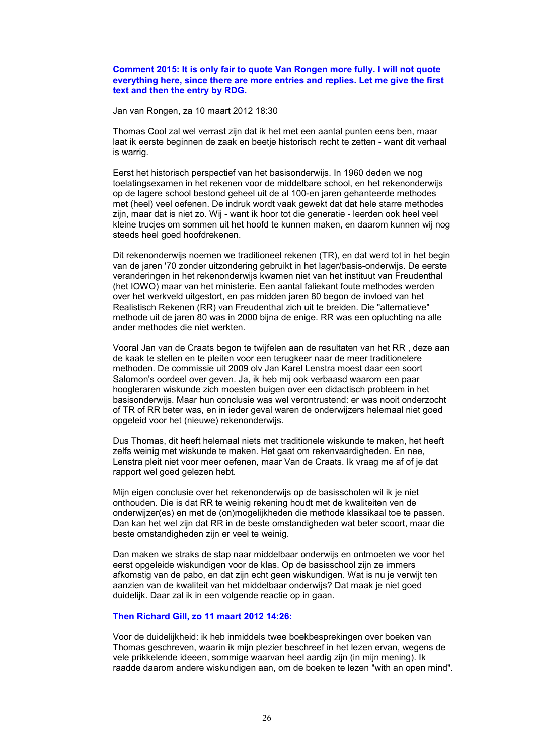**Comment 2015: It is only fair to quote Van Rongen more fully. I will not quote everything here, since there are more entries and replies. Let me give the first text and then the entry by RDG.**

Jan van Rongen, za 10 maart 2012 18:30

Thomas Cool zal wel verrast zijn dat ik het met een aantal punten eens ben, maar laat ik eerste beginnen de zaak en beetje historisch recht te zetten - want dit verhaal is warrig.

Eerst het historisch perspectief van het basisonderwijs. In 1960 deden we nog toelatingsexamen in het rekenen voor de middelbare school, en het rekenonderwijs op de lagere school bestond geheel uit de al 100-en jaren gehanteerde methodes met (heel) veel oefenen. De indruk wordt vaak gewekt dat dat hele starre methodes zijn, maar dat is niet zo. Wij - want ik hoor tot die generatie - leerden ook heel veel kleine trucjes om sommen uit het hoofd te kunnen maken, en daarom kunnen wij nog steeds heel goed hoofdrekenen.

Dit rekenonderwijs noemen we traditioneel rekenen (TR), en dat werd tot in het begin van de jaren '70 zonder uitzondering gebruikt in het lager/basis-onderwijs. De eerste veranderingen in het rekenonderwijs kwamen niet van het instituut van Freudenthal (het IOWO) maar van het ministerie. Een aantal faliekant foute methodes werden over het werkveld uitgestort, en pas midden jaren 80 begon de invloed van het Realistisch Rekenen (RR) van Freudenthal zich uit te breiden. Die "alternatieve" methode uit de jaren 80 was in 2000 bijna de enige. RR was een opluchting na alle ander methodes die niet werkten.

Vooral Jan van de Craats begon te twijfelen aan de resultaten van het RR , deze aan de kaak te stellen en te pleiten voor een terugkeer naar de meer traditionelere methoden. De commissie uit 2009 olv Jan Karel Lenstra moest daar een soort Salomon's oordeel over geven. Ja, ik heb mij ook verbaasd waarom een paar hoogleraren wiskunde zich moesten buigen over een didactisch probleem in het basisonderwijs. Maar hun conclusie was wel verontrustend: er was nooit onderzocht of TR of RR beter was, en in ieder geval waren de onderwijzers helemaal niet goed opgeleid voor het (nieuwe) rekenonderwijs.

Dus Thomas, dit heeft helemaal niets met traditionele wiskunde te maken, het heeft zelfs weinig met wiskunde te maken. Het gaat om rekenvaardigheden. En nee, Lenstra pleit niet voor meer oefenen, maar Van de Craats. Ik vraag me af of je dat rapport wel goed gelezen hebt.

Mijn eigen conclusie over het rekenonderwijs op de basisscholen wil ik je niet onthouden. Die is dat RR te weinig rekening houdt met de kwaliteiten ven de onderwijzer(es) en met de (on)mogelijkheden die methode klassikaal toe te passen. Dan kan het wel zijn dat RR in de beste omstandigheden wat beter scoort, maar die beste omstandigheden zijn er veel te weinig.

Dan maken we straks de stap naar middelbaar onderwijs en ontmoeten we voor het eerst opgeleide wiskundigen voor de klas. Op de basisschool zijn ze immers afkomstig van de pabo, en dat zijn echt geen wiskundigen. Wat is nu je verwijt ten aanzien van de kwaliteit van het middelbaar onderwijs? Dat maak je niet goed duidelijk. Daar zal ik in een volgende reactie op in gaan.

**Then Richard Gill, zo 11 maart 2012 14:26:**

Voor de duidelijkheid: ik heb inmiddels twee boekbesprekingen over boeken van Thomas geschreven, waarin ik mijn plezier beschreef in het lezen ervan, wegens de vele prikkelende ideeen, sommige waarvan heel aardig zijn (in mijn mening). Ik raadde daarom andere wiskundigen aan, om de boeken te lezen "with an open mind".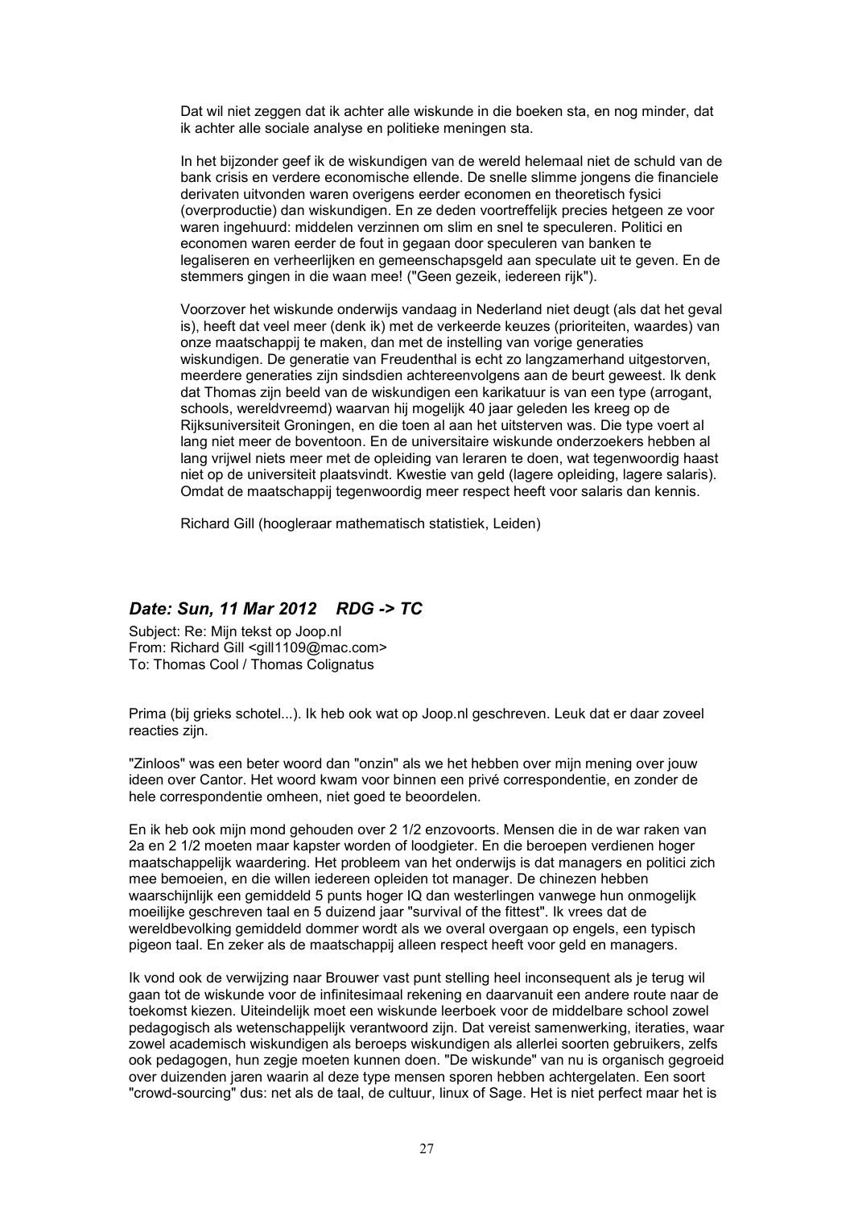Dat wil niet zeggen dat ik achter alle wiskunde in die boeken sta, en nog minder, dat ik achter alle sociale analyse en politieke meningen sta.

In het bijzonder geef ik de wiskundigen van de wereld helemaal niet de schuld van de bank crisis en verdere economische ellende. De snelle slimme jongens die financiele derivaten uitvonden waren overigens eerder economen en theoretisch fysici (overproductie) dan wiskundigen. En ze deden voortreffelijk precies hetgeen ze voor waren ingehuurd: middelen verzinnen om slim en snel te speculeren. Politici en economen waren eerder de fout in gegaan door speculeren van banken te legaliseren en verheerlijken en gemeenschapsgeld aan speculatie uit te geven. En de stemmers gingen in die waan mee! ("Geen gezeik, iedereen rijk").

Voorzover het wiskunde onderwijs vandaag in Nederland niet deugt (als dat het geval is), heeft dat veel meer (denk ik) met de verkeerde keuzes (prioriteiten, waardes) van onze maatschappij te maken, dan met de instelling van vorige generaties wiskundigen. De generatie van Freudenthal is echt zo langzamerhand uitgestorven, meerdere generaties zijn sindsdien achtereenvolgens aan de beurt geweest. Ik denk dat Thomas zijn beeld van de wiskundigen een karikatuur is van een type (arrogant, schools, wereldvreemd) waarvan hij mogelijk 40 jaar geleden les kreeg op de Rijksuniversiteit Groningen, en die toen al aan het uitsterven was. Die type voert al lang niet meer de boventoon. En de universitaire wiskunde onderzoekers hebben al lang vrijwel niets meer met de opleiding van leraren te doen, wat tegenwoordig haast niet op de universiteit plaatsvindt. Kwestie van geld (lagere opleiding, lagere salaris). Omdat de maatschappij tegenwoordig meer respect heeft voor salaris dan kennis.

Richard Gill (hoogleraar mathematisch statistiek, Leiden)

## *Date: Sun, 11 Mar 2012 RDG -> TC*

Subject: Re: Mijn tekst op Joop.nl
From: Richard Gill <gill1109@mac.com>
To: Thomas Cool / Thomas Colignatus

Prima (bij grieks schotel...). Ik heb ook wat op Joop.nl geschreven. Leuk dat er daar zoveel reacties zijn.

"Zinloos" was een beter woord dan "onzin" als we het hebben over mijn mening over jouw ideen over Cantor. Het woord kwam voor binnen een privé correspondentie, en zonder de hele correspondentie omheen, niet goed te beoordelen.

En ik heb ook mijn mond gehouden over 2 1/2 enzovoorts. Mensen die in de war raken van 2a en 2 1/2 moeten maar kapster worden of loodgieter. En die beroepen verdienen hoger maatschappelijk waardering. Het probleem van het onderwijs is dat managers en politici zich mee bemoeien, en die willen iedereen opleiden tot manager. De chinezen hebben waarschijnlijk een gemiddeld 5 punts hoger IQ dan westerlingen vanwege hun onmogelijk moeilijke geschreven taal en 5 duizend jaar "survival of the fittest". Ik vrees dat de wereldbevolking gemiddeld dommer wordt als we overal overgaan op engels, een typisch pigeon taal. En zeker als de maatschappij alleen respect heeft voor geld en managers.

Ik vond ook de verwijzing naar Brouwer vast punt stelling heel inconsequent als je terug wil gaan tot de wiskunde voor de infinitesimaal rekening en daarvanuit een andere route naar de toekomst kiezen. Uiteindelijk moet een wiskunde leerboek voor de middelbare school zowel pedagogisch als wetenschappelijk verantwoord zijn. Dat vereist samenwerking, iteraties, waar zowel academisch wiskundigen als beroeps wiskundigen als allerlei soorten gebruikers, zelfs ook pedagogen, hun zegje moeten kunnen doen. "De wiskunde" van nu is organisch gegroeid over duizenden jaren waarin al deze type mensen sporen hebben achtergelaten. Een soort "crowd-sourcing" dus: net als de taal, de cultuur, linux of Sage. Het is niet perfect maar het is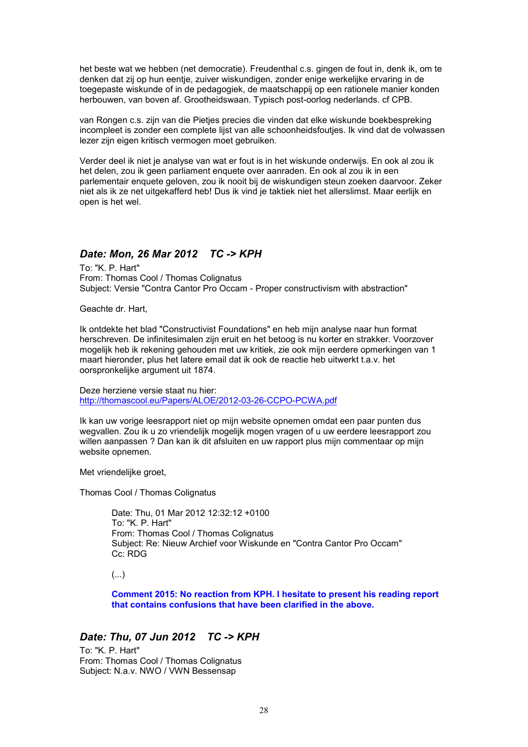het beste wat we hebben (net democratie). Freudenthal c.s. gingen de fout in, denk ik, om te denken dat zij op hun eentje, zuiver wiskundigen, zonder enige werkelijke ervaring in de toegepaste wiskunde of in de pedagogiek, de maatschappij op een rationele manier konden herbouwen, van boven af. Grootheidswaan. Typisch post-oorlog nederlands. cf CPB.

van Rongen c.s. zijn van die Pietjes precies die vinden dat elke wiskunde boekbespreking incompleet is zonder een complete lijst van alle schoonheidsfoutjes. Ik vind dat de volwassen lezer zijn eigen kritisch vermogen moet gebruiken.

Verder deel ik niet je analyse van wat er fout is in het wiskunde onderwijs. En ook al zou ik het delen, zou ik geen parliament enquete over aanraden. En ook al zou ik in een parlementair enquete geloven, zou ik nooit bij de wiskundigen steun zoeken daarvoor. Zeker niet als ik ze net uitgekafferd heb! Dus ik vind je taktiek niet het allerslimst. Maar eerlijk en open is het wel.

## *Date: Mon, 26 Mar 2012    TC -> KPH*

To: "K. P. Hart"
From: Thomas Cool / Thomas Colignatus
Subject: Versie "Contra Cantor Pro Occam - Proper constructivism with abstraction"

Geachte dr. Hart,

Ik ontdekte het blad "Constructivist Foundations" en heb mijn analyse naar hun format herschreven. De infinitesimalen zijn eruit en het betoog is nu korter en strakker. Voorzover mogelijk heb ik rekening gehouden met uw kritiek, zie ook mijn eerdere opmerkingen van 1 maart hieronder, plus het latere email dat ik ook de reactie heb uitwerkt t.a.v. het oorspronkelijke argument uit 1874.

Deze herziene versie staat nu hier:
http://thomascool.eu/Papers/ALOE/2012-03-26-CCPO-PCWA.pdf

Ik kan uw vorige leesrapport niet op mijn website opnemen omdat een paar punten dus wegvallen. Zou ik u zo vriendelijk mogelijk mogen vragen of u uw eerdere leesrapport zou willen aanpassen ? Dan kan ik dit afsluiten en uw rapport plus mijn commentaar op mijn website opnemen.

Met vriendelijke groet,

Thomas Cool / Thomas Colignatus

> Date: Thu, 01 Mar 2012 12:32:12 +0100
> To: "K. P. Hart"
> From: Thomas Cool / Thomas Colignatus
> Subject: Re: Nieuw Archief voor Wiskunde en "Contra Cantor Pro Occam"
> Cc: RDG
>
> (...)
>
> **Comment 2015: No reaction from KPH. I hesitate to present his reading report that contains confusions that have been clarified in the above.**

## *Date: Thu, 07 Jun 2012    TC -> KPH*

To: "K. P. Hart"
From: Thomas Cool / Thomas Colignatus
Subject: N.a.v. NWO / VWN Bessensap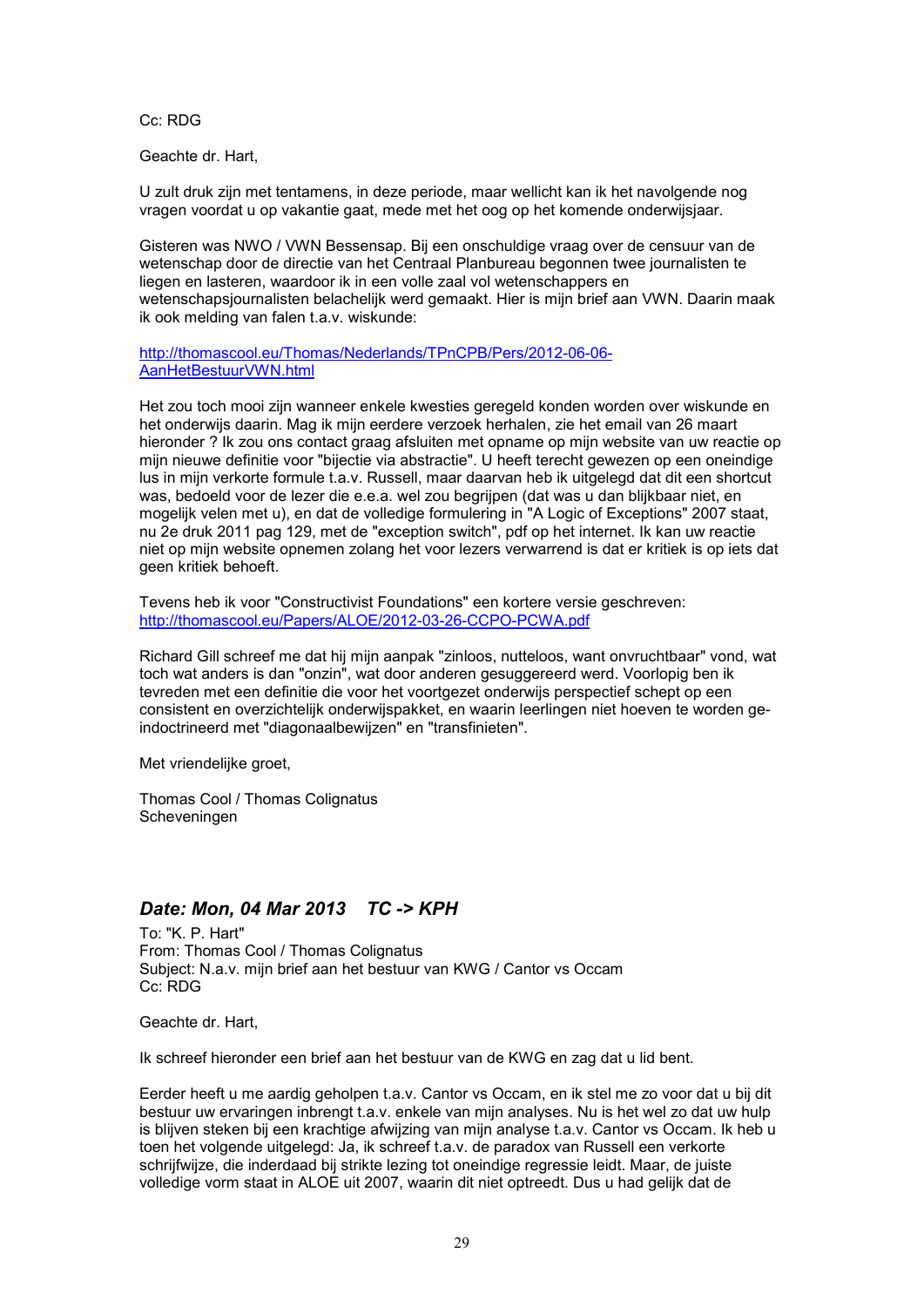Cc: RDG

Geachte dr. Hart,

U zult druk zijn met tentamens, in deze periode, maar wellicht kan ik het navolgende nog vragen voordat u op vakantie gaat, mede met het oog op het komende onderwijsjaar.

Gisteren was NWO / VWN Bessensap. Bij een onschuldige vraag over de censuur van de wetenschap door de directie van het Centraal Planbureau begonnen twee journalisten te liegen en lasteren, waardoor ik in een volle zaal vol wetenschappers en wetenschapsjournalisten belachelijk werd gemaakt. Hier is mijn brief aan VWN. Daarin maak ik ook melding van falen t.a.v. wiskunde:

http://thomascool.eu/Thomas/Nederlands/TPnCPB/Pers/2012-06-06-AanHetBestuurVWN.html

Het zou toch mooi zijn wanneer enkele kwesties geregeld konden worden over wiskunde en het onderwijs daarin. Mag ik mijn eerdere verzoek herhalen, zie het email van 26 maart hieronder ? Ik zou ons contact graag afsluiten met opname op mijn website van uw reactie op mijn nieuwe definitie voor "bijectie via abstractie". U heeft terecht gewezen op een oneindige lus in mijn verkorte formule t.a.v. Russell, maar daarvan heb ik uitgelegd dat dit een shortcut was, bedoeld voor de lezer die e.e.a. wel zou begrijpen (dat was u dan blijkbaar niet, en mogelijk velen met u), en dat de volledige formulering in "A Logic of Exceptions" 2007 staat, nu 2e druk 2011 pag 129, met de "exception switch", pdf op het internet. Ik kan uw reactie niet op mijn website opnemen zolang het voor lezers verwarrend is dat er kritiek is op iets dat geen kritiek behoeft.

Tevens heb ik voor "Constructivist Foundations" een kortere versie geschreven:
http://thomascool.eu/Papers/ALOE/2012-03-26-CCPO-PCWA.pdf

Richard Gill schreef me dat hij mijn aanpak "zinloos, nutteloos, want onvruchtbaar" vond, wat toch wat anders is dan "onzin", wat door anderen gesuggereerd werd. Voorlopig ben ik tevreden met een definitie die voor het voortgezet onderwijs perspectief schept op een consistent en overzichtelijk onderwijspakket, en waarin leerlingen niet hoeven te worden ge-indoctrineerd met "diagonaalbewijzen" en "transfinieten".

Met vriendelijke groet,

Thomas Cool / Thomas Colignatus
Scheveningen

### *Date: Mon, 04 Mar 2013 TC -> KPH*

To: "K. P. Hart"
From: Thomas Cool / Thomas Colignatus
Subject: N.a.v. mijn brief aan het bestuur van KWG / Cantor vs Occam
Cc: RDG

Geachte dr. Hart,

Ik schreef hieronder een brief aan het bestuur van de KWG en zag dat u lid bent.

Eerder heeft u me aardig geholpen t.a.v. Cantor vs Occam, en ik stel me zo voor dat u bij dit bestuur uw ervaringen inbrengt t.a.v. enkele van mijn analyses. Nu is het wel zo dat uw hulp is blijven steken bij een krachtige afwijzing van mijn analyse t.a.v. Cantor vs Occam. Ik heb u toen het volgende uitgelegd: Ja, ik schreef t.a.v. de paradox van Russell een verkorte schrijfwijze, die inderdaad bij strikte lezing tot oneindige regressie leidt. Maar, de juiste volledige vorm staat in ALOE uit 2007, waarin dit niet optreedt. Dus u had gelijk dat de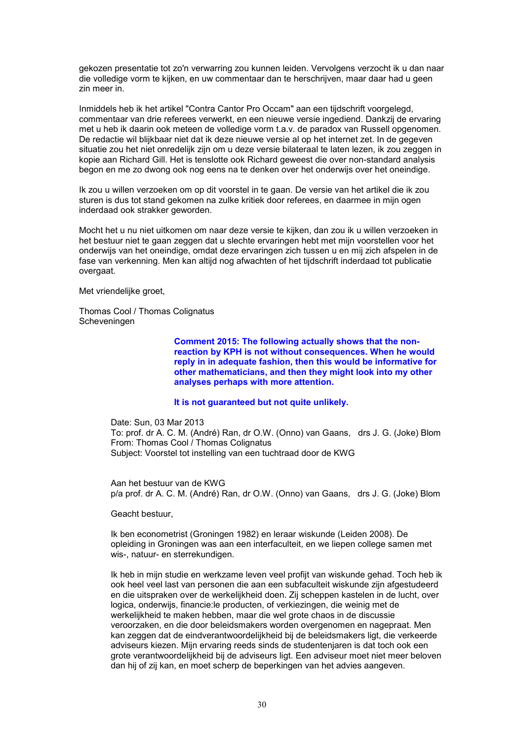gekozen presentatie tot zo'n verwarring zou kunnen leiden. Vervolgens verzocht ik u dan naar die volledige vorm te kijken, en uw commentaar dan te herschrijven, maar daar had u geen zin meer in.

Inmiddels heb ik het artikel "Contra Cantor Pro Occam" aan een tijdschrift voorgelegd, commentaar van drie referees verwerkt, en een nieuwe versie ingediend. Dankzij de ervaring met u heb ik daarin ook meteen de volledige vorm t.a.v. de paradox van Russell opgenomen. De redactie wil blijkbaar niet dat ik deze nieuwe versie al op het internet zet. In de gegeven situatie zou het niet onredelijk zijn om u deze versie bilateraal te laten lezen, ik zou zeggen in kopie aan Richard Gill. Het is tenslotte ook Richard geweest die over non-standard analysis begon en me zo dwong ook nog eens na te denken over het onderwijs over het oneindige.

Ik zou u willen verzoeken om op dit voorstel in te gaan. De versie van het artikel die ik zou sturen is dus tot stand gekomen na zulke kritiek door referees, en daarmee in mijn ogen inderdaad ook strakker geworden.

Mocht het u nu niet uitkomen om naar deze versie te kijken, dan zou ik u willen verzoeken in het bestuur niet te gaan zeggen dat u slechte ervaringen hebt met mijn voorstellen voor het onderwijs van het oneindige, omdat deze ervaringen zich tussen u en mij zich afspelen in de fase van verkenning. Men kan altijd nog afwachten of het tijdschrift inderdaad tot publicatie overgaat.

Met vriendelijke groet,

Thomas Cool / Thomas Colignatus
Scheveningen

> **Comment 2015: The following actually shows that the non-reaction by KPH is not without consequences. When he would reply in in adequate fashion, then this would be informative for other mathematicians, and then they might look into my other analyses perhaps with more attention.**
>
> **It is not guaranteed but not quite unlikely.**

Date: Sun, 03 Mar 2013
To: prof. dr A. C. M. (André) Ran, dr O.W. (Onno) van Gaans, drs J. G. (Joke) Blom
From: Thomas Cool / Thomas Colignatus
Subject: Voorstel tot instelling van een tuchtraad door de KWG

Aan het bestuur van de KWG
p/a prof. dr A. C. M. (André) Ran, dr O.W. (Onno) van Gaans, drs J. G. (Joke) Blom

Geacht bestuur,

Ik ben econometrist (Groningen 1982) en leraar wiskunde (Leiden 2008). De opleiding in Groningen was aan een interfaculteit, en we liepen college samen met wis-, natuur- en sterrekundigen.

Ik heb in mijn studie en werkzame leven veel profijt van wiskunde gehad. Toch heb ik ook heel veel last van personen die aan een subfaculteit wiskunde zijn afgestudeerd en die uitspraken over de werkelijkheid doen. Zij scheppen kastelen in de lucht, over logica, onderwijs, financie:le producten, of verkiezingen, die weinig met de werkelijkheid te maken hebben, maar die wel grote chaos in de discussie veroorzaken, en die door beleidsmakers worden overgenomen en nagepraat. Men kan zeggen dat de eindverantwoordelijkheid bij de beleidsmakers ligt, die verkeerde adviseurs kiezen. Mijn ervaring reeds sinds de studentenjaren is dat toch ook een grote verantwoordelijkheid bij de adviseurs ligt. Een adviseur moet niet meer beloven dan hij of zij kan, en moet scherp de beperkingen van het advies aangeven.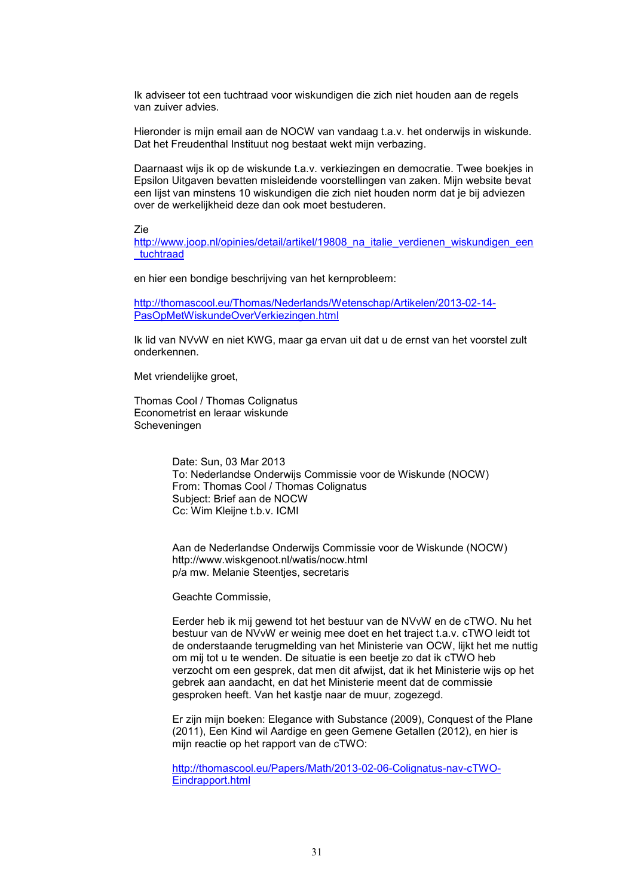Ik adviseer tot een tuchtraad voor wiskundigen die zich niet houden aan de regels van zuiver advies.

Hieronder is mijn email aan de NOCW van vandaag t.a.v. het onderwijs in wiskunde. Dat het Freudenthal Instituut nog bestaat wekt mijn verbazing.

Daarnaast wijs ik op de wiskunde t.a.v. verkiezingen en democratie. Twee boekjes in Epsilon Uitgaven bevatten misleidende voorstellingen van zaken. Mijn website bevat een lijst van minstens 10 wiskundigen die zich niet houden norm dat je bij adviezen over de werkelijkheid deze dan ook moet bestuderen.

Zie
http://www.joop.nl/opinies/detail/artikel/19808_na_italie_verdienen_wiskundigen_een_tuchtraad

en hier een bondige beschrijving van het kernprobleem:

http://thomascool.eu/Thomas/Nederlands/Wetenschap/Artikelen/2013-02-14-PasOpMetWiskundeOverVerkiezingen.html

Ik lid van NVvW en niet KWG, maar ga ervan uit dat u de ernst van het voorstel zult onderkennen.

Met vriendelijke groet,

Thomas Cool / Thomas Colignatus
Econometrist en leraar wiskunde
Scheveningen

> Date: Sun, 03 Mar 2013
> To: Nederlandse Onderwijs Commissie voor de Wiskunde (NOCW)
> From: Thomas Cool / Thomas Colignatus
> Subject: Brief aan de NOCW
> Cc: Wim Kleijne t.b.v. ICMI
>
> Aan de Nederlandse Onderwijs Commissie voor de Wiskunde (NOCW)
> http://www.wiskgenoot.nl/watis/nocw.html
> p/a mw. Melanie Steentjes, secretaris
>
> Geachte Commissie,
>
> Eerder heb ik mij gewend tot het bestuur van de NVvW en de cTWO. Nu het bestuur van de NVvW er weinig mee doet en het traject t.a.v. cTWO leidt tot de onderstaande terugmelding van het Ministerie van OCW, lijkt het me nuttig om mij tot u te wenden. De situatie is een beetje zo dat ik cTWO heb verzocht om een gesprek, dat men dit afwijst, dat ik het Ministerie wijs op het gebrek aan aandacht, en dat het Ministerie meent dat de commissie gesproken heeft. Van het kastje naar de muur, zogezegd.
>
> Er zijn mijn boeken: Elegance with Substance (2009), Conquest of the Plane (2011), Een Kind wil Aardige en geen Gemene Getallen (2012), en hier is mijn reactie op het rapport van de cTWO:
>
> http://thomascool.eu/Papers/Math/2013-02-06-Colignatus-nav-cTWO-Eindrapport.html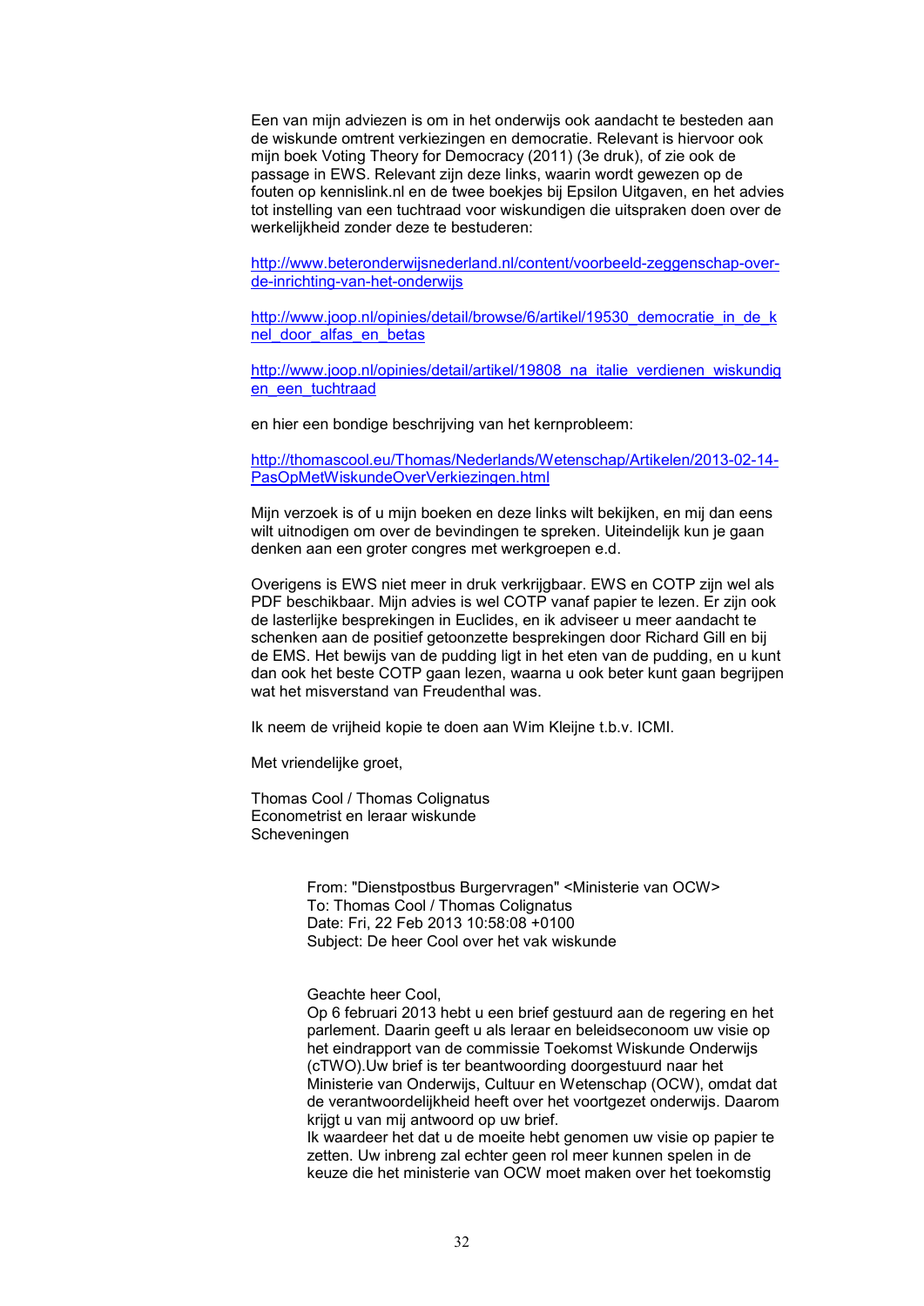Een van mijn adviezen is om in het onderwijs ook aandacht te besteden aan de wiskunde omtrent verkiezingen en democratie. Relevant is hiervoor ook mijn boek Voting Theory for Democracy (2011) (3e druk), of zie ook de passage in EWS. Relevant zijn deze links, waarin wordt gewezen op de fouten op kennislink.nl en de twee boekjes bij Epsilon Uitgaven, en het advies tot instelling van een tuchtraad voor wiskundigen die uitspraken doen over de werkelijkheid zonder deze te bestuderen:

http://www.beteronderwijsnederland.nl/content/voorbeeld-zeggenschap-over-de-inrichting-van-het-onderwijs

http://www.joop.nl/opinies/detail/browse/6/artikel/19530_democratie_in_de_knel_door_alfas_en_betas

http://www.joop.nl/opinies/detail/artikel/19808_na_italie_verdienen_wiskundigen_een_tuchtraad

en hier een bondige beschrijving van het kernprobleem:

http://thomascool.eu/Thomas/Nederlands/Wetenschap/Artikelen/2013-02-14-PasOpMetWiskundeOverVerkiezingen.html

Mijn verzoek is of u mijn boeken en deze links wilt bekijken, en mij dan eens wilt uitnodigen om over de bevindingen te spreken. Uiteindelijk kun je gaan denken aan een groter congres met werkgroepen e.d.

Overigens is EWS niet meer in druk verkrijgbaar. EWS en COTP zijn wel als PDF beschikbaar. Mijn advies is wel COTP vanaf papier te lezen. Er zijn ook de lasterlijke besprekingen in Euclides, en ik adviseer u meer aandacht te schenken aan de positief getoonzette besprekingen door Richard Gill en bij de EMS. Het bewijs van de pudding ligt in het eten van de pudding, en u kunt dan ook het beste COTP gaan lezen, waarna u ook beter kunt gaan begrijpen wat het misverstand van Freudenthal was.

Ik neem de vrijheid kopie te doen aan Wim Kleijne t.b.v. ICMI.

Met vriendelijke groet,

Thomas Cool / Thomas Colignatus
Econometrist en leraar wiskunde
Scheveningen

> From: "Dienstpostbus Burgervragen" <Ministerie van OCW>
> To: Thomas Cool / Thomas Colignatus
> Date: Fri, 22 Feb 2013 10:58:08 +0100
> Subject: De heer Cool over het vak wiskunde
>
> Geachte heer Cool,
> Op 6 februari 2013 hebt u een brief gestuurd aan de regering en het parlement. Daarin geeft u als leraar en beleidseconoom uw visie op het eindrapport van de commissie Toekomst Wiskunde Onderwijs (cTWO).Uw brief is ter beantwoording doorgestuurd naar het Ministerie van Onderwijs, Cultuur en Wetenschap (OCW), omdat dat de verantwoordelijkheid heeft over het voortgezet onderwijs. Daarom krijgt u van mij antwoord op uw brief.
> Ik waardeer het dat u de moeite hebt genomen uw visie op papier te zetten. Uw inbreng zal echter geen rol meer kunnen spelen in de keuze die het ministerie van OCW moet maken over het toekomstig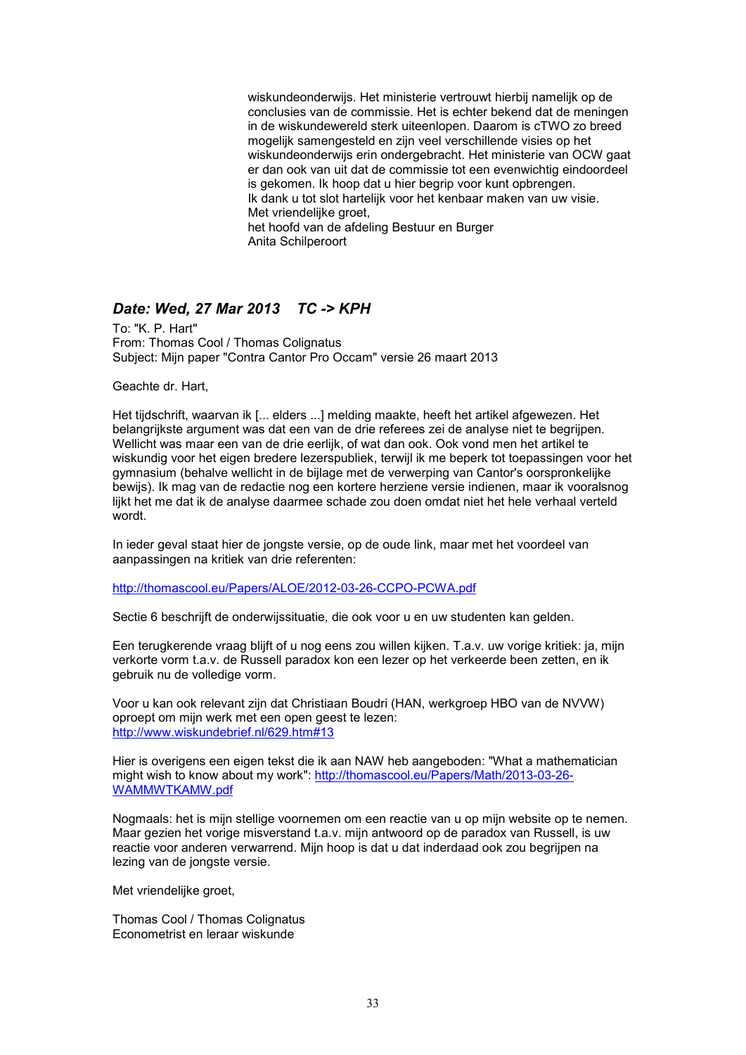wiskundeonderwijs. Het ministerie vertrouwt hierbij namelijk op de conclusies van de commissie. Het is echter bekend dat de meningen in de wiskundewereld sterk uiteenlopen. Daarom is cTWO zo breed mogelijk samengesteld en zijn veel verschillende visies op het wiskundeonderwijs erin ondergebracht. Het ministerie van OCW gaat er dan ook van uit dat de commissie tot een evenwichtig eindoordeel is gekomen. Ik hoop dat u hier begrip voor kunt opbrengen.
Ik dank u tot slot hartelijk voor het kenbaar maken van uw visie.
Met vriendelijke groet,
het hoofd van de afdeling Bestuur en Burger
Anita Schilperoort

### *Date: Wed, 27 Mar 2013    TC -> KPH*

To: "K. P. Hart"
From: Thomas Cool / Thomas Colignatus
Subject: Mijn paper "Contra Cantor Pro Occam" versie 26 maart 2013

Geachte dr. Hart,

Het tijdschrift, waarvan ik [... elders ...] melding maakte, heeft het artikel afgewezen. Het belangrijkste argument was dat een van de drie referees zei de analyse niet te begrijpen. Wellicht was maar een van de drie eerlijk, of wat dan ook. Ook vond men het artikel te wiskundig voor het eigen bredere lezerspubliek, terwijl ik me beperk tot toepassingen voor het gymnasium (behalve wellicht in de bijlage met de verwerping van Cantor's oorspronkelijke bewijs). Ik mag van de redactie nog een kortere herziene versie indienen, maar ik vooralsnog lijkt het me dat ik de analyse daarmee schade zou doen omdat niet het hele verhaal verteld wordt.

In ieder geval staat hier de jongste versie, op de oude link, maar met het voordeel van aanpassingen na kritiek van drie referenten:

http://thomascool.eu/Papers/ALOE/2012-03-26-CCPO-PCWA.pdf

Sectie 6 beschrijft de onderwijssituatie, die ook voor u en uw studenten kan gelden.

Een terugkerende vraag blijft of u nog eens zou willen kijken. T.a.v. uw vorige kritiek: ja, mijn verkorte vorm t.a.v. de Russell paradox kon een lezer op het verkeerde been zetten, en ik gebruik nu de volledige vorm.

Voor u kan ook relevant zijn dat Christiaan Boudri (HAN, werkgroep HBO van de NVVW) oproept om mijn werk met een open geest te lezen:
http://www.wiskundebrief.nl/629.htm#13

Hier is overigens een eigen tekst die ik aan NAW heb aangeboden: "What a mathematician might wish to know about my work": http://thomascool.eu/Papers/Math/2013-03-26-WAMMWTKAMW.pdf

Nogmaals: het is mijn stellige voornemen om een reactie van u op mijn website op te nemen. Maar gezien het vorige misverstand t.a.v. mijn antwoord op de paradox van Russell, is uw reactie voor anderen verwarrend. Mijn hoop is dat u dat inderdaad ook zou begrijpen na lezing van de jongste versie.

Met vriendelijke groet,

Thomas Cool / Thomas Colignatus
Econometrist en leraar wiskunde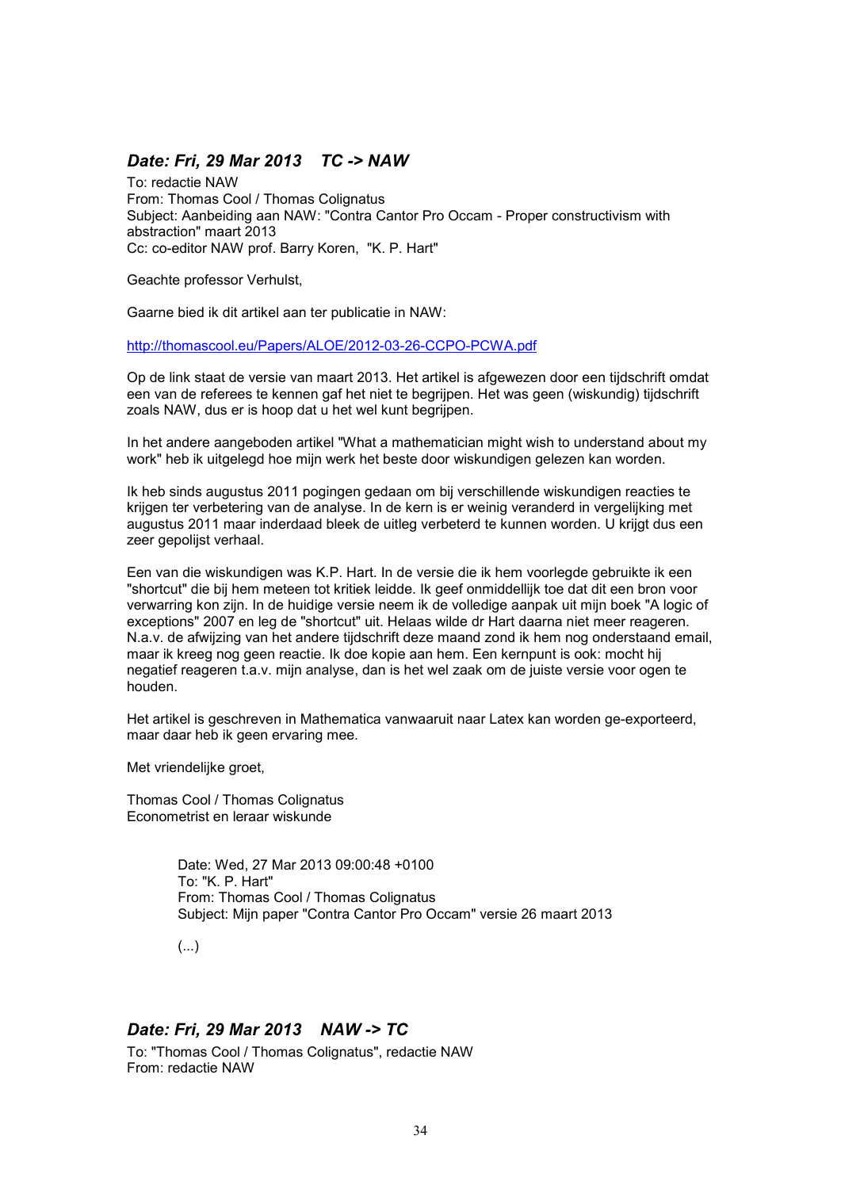### *Date: Fri, 29 Mar 2013    TC -> NAW*

To: redactie NAW
From: Thomas Cool / Thomas Colignatus
Subject: Aanbeiding aan NAW: "Contra Cantor Pro Occam - Proper constructivism with abstraction" maart 2013
Cc: co-editor NAW prof. Barry Koren, "K. P. Hart"

Geachte professor Verhulst,

Gaarne bied ik dit artikel aan ter publicatie in NAW:

http://thomascool.eu/Papers/ALOE/2012-03-26-CCPO-PCWA.pdf

Op de link staat de versie van maart 2013. Het artikel is afgewezen door een tijdschrift omdat een van de referees te kennen gaf het niet te begrijpen. Het was geen (wiskundig) tijdschrift zoals NAW, dus er is hoop dat u het wel kunt begrijpen.

In het andere aangeboden artikel "What a mathematician might wish to understand about my work" heb ik uitgelegd hoe mijn werk het beste door wiskundigen gelezen kan worden.

Ik heb sinds augustus 2011 pogingen gedaan om bij verschillende wiskundigen reacties te krijgen ter verbetering van de analyse. In de kern is er weinig veranderd in vergelijking met augustus 2011 maar inderdaad bleek de uitleg verbeterd te kunnen worden. U krijgt dus een zeer gepolijst verhaal.

Een van die wiskundigen was K.P. Hart. In de versie die ik hem voorlegde gebruikte ik een "shortcut" die bij hem meteen tot kritiek leidde. Ik geef onmiddellijk toe dat dit een bron voor verwarring kon zijn. In de huidige versie neem ik de volledige aanpak uit mijn boek "A logic of exceptions" 2007 en leg de "shortcut" uit. Helaas wilde dr Hart daarna niet meer reageren. N.a.v. de afwijzing van het andere tijdschrift deze maand zond ik hem nog onderstaand email, maar ik kreeg nog geen reactie. Ik doe kopie aan hem. Een kernpunt is ook: mocht hij negatief reageren t.a.v. mijn analyse, dan is het wel zaak om de juiste versie voor ogen te houden.

Het artikel is geschreven in Mathematica vanwaaruit naar Latex kan worden ge-exporteerd, maar daar heb ik geen ervaring mee.

Met vriendelijke groet,

Thomas Cool / Thomas Colignatus
Econometrist en leraar wiskunde

> Date: Wed, 27 Mar 2013 09:00:48 +0100
> To: "K. P. Hart"
> From: Thomas Cool / Thomas Colignatus
> Subject: Mijn paper "Contra Cantor Pro Occam" versie 26 maart 2013
>
> (...)

### *Date: Fri, 29 Mar 2013    NAW -> TC*

To: "Thomas Cool / Thomas Colignatus", redactie NAW
From: redactie NAW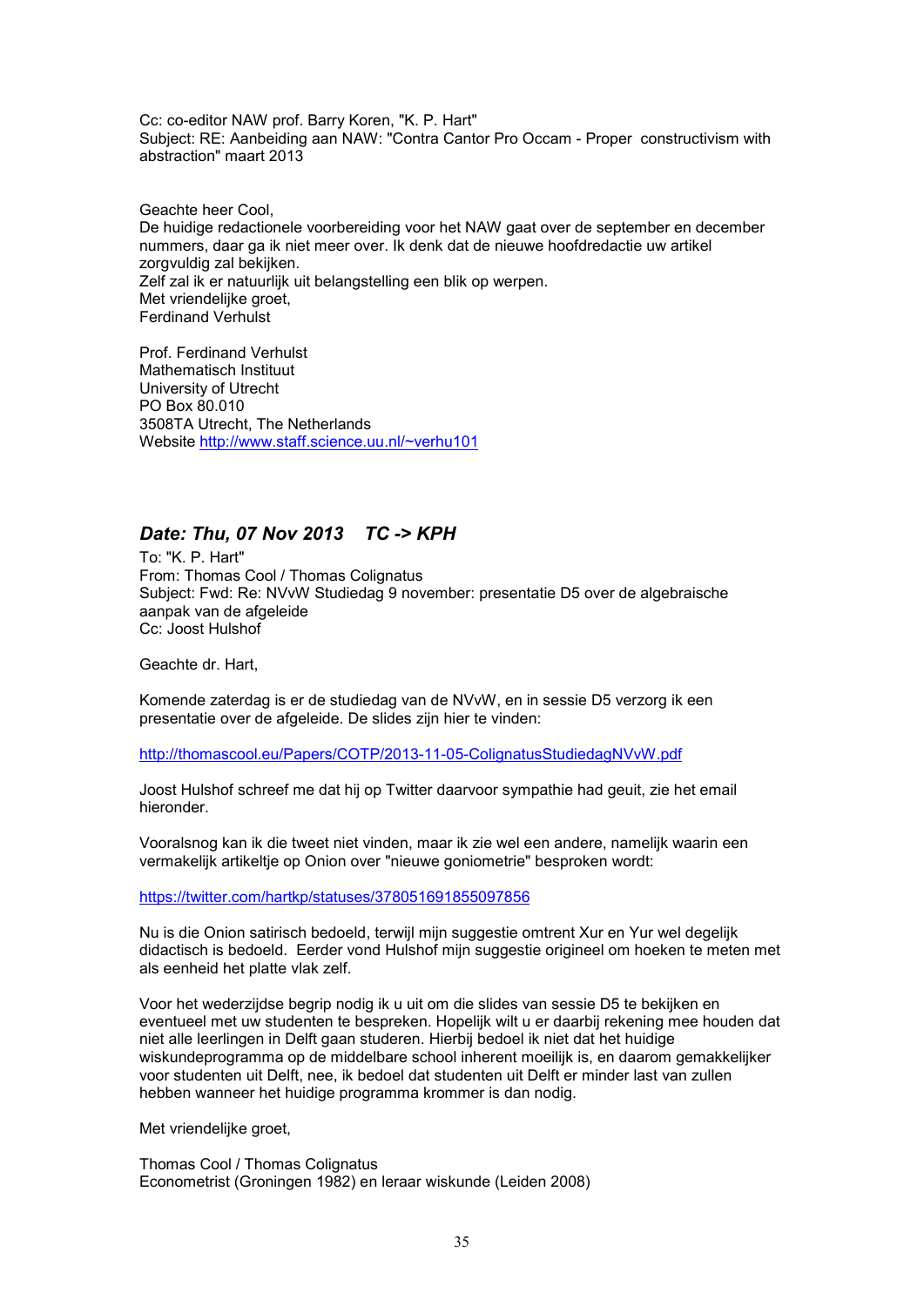Cc: co-editor NAW prof. Barry Koren, "K. P. Hart"
Subject: RE: Aanbeiding aan NAW: "Contra Cantor Pro Occam - Proper constructivism with abstraction" maart 2013

Geachte heer Cool,
De huidige redactionele voorbereiding voor het NAW gaat over de september en december nummers, daar ga ik niet meer over. Ik denk dat de nieuwe hoofdredactie uw artikel zorgvuldig zal bekijken.
Zelf zal ik er natuurlijk uit belangstelling een blik op werpen.
Met vriendelijke groet,
Ferdinand Verhulst

Prof. Ferdinand Verhulst
Mathematisch Instituut
University of Utrecht
PO Box 80.010
3508TA Utrecht, The Netherlands
Website http://www.staff.science.uu.nl/~verhu101

## *Date: Thu, 07 Nov 2013 TC -> KPH*

To: "K. P. Hart"
From: Thomas Cool / Thomas Colignatus
Subject: Fwd: Re: NVvW Studiedag 9 november: presentatie D5 over de algebraische aanpak van de afgeleide
Cc: Joost Hulshof

Geachte dr. Hart,

Komende zaterdag is er de studiedag van de NVvW, en in sessie D5 verzorg ik een presentatie over de afgeleide. De slides zijn hier te vinden:

http://thomascool.eu/Papers/COTP/2013-11-05-ColignatusStudiedagNVvW.pdf

Joost Hulshof schreef me dat hij op Twitter daarvoor sympathie had geuit, zie het email hieronder.

Vooralsnog kan ik die tweet niet vinden, maar ik zie wel een andere, namelijk waarin een vermakelijk artikeltje op Onion over "nieuwe goniometrie" besproken wordt:

https://twitter.com/hartkp/statuses/378051691855097856

Nu is die Onion satirisch bedoeld, terwijl mijn suggestie omtrent Xur en Yur wel degelijk didactisch is bedoeld. Eerder vond Hulshof mijn suggestie origineel om hoeken te meten met als eenheid het platte vlak zelf.

Voor het wederzijdse begrip nodig ik u uit om die slides van sessie D5 te bekijken en eventueel met uw studenten te bespreken. Hopelijk wilt u er daarbij rekening mee houden dat niet alle leerlingen in Delft gaan studeren. Hierbij bedoel ik niet dat het huidige wiskundeprogramma op de middelbare school inherent moeilijk is, en daarom gemakkelijker voor studenten uit Delft, nee, ik bedoel dat studenten uit Delft er minder last van zullen hebben wanneer het huidige programma krommer is dan nodig.

Met vriendelijke groet,

Thomas Cool / Thomas Colignatus
Econometrist (Groningen 1982) en leraar wiskunde (Leiden 2008)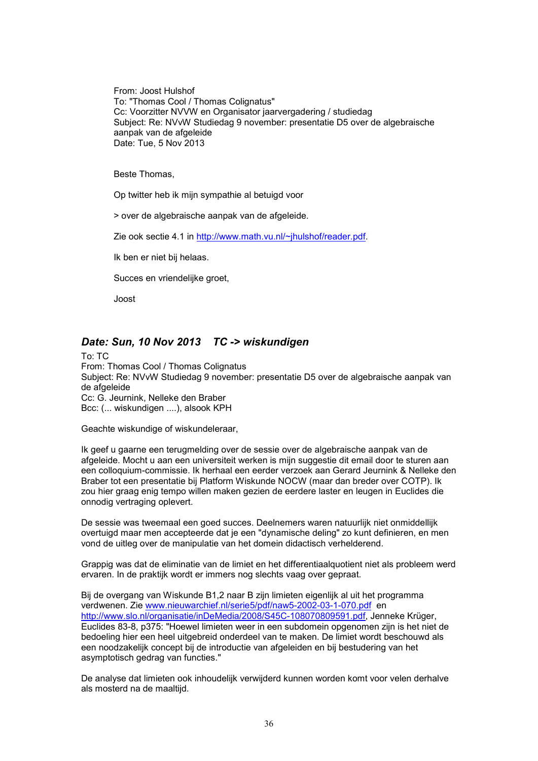From: Joost Hulshof
To: "Thomas Cool / Thomas Colignatus"
Cc: Voorzitter NVVW en Organisator jaarvergadering / studiedag
Subject: Re: NVvW Studiedag 9 november: presentatie D5 over de algebraische aanpak van de afgeleide
Date: Tue, 5 Nov 2013

Beste Thomas,

Op twitter heb ik mijn sympathie al betuigd voor

> over de algebraische aanpak van de afgeleide.

Zie ook sectie 4.1 in http://www.math.vu.nl/~jhulshof/reader.pdf.

Ik ben er niet bij helaas.

Succes en vriendelijke groet,

Joost

## *Date: Sun, 10 Nov 2013   TC -> wiskundigen*

To: TC
From: Thomas Cool / Thomas Colignatus
Subject: Re: NVvW Studiedag 9 november: presentatie D5 over de algebraische aanpak van de afgeleide
Cc: G. Jeurnink, Nelleke den Braber
Bcc: (... wiskundigen ....), alsook KPH

Geachte wiskundige of wiskundeleraar,

Ik geef u gaarne een terugmelding over de sessie over de algebraische aanpak van de afgeleide. Mocht u aan een universiteit werken is mijn suggestie dit email door te sturen aan een colloquium-commissie. Ik herhaal een eerder verzoek aan Gerard Jeurnink & Nelleke den Braber tot een presentatie bij Platform Wiskunde NOCW (maar dan breder over COTP). Ik zou hier graag enig tempo willen maken gezien de eerdere laster en leugen in Euclides die onnodig vertraging oplevert.

De sessie was tweemaal een goed succes. Deelnemers waren natuurlijk niet onmiddellijk overtuigd maar men accepteerde dat je een "dynamische deling" zo kunt definieren, en men vond de uitleg over de manipulatie van het domein didactisch verhelderend.

Grappig was dat de eliminatie van de limiet en het differentiaalquotient niet als probleem werd ervaren. In de praktijk wordt er immers nog slechts vaag over gepraat.

Bij de overgang van Wiskunde B1,2 naar B zijn limieten eigenlijk al uit het programma verdwenen. Zie www.nieuwarchief.nl/serie5/pdf/naw5-2002-03-1-070.pdf en http://www.slo.nl/organisatie/inDeMedia/2008/S45C-108070809591.pdf, Jenneke Krüger, Euclides 83-8, p375: "Hoewel limieten weer in een subdomein opgenomen zijn is het niet de bedoeling hier een heel uitgebreid onderdeel van te maken. De limiet wordt beschouwd als een noodzakelijk concept bij de introductie van afgeleiden en bij bestudering van het asymptotisch gedrag van functies."

De analyse dat limieten ook inhoudelijk verwijderd kunnen worden komt voor velen derhalve als mosterd na de maaltijd.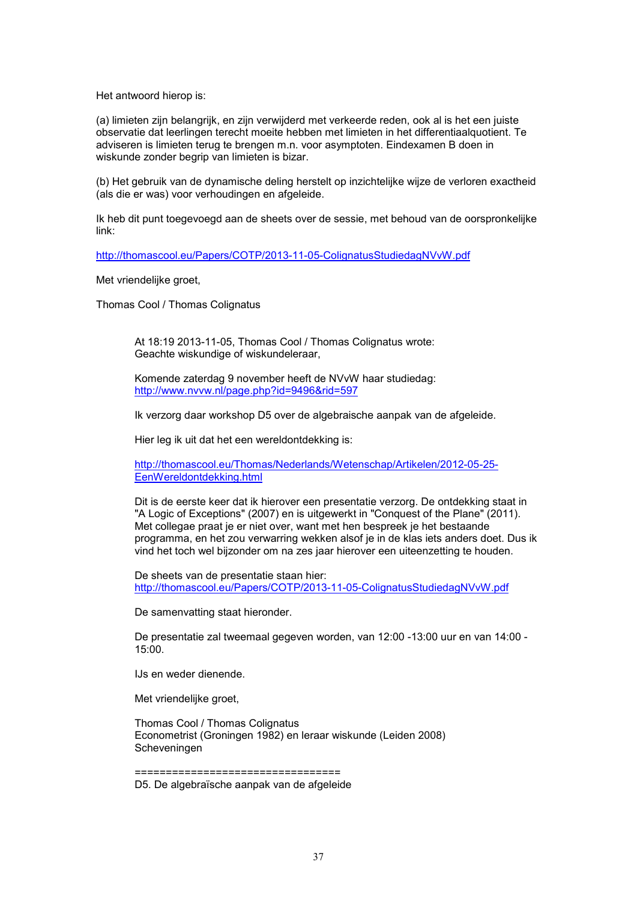Het antwoord hierop is:

(a) limieten zijn belangrijk, en zijn verwijderd met verkeerde reden, ook al is het een juiste observatie dat leerlingen terecht moeite hebben met limieten in het differentiaalquotient. Te adviseren is limieten terug te brengen m.n. voor asymptoten. Eindexamen B doen in wiskunde zonder begrip van limieten is bizar.

(b) Het gebruik van de dynamische deling herstelt op inzichtelijke wijze de verloren exactheid (als die er was) voor verhoudingen en afgeleide.

Ik heb dit punt toegevoegd aan de sheets over de sessie, met behoud van de oorspronkelijke link:

http://thomascool.eu/Papers/COTP/2013-11-05-ColignatusStudiedagNVvW.pdf

Met vriendelijke groet,

Thomas Cool / Thomas Colignatus

> At 18:19 2013-11-05, Thomas Cool / Thomas Colignatus wrote:
> Geachte wiskundige of wiskundeleraar,
>
> Komende zaterdag 9 november heeft de NVvW haar studiedag:
> http://www.nvvw.nl/page.php?id=9496&rid=597
>
> Ik verzorg daar workshop D5 over de algebraische aanpak van de afgeleide.
>
> Hier leg ik uit dat het een wereldontdekking is:
>
> http://thomascool.eu/Thomas/Nederlands/Wetenschap/Artikelen/2012-05-25-EenWereldontdekking.html
>
> Dit is de eerste keer dat ik hierover een presentatie verzorg. De ontdekking staat in "A Logic of Exceptions" (2007) en is uitgewerkt in "Conquest of the Plane" (2011). Met collegae praat je er niet over, want met hen bespreek je het bestaande programma, en het zou verwarring wekken alsof je in de klas iets anders doet. Dus ik vind het toch wel bijzonder om na zes jaar hierover een uiteenzetting te houden.
>
> De sheets van de presentatie staan hier:
> http://thomascool.eu/Papers/COTP/2013-11-05-ColignatusStudiedagNVvW.pdf
>
> De samenvatting staat hieronder.
>
> De presentatie zal tweemaal gegeven worden, van 12:00 -13:00 uur en van 14:00 - 15:00.
>
> IJs en weder dienende.
>
> Met vriendelijke groet,
>
> Thomas Cool / Thomas Colignatus
> Econometrist (Groningen 1982) en leraar wiskunde (Leiden 2008)
> Scheveningen
>
> ================================
> D5. De algebraïsche aanpak van de afgeleide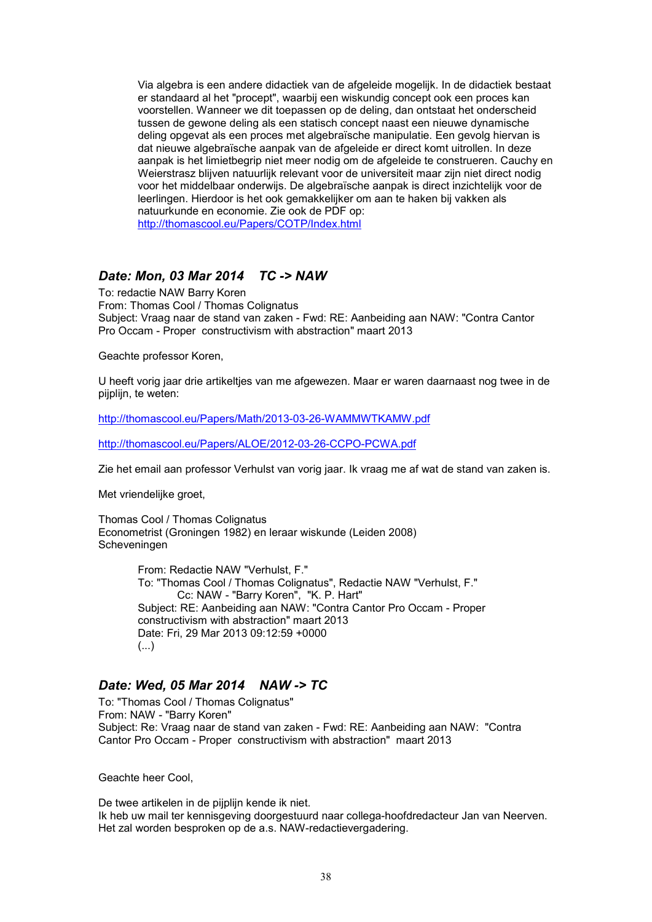> Via algebra is een andere didactiek van de afgeleide mogelijk. In de didactiek bestaat er standaard al het "procept", waarbij een wiskundig concept ook een proces kan voorstellen. Wanneer we dit toepassen op de deling, dan ontstaat het onderscheid tussen de gewone deling als een statisch concept naast een nieuwe dynamische deling opgevat als een proces met algebraïsche manipulatie. Een gevolg hiervan is dat nieuwe algebraïsche aanpak van de afgeleide er direct komt uitrollen. In deze aanpak is het limietbegrip niet meer nodig om de afgeleide te construeren. Cauchy en Weierstrasz blijven natuurlijk relevant voor de universiteit maar zijn niet direct nodig voor het middelbaar onderwijs. De algebraïsche aanpak is direct inzichtelijk voor de leerlingen. Hierdoor is het ook gemakkelijker om aan te haken bij vakken als natuurkunde en economie. Zie ook de PDF op:
> http://thomascool.eu/Papers/COTP/Index.html

### *Date: Mon, 03 Mar 2014 TC -> NAW*

To: redactie NAW Barry Koren
From: Thomas Cool / Thomas Colignatus
Subject: Vraag naar de stand van zaken - Fwd: RE: Aanbeiding aan NAW: "Contra Cantor Pro Occam - Proper constructivism with abstraction" maart 2013

Geachte professor Koren,

U heeft vorig jaar drie artikeltjes van me afgewezen. Maar er waren daarnaast nog twee in de pijplijn, te weten:

http://thomascool.eu/Papers/Math/2013-03-26-WAMMWTKAMW.pdf

http://thomascool.eu/Papers/ALOE/2012-03-26-CCPO-PCWA.pdf

Zie het email aan professor Verhulst van vorig jaar. Ik vraag me af wat de stand van zaken is.

Met vriendelijke groet,

Thomas Cool / Thomas Colignatus
Econometrist (Groningen 1982) en leraar wiskunde (Leiden 2008)
Scheveningen

> From: Redactie NAW "Verhulst, F."
> To: "Thomas Cool / Thomas Colignatus", Redactie NAW "Verhulst, F."
> Cc: NAW - "Barry Koren", "K. P. Hart"
> Subject: RE: Aanbeiding aan NAW: "Contra Cantor Pro Occam - Proper constructivism with abstraction" maart 2013
> Date: Fri, 29 Mar 2013 09:12:59 +0000
> (...)

### *Date: Wed, 05 Mar 2014 NAW -> TC*

To: "Thomas Cool / Thomas Colignatus"
From: NAW - "Barry Koren"
Subject: Re: Vraag naar de stand van zaken - Fwd: RE: Aanbeiding aan NAW: "Contra Cantor Pro Occam - Proper constructivism with abstraction" maart 2013

Geachte heer Cool,

De twee artikelen in de pijplijn kende ik niet.
Ik heb uw mail ter kennisgeving doorgestuurd naar collega-hoofdredacteur Jan van Neerven.
Het zal worden besproken op de a.s. NAW-redactievergadering.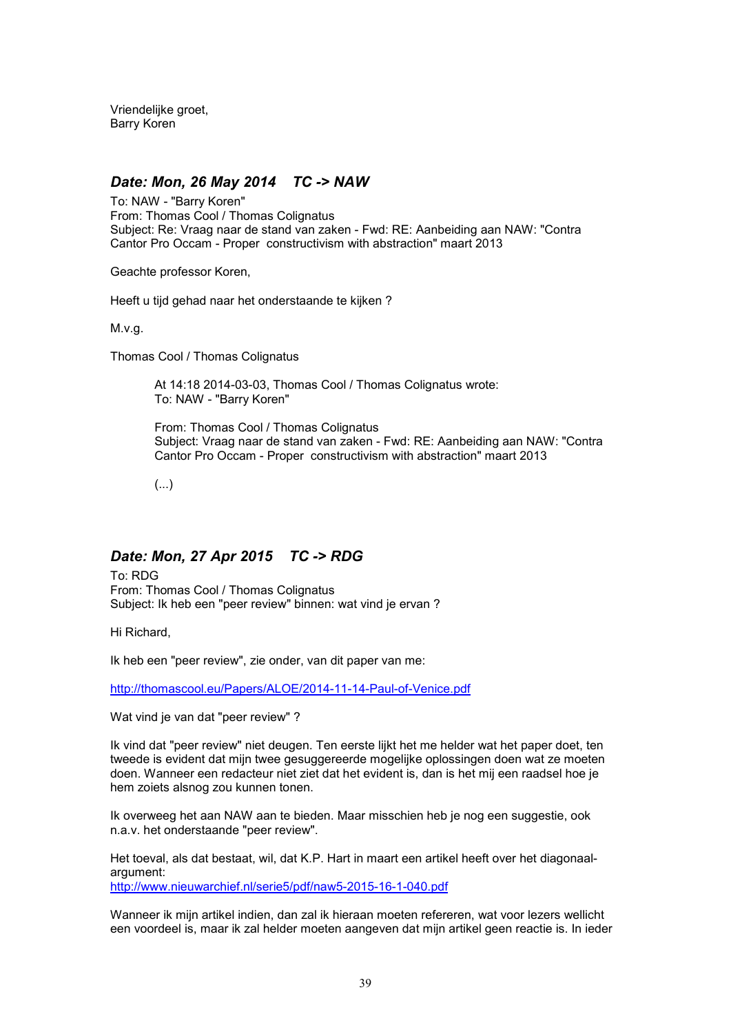Vriendelijke groet,
Barry Koren

## *Date: Mon, 26 May 2014 TC -> NAW*

To: NAW - "Barry Koren"
From: Thomas Cool / Thomas Colignatus
Subject: Re: Vraag naar de stand van zaken - Fwd: RE: Aanbeiding aan NAW: "Contra Cantor Pro Occam - Proper constructivism with abstraction" maart 2013

Geachte professor Koren,

Heeft u tijd gehad naar het onderstaande te kijken ?

M.v.g.

Thomas Cool / Thomas Colignatus

> At 14:18 2014-03-03, Thomas Cool / Thomas Colignatus wrote:
> To: NAW - "Barry Koren"
>
> From: Thomas Cool / Thomas Colignatus
> Subject: Vraag naar de stand van zaken - Fwd: RE: Aanbeiding aan NAW: "Contra Cantor Pro Occam - Proper constructivism with abstraction" maart 2013
>
> (...)

## *Date: Mon, 27 Apr 2015 TC -> RDG*

To: RDG
From: Thomas Cool / Thomas Colignatus
Subject: Ik heb een "peer review" binnen: wat vind je ervan ?

Hi Richard,

Ik heb een "peer review", zie onder, van dit paper van me:

http://thomascool.eu/Papers/ALOE/2014-11-14-Paul-of-Venice.pdf

Wat vind je van dat "peer review" ?

Ik vind dat "peer review" niet deugen. Ten eerste lijkt het me helder wat het paper doet, ten tweede is evident dat mijn twee gesuggereerde mogelijke oplossingen doen wat ze moeten doen. Wanneer een redacteur niet ziet dat het evident is, dan is het mij een raadsel hoe je hem zoiets alsnog zou kunnen tonen.

Ik overweeg het aan NAW aan te bieden. Maar misschien heb je nog een suggestie, ook n.a.v. het onderstaande "peer review".

Het toeval, als dat bestaat, wil, dat K.P. Hart in maart een artikel heeft over het diagonaal-argument:
http://www.nieuwarchief.nl/serie5/pdf/naw5-2015-16-1-040.pdf

Wanneer ik mijn artikel indien, dan zal ik hieraan moeten refereren, wat voor lezers wellicht een voordeel is, maar ik zal helder moeten aangeven dat mijn artikel geen reactie is. In ieder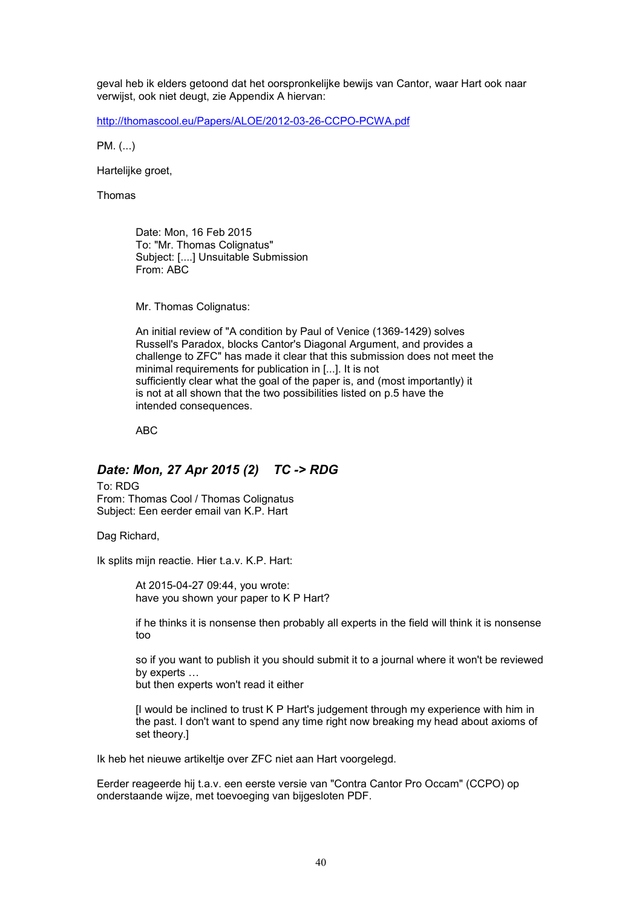geval heb ik elders getoond dat het oorspronkelijke bewijs van Cantor, waar Hart ook naar verwijst, ook niet deugt, zie Appendix A hiervan:

http://thomascool.eu/Papers/ALOE/2012-03-26-CCPO-PCWA.pdf

PM. (...)

Hartelijke groet,

Thomas

> Date: Mon, 16 Feb 2015
> To: "Mr. Thomas Colignatus"
> Subject: [....] Unsuitable Submission
> From: ABC
>
> Mr. Thomas Colignatus:
>
> An initial review of "A condition by Paul of Venice (1369-1429) solves Russell's Paradox, blocks Cantor's Diagonal Argument, and provides a challenge to ZFC" has made it clear that this submission does not meet the minimal requirements for publication in [...]. It is not sufficiently clear what the goal of the paper is, and (most importantly) it is not at all shown that the two possibilities listed on p.5 have the intended consequences.
>
> ABC

## *Date: Mon, 27 Apr 2015 (2) TC -> RDG*

To: RDG
From: Thomas Cool / Thomas Colignatus
Subject: Een eerder email van K.P. Hart

Dag Richard,

Ik splits mijn reactie. Hier t.a.v. K.P. Hart:

> At 2015-04-27 09:44, you wrote:
> have you shown your paper to K P Hart?
>
> if he thinks it is nonsense then probably all experts in the field will think it is nonsense too
>
> so if you want to publish it you should submit it to a journal where it won't be reviewed by experts …
> but then experts won't read it either
>
> [I would be inclined to trust K P Hart's judgement through my experience with him in the past. I don't want to spend any time right now breaking my head about axioms of set theory.]

Ik heb het nieuwe artikeltje over ZFC niet aan Hart voorgelegd.

Eerder reageerde hij t.a.v. een eerste versie van "Contra Cantor Pro Occam" (CCPO) op onderstaande wijze, met toevoeging van bijgesloten PDF.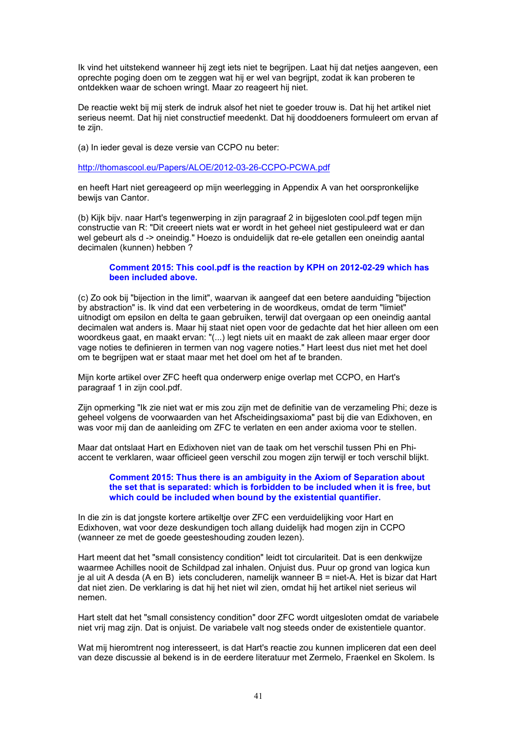Ik vind het uitstekend wanneer hij zegt iets niet te begrijpen. Laat hij dat netjes aangeven, een oprechte poging doen om te zeggen wat hij er wel van begrijpt, zodat ik kan proberen te ontdekken waar de schoen wringt. Maar zo reageert hij niet.

De reactie wekt bij mij sterk de indruk alsof het niet te goeder trouw is. Dat hij het artikel niet serieus neemt. Dat hij niet constructief meedenkt. Dat hij dooddoeners formuleert om ervan af te zijn.

(a) In ieder geval is deze versie van CCPO nu beter:

http://thomascool.eu/Papers/ALOE/2012-03-26-CCPO-PCWA.pdf

en heeft Hart niet gereageerd op mijn weerlegging in Appendix A van het oorspronkelijke bewijs van Cantor.

(b) Kijk bijv. naar Hart's tegenwerping in zijn paragraaf 2 in bijgesloten cool.pdf tegen mijn constructie van R: "Dit creeert niets wat er wordt in het geheel niet gestipuleerd wat er dan wel gebeurt als d -> oneindig." Hoezo is onduidelijk dat re-ele getallen een oneindig aantal decimalen (kunnen) hebben ?

> **Comment 2015: This cool.pdf is the reaction by KPH on 2012-02-29 which has been included above.**

(c) Zo ook bij "bijection in the limit", waarvan ik aangeef dat een betere aanduiding "bijection by abstraction" is. Ik vind dat een verbetering in de woordkeus, omdat de term "limiet" uitnodigt om epsilon en delta te gaan gebruiken, terwijl dat overgaan op een oneindig aantal decimalen wat anders is. Maar hij staat niet open voor de gedachte dat het hier alleen om een woordkeus gaat, en maakt ervan: "(...) legt niets uit en maakt de zak alleen maar erger door vage noties te definieren in termen van nog vagere noties." Hart leest dus niet met het doel om te begrijpen wat er staat maar met het doel om het af te branden.

Mijn korte artikel over ZFC heeft qua onderwerp enige overlap met CCPO, en Hart's paragraaf 1 in zijn cool.pdf.

Zijn opmerking "Ik zie niet wat er mis zou zijn met de definitie van de verzameling Phi; deze is geheel volgens de voorwaarden van het Afscheidingsaxioma" past bij die van Edixhoven, en was voor mij dan de aanleiding om ZFC te verlaten en een ander axioma voor te stellen.

Maar dat ontslaat Hart en Edixhoven niet van de taak om het verschil tussen Phi en Phi-accent te verklaren, waar officieel geen verschil zou mogen zijn terwijl er toch verschil blijkt.

> **Comment 2015: Thus there is an ambiguity in the Axiom of Separation about the set that is separated: which is forbidden to be included when it is free, but which could be included when bound by the existential quantifier.**

In die zin is dat jongste kortere artikeltje over ZFC een verduidelijking voor Hart en Edixhoven, wat voor deze deskundigen toch allang duidelijk had mogen zijn in CCPO (wanneer ze met de goede geesteshouding zouden lezen).

Hart meent dat het "small consistency condition" leidt tot circulariteit. Dat is een denkwijze waarmee Achilles nooit de Schildpad zal inhalen. Onjuist dus. Puur op grond van logica kun je al uit A desda (A en B) iets concluderen, namelijk wanneer B = niet-A. Het is bizar dat Hart dat niet zien. De verklaring is dat hij het niet wil zien, omdat hij het artikel niet serieus wil nemen.

Hart stelt dat het "small consistency condition" door ZFC wordt uitgesloten omdat de variabele niet vrij mag zijn. Dat is onjuist. De variabele valt nog steeds onder de existentiele quantor.

Wat mij hieromtrent nog interesseert, is dat Hart's reactie zou kunnen impliceren dat een deel van deze discussie al bekend is in de eerdere literatuur met Zermelo, Fraenkel en Skolem. Is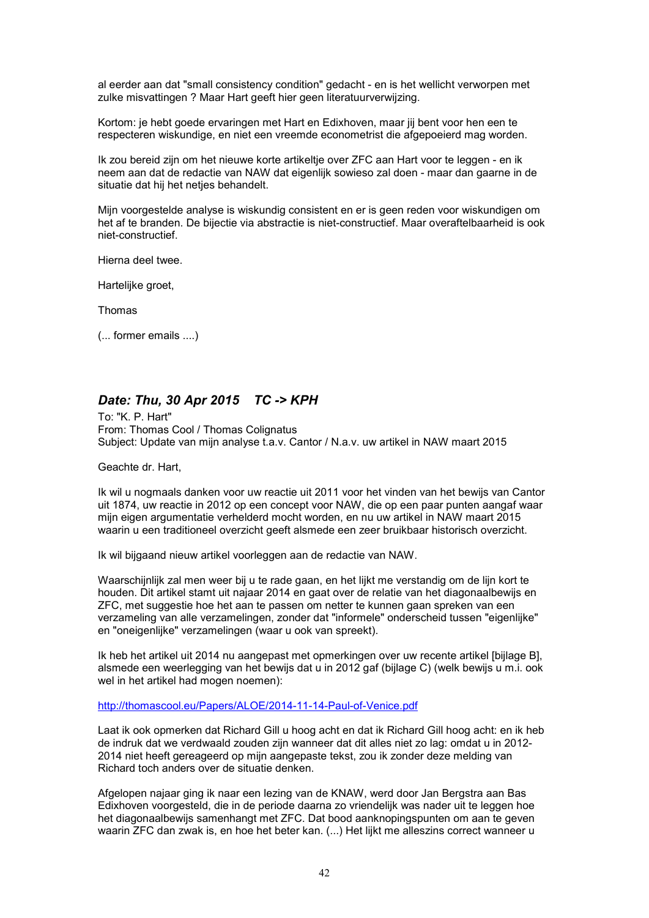al eerder aan dat "small consistency condition" gedacht - en is het wellicht verworpen met zulke misvattingen ? Maar Hart geeft hier geen literatuurverwijzing.

Kortom: je hebt goede ervaringen met Hart en Edixhoven, maar jij bent voor hen een te respecteren wiskundige, en niet een vreemde econometrist die afgepoeierd mag worden.

Ik zou bereid zijn om het nieuwe korte artikeltje over ZFC aan Hart voor te leggen - en ik neem aan dat de redactie van NAW dat eigenlijk sowieso zal doen - maar dan gaarne in de situatie dat hij het netjes behandelt.

Mijn voorgestelde analyse is wiskundig consistent en er is geen reden voor wiskundigen om het af te branden. De bijectie via abstractie is niet-constructief. Maar overaftelbaarheid is ook niet-constructief.

Hierna deel twee.

Hartelijke groet,

Thomas

(... former emails ....)

## *Date: Thu, 30 Apr 2015 TC -> KPH*

To: "K. P. Hart"
From: Thomas Cool / Thomas Colignatus
Subject: Update van mijn analyse t.a.v. Cantor / N.a.v. uw artikel in NAW maart 2015

Geachte dr. Hart,

Ik wil u nogmaals danken voor uw reactie uit 2011 voor het vinden van het bewijs van Cantor uit 1874, uw reactie in 2012 op een concept voor NAW, die op een paar punten aangaf waar mijn eigen argumentatie verhelderd mocht worden, en nu uw artikel in NAW maart 2015 waarin u een traditioneel overzicht geeft alsmede een zeer bruikbaar historisch overzicht.

Ik wil bijgaand nieuw artikel voorleggen aan de redactie van NAW.

Waarschijnlijk zal men weer bij u te rade gaan, en het lijkt me verstandig om de lijn kort te houden. Dit artikel stamt uit najaar 2014 en gaat over de relatie van het diagonaalbewijs en ZFC, met suggestie hoe het aan te passen om netter te kunnen gaan spreken van een verzameling van alle verzamelingen, zonder dat "informele" onderscheid tussen "eigenlijke" en "oneigenlijke" verzamelingen (waar u ook van spreekt).

Ik heb het artikel uit 2014 nu aangepast met opmerkingen over uw recente artikel [bijlage B], alsmede een weerlegging van het bewijs dat u in 2012 gaf (bijlage C) (welk bewijs u m.i. ook wel in het artikel had mogen noemen):

http://thomascool.eu/Papers/ALOE/2014-11-14-Paul-of-Venice.pdf

Laat ik ook opmerken dat Richard Gill u hoog acht en dat ik Richard Gill hoog acht: en ik heb de indruk dat we verdwaald zouden zijn wanneer dat dit alles niet zo lag: omdat u in 2012-2014 niet heeft gereageerd op mijn aangepaste tekst, zou ik zonder deze melding van Richard toch anders over de situatie denken.

Afgelopen najaar ging ik naar een lezing van de KNAW, werd door Jan Bergstra aan Bas Edixhoven voorgesteld, die in de periode daarna zo vriendelijk was nader uit te leggen hoe het diagonaalbewijs samenhangt met ZFC. Dat bood aanknopingspunten om aan te geven waarin ZFC dan zwak is, en hoe het beter kan. (...) Het lijkt me alleszins correct wanneer u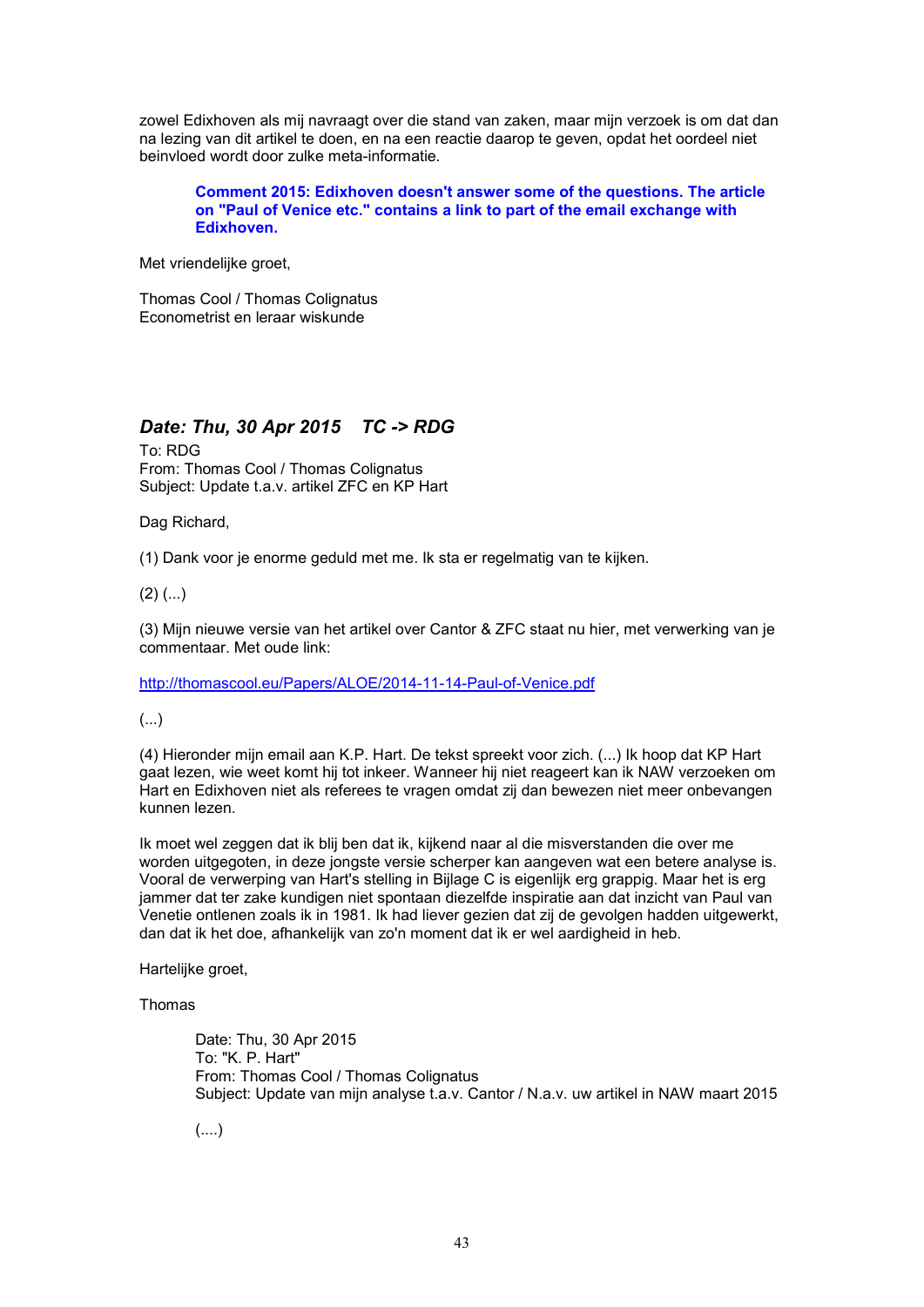zowel Edixhoven als mij navraagt over die stand van zaken, maar mijn verzoek is om dat dan na lezing van dit artikel te doen, en na een reactie daarop te geven, opdat het oordeel niet beinvloed wordt door zulke meta-informatie.

> **Comment 2015: Edixhoven doesn't answer some of the questions. The article on "Paul of Venice etc." contains a link to part of the email exchange with Edixhoven.**

Met vriendelijke groet,

Thomas Cool / Thomas Colignatus
Econometrist en leraar wiskunde

## *Date: Thu, 30 Apr 2015 TC -> RDG*

To: RDG
From: Thomas Cool / Thomas Colignatus
Subject: Update t.a.v. artikel ZFC en KP Hart

Dag Richard,

(1) Dank voor je enorme geduld met me. Ik sta er regelmatig van te kijken.

(2) (...)

(3) Mijn nieuwe versie van het artikel over Cantor & ZFC staat nu hier, met verwerking van je commentaar. Met oude link:

http://thomascool.eu/Papers/ALOE/2014-11-14-Paul-of-Venice.pdf

(...)

(4) Hieronder mijn email aan K.P. Hart. De tekst spreekt voor zich. (...) Ik hoop dat KP Hart gaat lezen, wie weet komt hij tot inkeer. Wanneer hij niet reageert kan ik NAW verzoeken om Hart en Edixhoven niet als referees te vragen omdat zij dan bewezen niet meer onbevangen kunnen lezen.

Ik moet wel zeggen dat ik blij ben dat ik, kijkend naar al die misverstanden die over me worden uitgegoten, in deze jongste versie scherper kan aangeven wat een betere analyse is. Vooral de verwerping van Hart's stelling in Bijlage C is eigenlijk erg grappig. Maar het is erg jammer dat ter zake kundigen niet spontaan diezelfde inspiratie aan dat inzicht van Paul van Venetie ontlenen zoals ik in 1981. Ik had liever gezien dat zij de gevolgen hadden uitgewerkt, dan dat ik het doe, afhankelijk van zo'n moment dat ik er wel aardigheid in heb.

Hartelijke groet,

Thomas

> Date: Thu, 30 Apr 2015
> To: "K. P. Hart"
> From: Thomas Cool / Thomas Colignatus
> Subject: Update van mijn analyse t.a.v. Cantor / N.a.v. uw artikel in NAW maart 2015
>
> (....)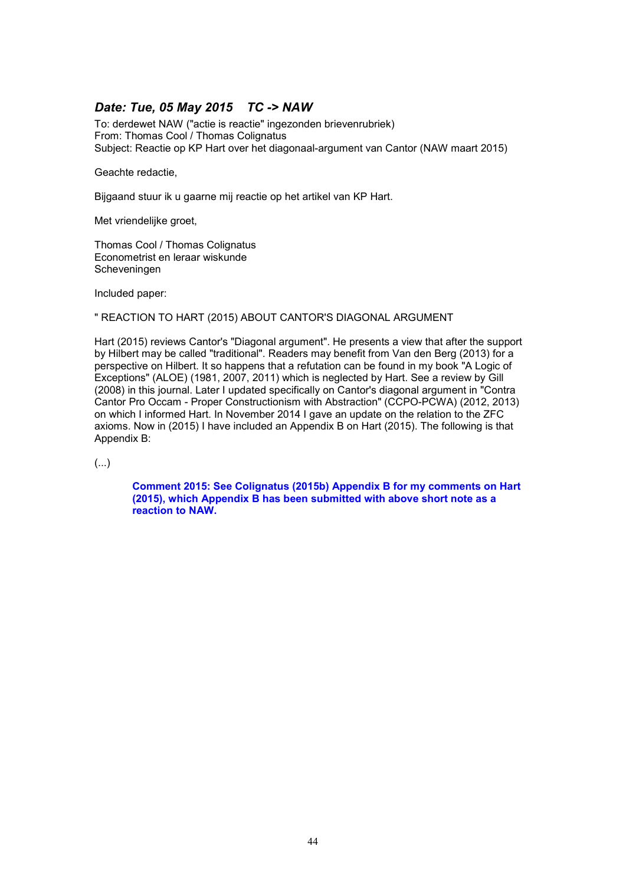### *Date: Tue, 05 May 2015    TC -> NAW*

To: derdewet NAW ("actie is reactie" ingezonden brievenrubriek)
From: Thomas Cool / Thomas Colignatus
Subject: Reactie op KP Hart over het diagonaal-argument van Cantor (NAW maart 2015)

Geachte redactie,

Bijgaand stuur ik u gaarne mij reactie op het artikel van KP Hart.

Met vriendelijke groet,

Thomas Cool / Thomas Colignatus
Econometrist en leraar wiskunde
Scheveningen

Included paper:

" REACTION TO HART (2015) ABOUT CANTOR'S DIAGONAL ARGUMENT

Hart (2015) reviews Cantor's "Diagonal argument". He presents a view that after the support by Hilbert may be called "traditional". Readers may benefit from Van den Berg (2013) for a perspective on Hilbert. It so happens that a refutation can be found in my book "A Logic of Exceptions" (ALOE) (1981, 2007, 2011) which is neglected by Hart. See a review by Gill (2008) in this journal. Later I updated specifically on Cantor's diagonal argument in "Contra Cantor Pro Occam - Proper Constructionism with Abstraction" (CCPO-PCWA) (2012, 2013) on which I informed Hart. In November 2014 I gave an update on the relation to the ZFC axioms. Now in (2015) I have included an Appendix B on Hart (2015). The following is that Appendix B:

(...)

> **Comment 2015: See Colignatus (2015b) Appendix B for my comments on Hart (2015), which Appendix B has been submitted with above short note as a reaction to NAW.**